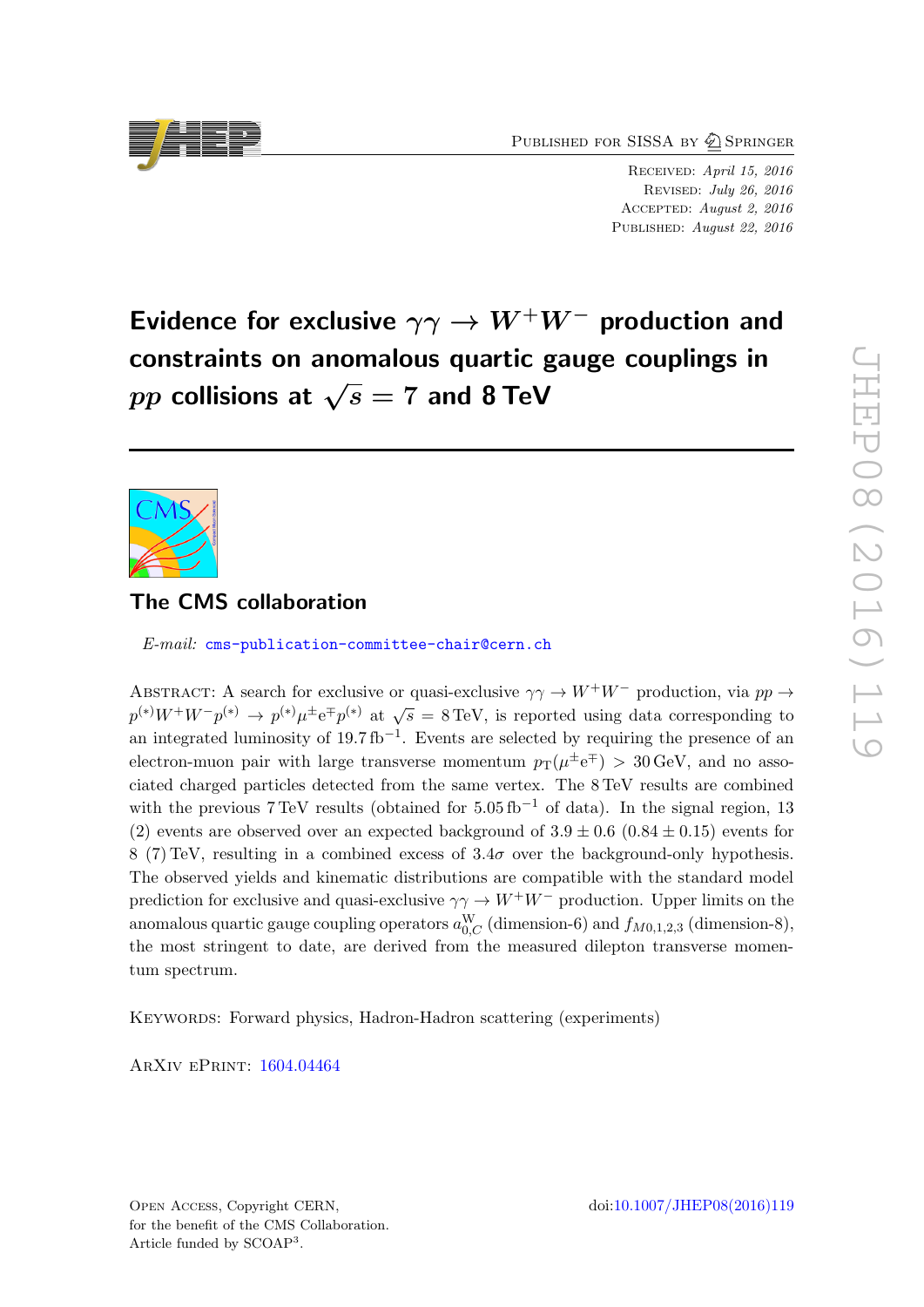Published for SISSA by Springer

Received: *April 15, 2016*
Revised: *July 26, 2016*
Accepted: *August 2, 2016*
Published: *August 22, 2016*

# Evidence for exclusive $\gamma\gamma \to W^+W^-$ production and constraints on anomalous quartic gauge couplings in $pp$ collisions at $\sqrt{s} = 7$ and 8 TeV

## The CMS collaboration

*E-mail:* cms-publication-committee-chair@cern.ch

Abstract: A search for exclusive or quasi-exclusive $\gamma\gamma \to W^+W^-$ production, via $pp \to p^{(*)}W^+W^-p^{(*)} \to p^{(*)}\mu^\pm e^\mp p^{(*)}$ at $\sqrt{s} = 8\,\text{TeV}$, is reported using data corresponding to an integrated luminosity of $19.7\,\text{fb}^{-1}$. Events are selected by requiring the presence of an electron-muon pair with large transverse momentum $p_\text{T}(\mu^\pm e^\mp) > 30\,\text{GeV}$, and no associated charged particles detected from the same vertex. The 8 TeV results are combined with the previous 7 TeV results (obtained for $5.05\,\text{fb}^{-1}$ of data). In the signal region, 13 (2) events are observed over an expected background of $3.9 \pm 0.6$ ($0.84 \pm 0.15$) events for 8 (7) TeV, resulting in a combined excess of $3.4\sigma$ over the background-only hypothesis. The observed yields and kinematic distributions are compatible with the standard model prediction for exclusive and quasi-exclusive $\gamma\gamma \to W^+W^-$ production. Upper limits on the anomalous quartic gauge coupling operators $a^\text{W}_{0,C}$ (dimension-6) and $f_{M0,1,2,3}$ (dimension-8), the most stringent to date, are derived from the measured dilepton transverse momentum spectrum.

Keywords: Forward physics, Hadron-Hadron scattering (experiments)

ArXiv ePrint: 1604.04464

Open Access, Copyright CERN,
for the benefit of the CMS Collaboration.
Article funded by SCOAP[3].

doi:10.1007/JHEP08(2016)119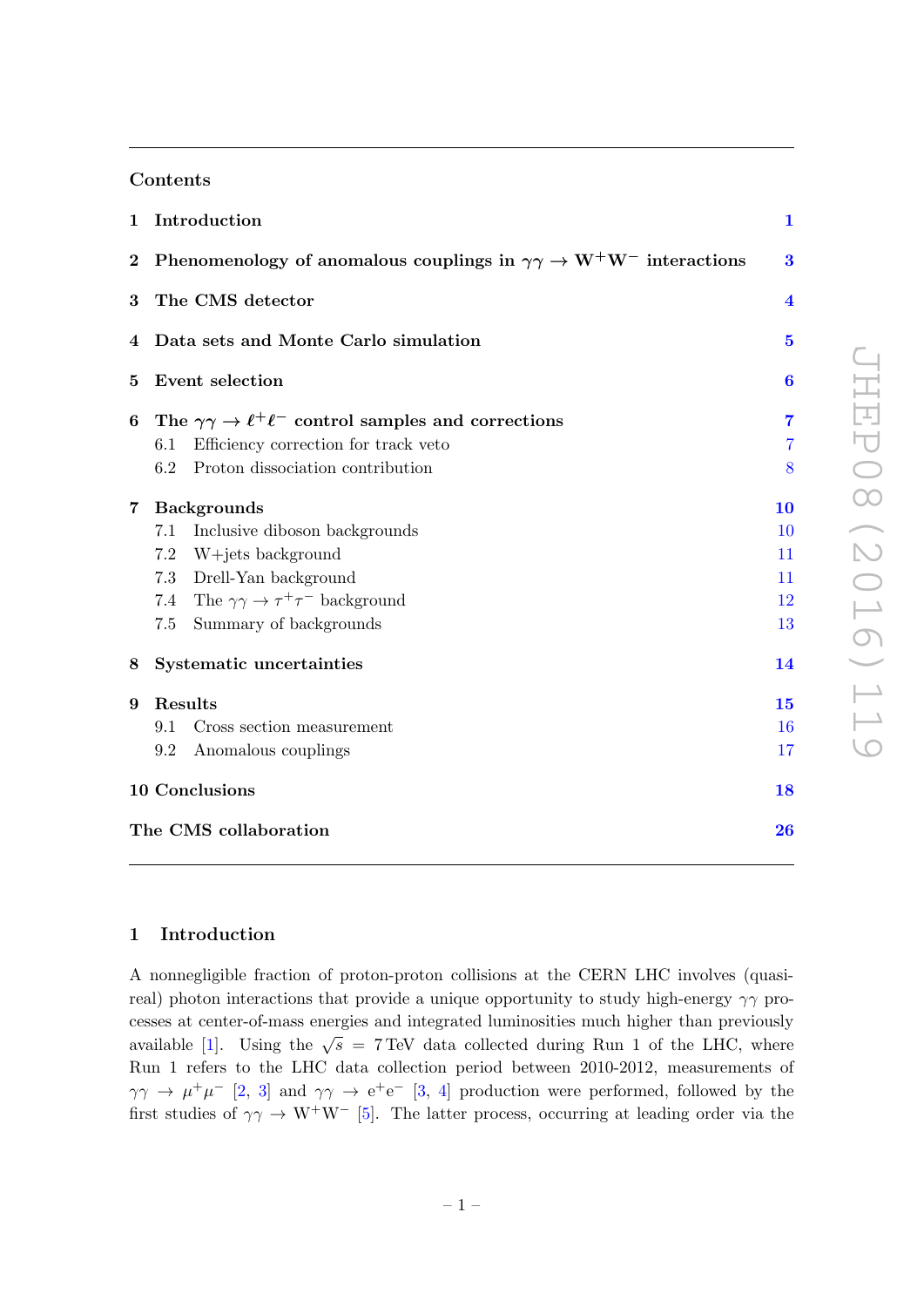## Contents

| | | |
|---|---|---|
| **1** | **Introduction** | **1** |
| **2** | **Phenomenology of anomalous couplings in $\gamma\gamma \to W^+W^-$ interactions** | **3** |
| **3** | **The CMS detector** | **4** |
| **4** | **Data sets and Monte Carlo simulation** | **5** |
| **5** | **Event selection** | **6** |
| **6** | **The $\gamma\gamma \to \ell^+\ell^-$ control samples and corrections** | **7** |
| 6.1 | Efficiency correction for track veto | 7 |
| 6.2 | Proton dissociation contribution | 8 |
| **7** | **Backgrounds** | **10** |
| 7.1 | Inclusive diboson backgrounds | 10 |
| 7.2 | W+jets background | 11 |
| 7.3 | Drell-Yan background | 11 |
| 7.4 | The $\gamma\gamma \to \tau^+\tau^-$ background | 12 |
| 7.5 | Summary of backgrounds | 13 |
| **8** | **Systematic uncertainties** | **14** |
| **9** | **Results** | **15** |
| 9.1 | Cross section measurement | 16 |
| 9.2 | Anomalous couplings | 17 |
| **10** | **Conclusions** | **18** |
| | **The CMS collaboration** | **26** |

## 1 Introduction

A nonnegligible fraction of proton-proton collisions at the CERN LHC involves (quasi-real) photon interactions that provide a unique opportunity to study high-energy $\gamma\gamma$ processes at center-of-mass energies and integrated luminosities much higher than previously available [1]. Using the $\sqrt{s} = 7\,\text{TeV}$ data collected during Run 1 of the LHC, where Run 1 refers to the LHC data collection period between 2010-2012, measurements of $\gamma\gamma \to \mu^+\mu^-$ [2, 3] and $\gamma\gamma \to e^+e^-$ [3, 4] production were performed, followed by the first studies of $\gamma\gamma \to W^+W^-$ [5]. The latter process, occurring at leading order via the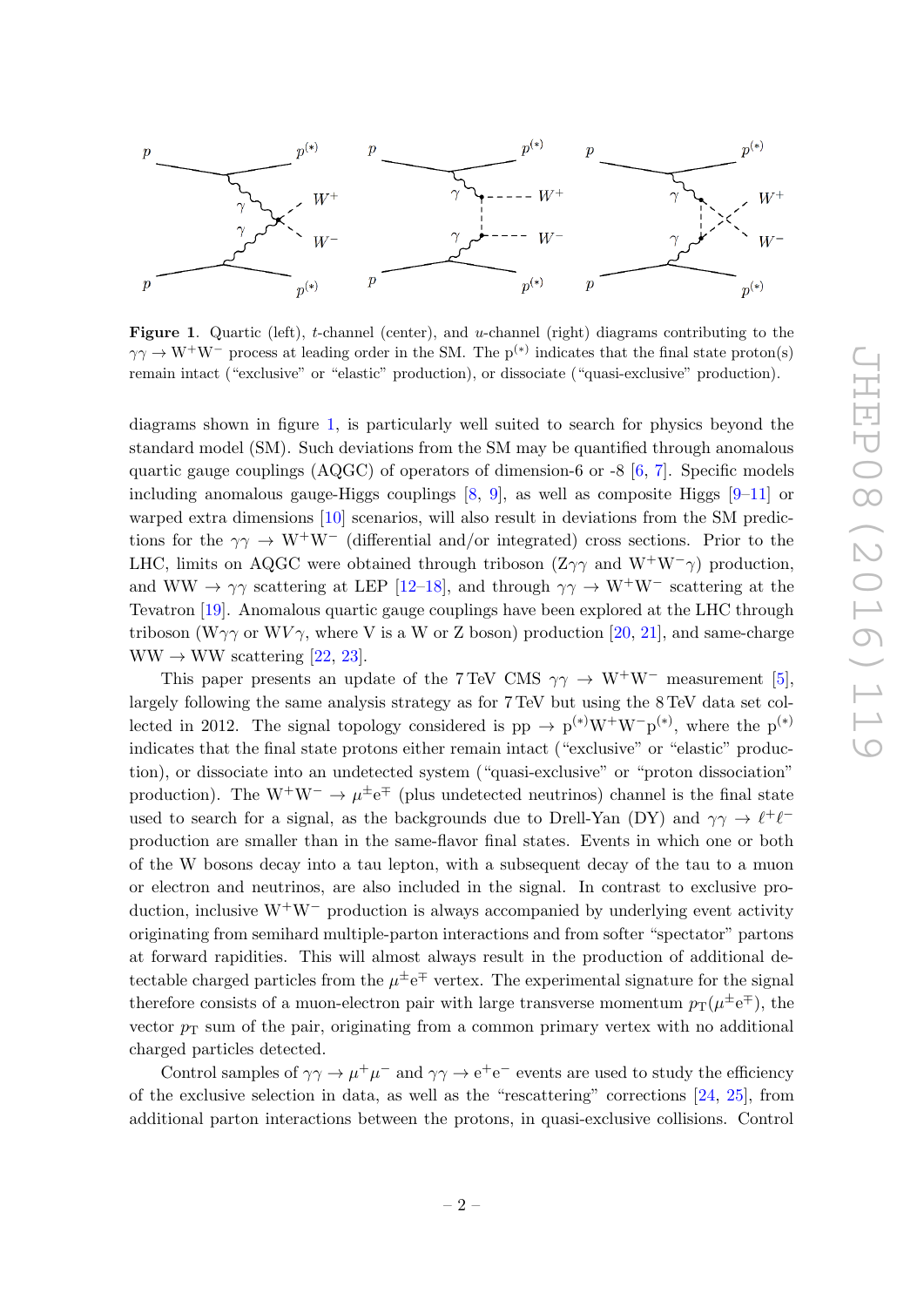**Figure 1**. Quartic (left), $t$-channel (center), and $u$-channel (right) diagrams contributing to the $\gamma\gamma \to W^+W^-$ process at leading order in the SM. The $p^{(*)}$ indicates that the final state proton(s) remain intact ("exclusive" or "elastic" production), or dissociate ("quasi-exclusive" production).

diagrams shown in figure 1, is particularly well suited to search for physics beyond the standard model (SM). Such deviations from the SM may be quantified through anomalous quartic gauge couplings (AQGC) of operators of dimension-6 or -8 [6, 7]. Specific models including anomalous gauge-Higgs couplings [8, 9], as well as composite Higgs [9–11] or warped extra dimensions [10] scenarios, will also result in deviations from the SM predictions for the $\gamma\gamma \to W^+W^-$ (differential and/or integrated) cross sections. Prior to the LHC, limits on AQGC were obtained through triboson ($Z\gamma\gamma$ and $W^+W^-\gamma$) production, and $WW \to \gamma\gamma$ scattering at LEP [12–18], and through $\gamma\gamma \to W^+W^-$ scattering at the Tevatron [19]. Anomalous quartic gauge couplings have been explored at the LHC through triboson ($W\gamma\gamma$ or $WV\gamma$, where V is a W or Z boson) production [20, 21], and same-charge $WW \to WW$ scattering [22, 23].

This paper presents an update of the 7 TeV CMS $\gamma\gamma \to W^+W^-$ measurement [5], largely following the same analysis strategy as for 7 TeV but using the 8 TeV data set collected in 2012. The signal topology considered is $pp \to p^{(*)}W^+W^-p^{(*)}$, where the $p^{(*)}$ indicates that the final state protons either remain intact ("exclusive" or "elastic" production), or dissociate into an undetected system ("quasi-exclusive" or "proton dissociation" production). The $W^+W^- \to \mu^\pm e^\mp$ (plus undetected neutrinos) channel is the final state used to search for a signal, as the backgrounds due to Drell-Yan (DY) and $\gamma\gamma \to \ell^+\ell^-$ production are smaller than in the same-flavor final states. Events in which one or both of the W bosons decay into a tau lepton, with a subsequent decay of the tau to a muon or electron and neutrinos, are also included in the signal. In contrast to exclusive production, inclusive $W^+W^-$ production is always accompanied by underlying event activity originating from semihard multiple-parton interactions and from softer "spectator" partons at forward rapidities. This will almost always result in the production of additional detectable charged particles from the $\mu^\pm e^\mp$ vertex. The experimental signature for the signal therefore consists of a muon-electron pair with large transverse momentum $p_T(\mu^\pm e^\mp)$, the vector $p_T$ sum of the pair, originating from a common primary vertex with no additional charged particles detected.

Control samples of $\gamma\gamma \to \mu^+\mu^-$ and $\gamma\gamma \to e^+e^-$ events are used to study the efficiency of the exclusive selection in data, as well as the "rescattering" corrections [24, 25], from additional parton interactions between the protons, in quasi-exclusive collisions. Control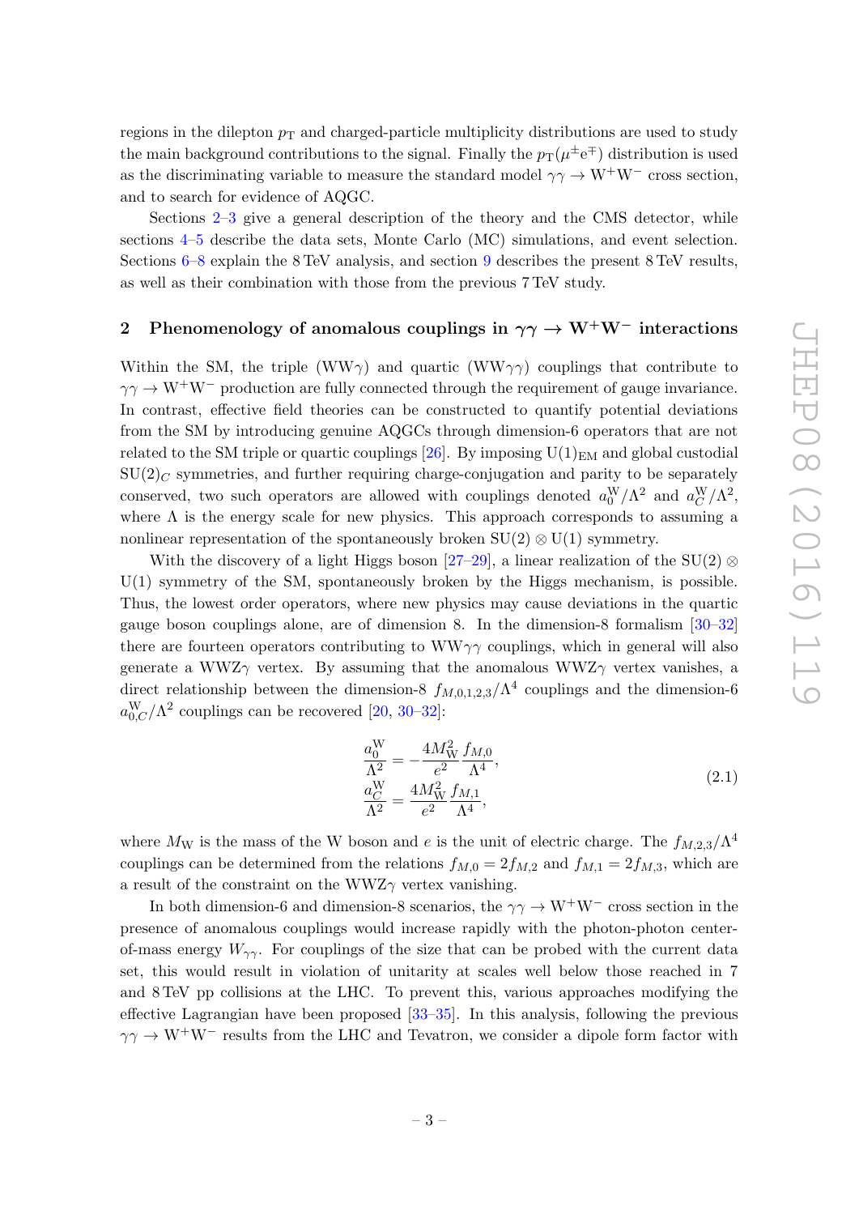regions in the dilepton $p_{\mathrm{T}}$ and charged-particle multiplicity distributions are used to study the main background contributions to the signal. Finally the $p_{\mathrm{T}}(\mu^{\pm}\mathrm{e}^{\mp})$ distribution is used as the discriminating variable to measure the standard model $\gamma\gamma \to \mathrm{W}^{+}\mathrm{W}^{-}$ cross section, and to search for evidence of AQGC.

Sections 2–3 give a general description of the theory and the CMS detector, while sections 4–5 describe the data sets, Monte Carlo (MC) simulations, and event selection. Sections 6–8 explain the 8 TeV analysis, and section 9 describes the present 8 TeV results, as well as their combination with those from the previous 7 TeV study.

## 2 Phenomenology of anomalous couplings in $\gamma\gamma \to \mathrm{W}^{+}\mathrm{W}^{-}$ interactions

Within the SM, the triple ($\mathrm{WW}\gamma$) and quartic ($\mathrm{WW}\gamma\gamma$) couplings that contribute to $\gamma\gamma \to \mathrm{W}^{+}\mathrm{W}^{-}$ production are fully connected through the requirement of gauge invariance. In contrast, effective field theories can be constructed to quantify potential deviations from the SM by introducing genuine AQGCs through dimension-6 operators that are not related to the SM triple or quartic couplings [26]. By imposing $\mathrm{U}(1)_{\mathrm{EM}}$ and global custodial $\mathrm{SU}(2)_{C}$ symmetries, and further requiring charge-conjugation and parity to be separately conserved, two such operators are allowed with couplings denoted $a_{0}^{\mathrm{W}}/\Lambda^{2}$ and $a_{C}^{\mathrm{W}}/\Lambda^{2}$, where $\Lambda$ is the energy scale for new physics. This approach corresponds to assuming a nonlinear representation of the spontaneously broken $\mathrm{SU}(2) \otimes \mathrm{U}(1)$ symmetry.

With the discovery of a light Higgs boson [27–29], a linear realization of the $\mathrm{SU}(2) \otimes \mathrm{U}(1)$ symmetry of the SM, spontaneously broken by the Higgs mechanism, is possible. Thus, the lowest order operators, where new physics may cause deviations in the quartic gauge boson couplings alone, are of dimension 8. In the dimension-8 formalism [30–32] there are fourteen operators contributing to $\mathrm{WW}\gamma\gamma$ couplings, which in general will also generate a $\mathrm{WWZ}\gamma$ vertex. By assuming that the anomalous $\mathrm{WWZ}\gamma$ vertex vanishes, a direct relationship between the dimension-8 $f_{M,0,1,2,3}/\Lambda^{4}$ couplings and the dimension-6 $a_{0,C}^{\mathrm{W}}/\Lambda^{2}$ couplings can be recovered [20, 30–32]:

$$
\begin{aligned}
\frac{a_{0}^{\mathrm{W}}}{\Lambda^{2}} &= -\frac{4M_{\mathrm{W}}^{2}}{e^{2}}\frac{f_{M,0}}{\Lambda^{4}}, \\
\frac{a_{C}^{\mathrm{W}}}{\Lambda^{2}} &= \frac{4M_{\mathrm{W}}^{2}}{e^{2}}\frac{f_{M,1}}{\Lambda^{4}},
\end{aligned}
\tag{2.1}
$$

where $M_{\mathrm{W}}$ is the mass of the W boson and $e$ is the unit of electric charge. The $f_{M,2,3}/\Lambda^{4}$ couplings can be determined from the relations $f_{M,0} = 2f_{M,2}$ and $f_{M,1} = 2f_{M,3}$, which are a result of the constraint on the $\mathrm{WWZ}\gamma$ vertex vanishing.

In both dimension-6 and dimension-8 scenarios, the $\gamma\gamma \to \mathrm{W}^{+}\mathrm{W}^{-}$ cross section in the presence of anomalous couplings would increase rapidly with the photon-photon center-of-mass energy $W_{\gamma\gamma}$. For couplings of the size that can be probed with the current data set, this would result in violation of unitarity at scales well below those reached in 7 and 8 TeV pp collisions at the LHC. To prevent this, various approaches modifying the effective Lagrangian have been proposed [33–35]. In this analysis, following the previous $\gamma\gamma \to \mathrm{W}^{+}\mathrm{W}^{-}$ results from the LHC and Tevatron, we consider a dipole form factor with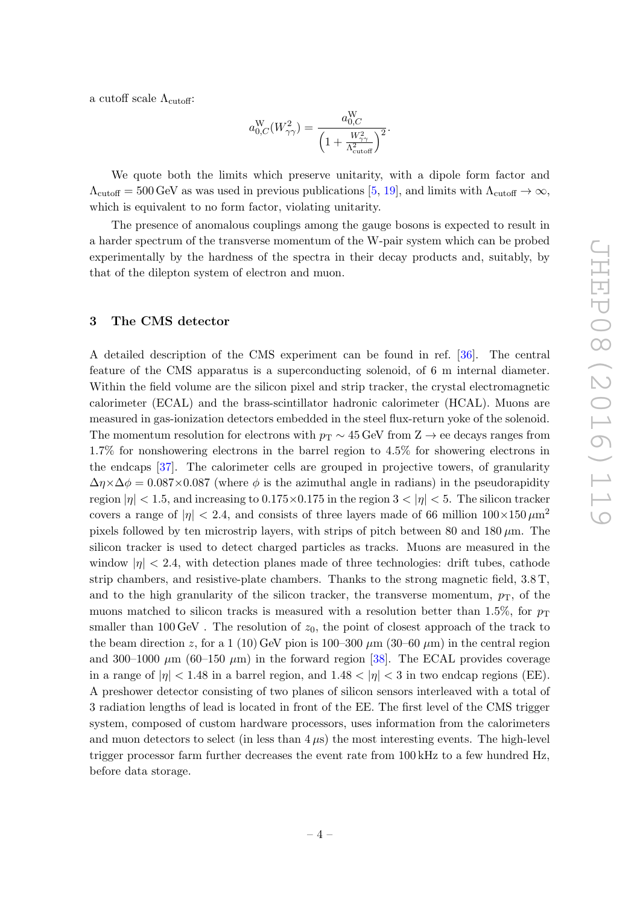a cutoff scale $\Lambda_{\mathrm{cutoff}}$:

$$a_{0,C}^{\mathrm{W}}(W_{\gamma\gamma}^2) = \frac{a_{0,C}^{\mathrm{W}}}{\left(1 + \frac{W_{\gamma\gamma}^2}{\Lambda_{\mathrm{cutoff}}^2}\right)^2}.$$

We quote both the limits which preserve unitarity, with a dipole form factor and $\Lambda_{\mathrm{cutoff}} = 500\,\mathrm{GeV}$ as was used in previous publications [5, 19], and limits with $\Lambda_{\mathrm{cutoff}} \to \infty$, which is equivalent to no form factor, violating unitarity.

The presence of anomalous couplings among the gauge bosons is expected to result in a harder spectrum of the transverse momentum of the W-pair system which can be probed experimentally by the hardness of the spectra in their decay products and, suitably, by that of the dilepton system of electron and muon.

## 3 The CMS detector

A detailed description of the CMS experiment can be found in ref. [36]. The central feature of the CMS apparatus is a superconducting solenoid, of 6 m internal diameter. Within the field volume are the silicon pixel and strip tracker, the crystal electromagnetic calorimeter (ECAL) and the brass-scintillator hadronic calorimeter (HCAL). Muons are measured in gas-ionization detectors embedded in the steel flux-return yoke of the solenoid. The momentum resolution for electrons with $p_{\mathrm{T}} \sim 45\,\mathrm{GeV}$ from $\mathrm{Z} \to \mathrm{ee}$ decays ranges from 1.7% for nonshowering electrons in the barrel region to 4.5% for showering electrons in the endcaps [37]. The calorimeter cells are grouped in projective towers, of granularity $\Delta\eta{\times}\Delta\phi = 0.087{\times}0.087$ (where $\phi$ is the azimuthal angle in radians) in the pseudorapidity region $|\eta| < 1.5$, and increasing to $0.175{\times}0.175$ in the region $3 < |\eta| < 5$. The silicon tracker covers a range of $|\eta| < 2.4$, and consists of three layers made of 66 million $100{\times}150\,\mu\mathrm{m}^2$ pixels followed by ten microstrip layers, with strips of pitch between 80 and $180\,\mu\mathrm{m}$. The silicon tracker is used to detect charged particles as tracks. Muons are measured in the window $|\eta| < 2.4$, with detection planes made of three technologies: drift tubes, cathode strip chambers, and resistive-plate chambers. Thanks to the strong magnetic field, 3.8 T, and to the high granularity of the silicon tracker, the transverse momentum, $p_{\mathrm{T}}$, of the muons matched to silicon tracks is measured with a resolution better than 1.5%, for $p_{\mathrm{T}}$ smaller than 100 GeV . The resolution of $z_0$, the point of closest approach of the track to the beam direction $z$, for a 1 (10) GeV pion is 100–300 $\mu$m (30–60 $\mu$m) in the central region and 300–1000 $\mu$m (60–150 $\mu$m) in the forward region [38]. The ECAL provides coverage in a range of $|\eta| < 1.48$ in a barrel region, and $1.48 < |\eta| < 3$ in two endcap regions (EE). A preshower detector consisting of two planes of silicon sensors interleaved with a total of 3 radiation lengths of lead is located in front of the EE. The first level of the CMS trigger system, composed of custom hardware processors, uses information from the calorimeters and muon detectors to select (in less than $4\,\mu$s) the most interesting events. The high-level trigger processor farm further decreases the event rate from 100 kHz to a few hundred Hz, before data storage.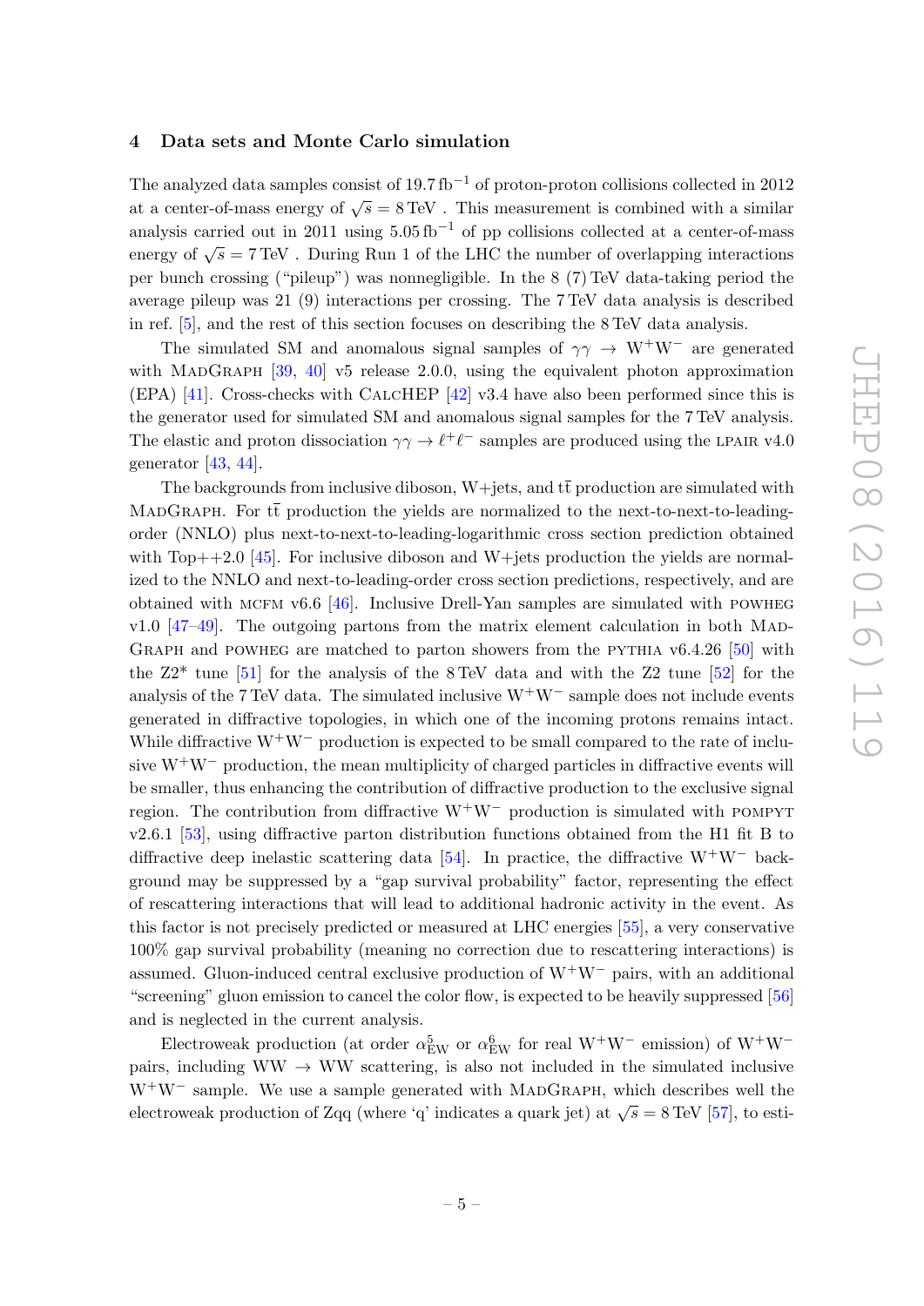## 4 Data sets and Monte Carlo simulation

The analyzed data samples consist of 19.7 $\mathrm{fb}^{-1}$ of proton-proton collisions collected in 2012 at a center-of-mass energy of $\sqrt{s} = 8\,\mathrm{TeV}$ . This measurement is combined with a similar analysis carried out in 2011 using 5.05 $\mathrm{fb}^{-1}$ of pp collisions collected at a center-of-mass energy of $\sqrt{s} = 7\,\mathrm{TeV}$ . During Run 1 of the LHC the number of overlapping interactions per bunch crossing ("pileup") was nonnegligible. In the 8 (7) TeV data-taking period the average pileup was 21 (9) interactions per crossing. The 7 TeV data analysis is described in ref. [5], and the rest of this section focuses on describing the 8 TeV data analysis.

The simulated SM and anomalous signal samples of $\gamma\gamma \to \mathrm{W}^+\mathrm{W}^-$ are generated with MadGraph [39, 40] v5 release 2.0.0, using the equivalent photon approximation (EPA) [41]. Cross-checks with CalcHEP [42] v3.4 have also been performed since this is the generator used for simulated SM and anomalous signal samples for the 7 TeV analysis. The elastic and proton dissociation $\gamma\gamma \to \ell^+\ell^-$ samples are produced using the lpair v4.0 generator [43, 44].

The backgrounds from inclusive diboson, W+jets, and $\mathrm{t\bar{t}}$ production are simulated with MadGraph. For $\mathrm{t\bar{t}}$ production the yields are normalized to the next-to-next-to-leading-order (NNLO) plus next-to-next-to-leading-logarithmic cross section prediction obtained with Top++2.0 [45]. For inclusive diboson and W+jets production the yields are normalized to the NNLO and next-to-leading-order cross section predictions, respectively, and are obtained with mcfm v6.6 [46]. Inclusive Drell-Yan samples are simulated with powheg v1.0 [47–49]. The outgoing partons from the matrix element calculation in both MadGraph and powheg are matched to parton showers from the pythia v6.4.26 [50] with the Z2* tune [51] for the analysis of the 8 TeV data and with the Z2 tune [52] for the analysis of the 7 TeV data. The simulated inclusive $\mathrm{W}^+\mathrm{W}^-$ sample does not include events generated in diffractive topologies, in which one of the incoming protons remains intact. While diffractive $\mathrm{W}^+\mathrm{W}^-$ production is expected to be small compared to the rate of inclusive $\mathrm{W}^+\mathrm{W}^-$ production, the mean multiplicity of charged particles in diffractive events will be smaller, thus enhancing the contribution of diffractive production to the exclusive signal region. The contribution from diffractive $\mathrm{W}^+\mathrm{W}^-$ production is simulated with pompyt v2.6.1 [53], using diffractive parton distribution functions obtained from the H1 fit B to diffractive deep inelastic scattering data [54]. In practice, the diffractive $\mathrm{W}^+\mathrm{W}^-$ background may be suppressed by a "gap survival probability" factor, representing the effect of rescattering interactions that will lead to additional hadronic activity in the event. As this factor is not precisely predicted or measured at LHC energies [55], a very conservative 100% gap survival probability (meaning no correction due to rescattering interactions) is assumed. Gluon-induced central exclusive production of $\mathrm{W}^+\mathrm{W}^-$ pairs, with an additional "screening" gluon emission to cancel the color flow, is expected to be heavily suppressed [56] and is neglected in the current analysis.

Electroweak production (at order $\alpha_{\mathrm{EW}}^5$ or $\alpha_{\mathrm{EW}}^6$ for real $\mathrm{W}^+\mathrm{W}^-$ emission) of $\mathrm{W}^+\mathrm{W}^-$ pairs, including $\mathrm{WW} \to \mathrm{WW}$ scattering, is also not included in the simulated inclusive $\mathrm{W}^+\mathrm{W}^-$ sample. We use a sample generated with MadGraph, which describes well the electroweak production of Zqq (where 'q' indicates a quark jet) at $\sqrt{s} = 8\,\mathrm{TeV}$ [57], to esti-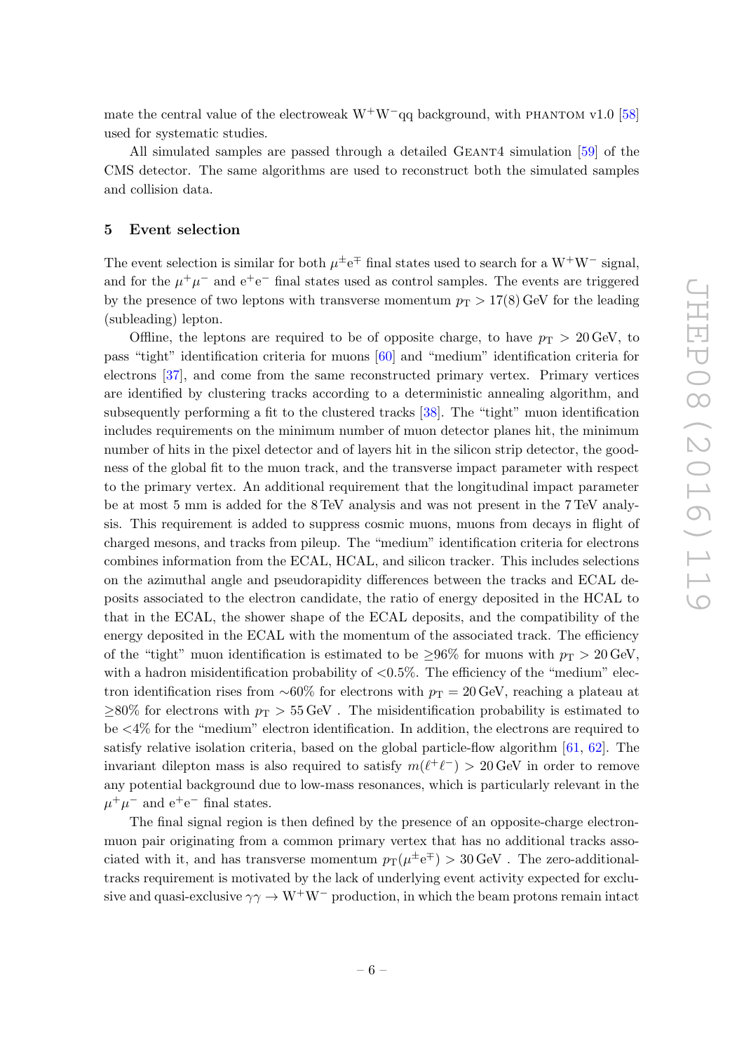mate the central value of the electroweak $W^+W^-qq$ background, with PHANTOM v1.0 [58] used for systematic studies.

All simulated samples are passed through a detailed GEANT4 simulation [59] of the CMS detector. The same algorithms are used to reconstruct both the simulated samples and collision data.

## 5 Event selection

The event selection is similar for both $\mu^{\pm}e^{\mp}$ final states used to search for a $W^+W^-$ signal, and for the $\mu^+\mu^-$ and $e^+e^-$ final states used as control samples. The events are triggered by the presence of two leptons with transverse momentum $p_T > 17(8)$ GeV for the leading (subleading) lepton.

Offline, the leptons are required to be of opposite charge, to have $p_T > 20$ GeV, to pass "tight" identification criteria for muons [60] and "medium" identification criteria for electrons [37], and come from the same reconstructed primary vertex. Primary vertices are identified by clustering tracks according to a deterministic annealing algorithm, and subsequently performing a fit to the clustered tracks [38]. The "tight" muon identification includes requirements on the minimum number of muon detector planes hit, the minimum number of hits in the pixel detector and of layers hit in the silicon strip detector, the goodness of the global fit to the muon track, and the transverse impact parameter with respect to the primary vertex. An additional requirement that the longitudinal impact parameter be at most 5 mm is added for the 8 TeV analysis and was not present in the 7 TeV analysis. This requirement is added to suppress cosmic muons, muons from decays in flight of charged mesons, and tracks from pileup. The "medium" identification criteria for electrons combines information from the ECAL, HCAL, and silicon tracker. This includes selections on the azimuthal angle and pseudorapidity differences between the tracks and ECAL deposits associated to the electron candidate, the ratio of energy deposited in the HCAL to that in the ECAL, the shower shape of the ECAL deposits, and the compatibility of the energy deposited in the ECAL with the momentum of the associated track. The efficiency of the "tight" muon identification is estimated to be $\geq$96% for muons with $p_T > 20$ GeV, with a hadron misidentification probability of <0.5%. The efficiency of the "medium" electron identification rises from $\sim$60% for electrons with $p_T = 20$ GeV, reaching a plateau at $\geq$80% for electrons with $p_T > 55$ GeV . The misidentification probability is estimated to be <4% for the "medium" electron identification. In addition, the electrons are required to satisfy relative isolation criteria, based on the global particle-flow algorithm [61, 62]. The invariant dilepton mass is also required to satisfy $m(\ell^+\ell^-) > 20$ GeV in order to remove any potential background due to low-mass resonances, which is particularly relevant in the $\mu^+\mu^-$ and $e^+e^-$ final states.

The final signal region is then defined by the presence of an opposite-charge electron-muon pair originating from a common primary vertex that has no additional tracks associated with it, and has transverse momentum $p_T(\mu^{\pm}e^{\mp}) > 30$ GeV . The zero-additional-tracks requirement is motivated by the lack of underlying event activity expected for exclusive and quasi-exclusive $\gamma\gamma \to W^+W^-$ production, in which the beam protons remain intact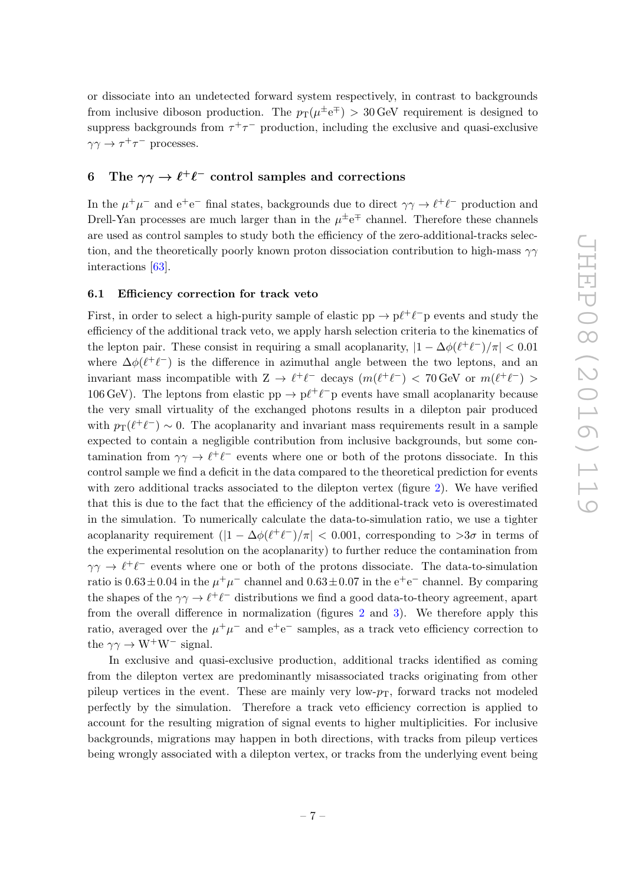or dissociate into an undetected forward system respectively, in contrast to backgrounds from inclusive diboson production. The $p_{\mathrm{T}}(\mu^{\pm}\mathrm{e}^{\mp}) > 30\,\mathrm{GeV}$ requirement is designed to suppress backgrounds from $\tau^+\tau^-$ production, including the exclusive and quasi-exclusive $\gamma\gamma \to \tau^+\tau^-$ processes.

## 6 The $\gamma\gamma \to \ell^+\ell^-$ control samples and corrections

In the $\mu^+\mu^-$ and $\mathrm{e}^+\mathrm{e}^-$ final states, backgrounds due to direct $\gamma\gamma \to \ell^+\ell^-$ production and Drell-Yan processes are much larger than in the $\mu^{\pm}\mathrm{e}^{\mp}$ channel. Therefore these channels are used as control samples to study both the efficiency of the zero-additional-tracks selection, and the theoretically poorly known proton dissociation contribution to high-mass $\gamma\gamma$ interactions [63].

### 6.1 Efficiency correction for track veto

First, in order to select a high-purity sample of elastic $\mathrm{pp} \to \mathrm{p}\ell^+\ell^-\mathrm{p}$ events and study the efficiency of the additional track veto, we apply harsh selection criteria to the kinematics of the lepton pair. These consist in requiring a small acoplanarity, $|1 - \Delta\phi(\ell^+\ell^-)/\pi| < 0.01$ where $\Delta\phi(\ell^+\ell^-)$ is the difference in azimuthal angle between the two leptons, and an invariant mass incompatible with $\mathrm{Z} \to \ell^+\ell^-$ decays ($m(\ell^+\ell^-) < 70\,\mathrm{GeV}$ or $m(\ell^+\ell^-) > 106\,\mathrm{GeV}$). The leptons from elastic $\mathrm{pp} \to \mathrm{p}\ell^+\ell^-\mathrm{p}$ events have small acoplanarity because the very small virtuality of the exchanged photons results in a dilepton pair produced with $p_{\mathrm{T}}(\ell^+\ell^-) \sim 0$. The acoplanarity and invariant mass requirements result in a sample expected to contain a negligible contribution from inclusive backgrounds, but some contamination from $\gamma\gamma \to \ell^+\ell^-$ events where one or both of the protons dissociate. In this control sample we find a deficit in the data compared to the theoretical prediction for events with zero additional tracks associated to the dilepton vertex (figure 2). We have verified that this is due to the fact that the efficiency of the additional-track veto is overestimated in the simulation. To numerically calculate the data-to-simulation ratio, we use a tighter acoplanarity requirement ($|1 - \Delta\phi(\ell^+\ell^-)/\pi| < 0.001$, corresponding to $>3\sigma$ in terms of the experimental resolution on the acoplanarity) to further reduce the contamination from $\gamma\gamma \to \ell^+\ell^-$ events where one or both of the protons dissociate. The data-to-simulation ratio is $0.63 \pm 0.04$ in the $\mu^+\mu^-$ channel and $0.63 \pm 0.07$ in the $\mathrm{e}^+\mathrm{e}^-$ channel. By comparing the shapes of the $\gamma\gamma \to \ell^+\ell^-$ distributions we find a good data-to-theory agreement, apart from the overall difference in normalization (figures 2 and 3). We therefore apply this ratio, averaged over the $\mu^+\mu^-$ and $\mathrm{e}^+\mathrm{e}^-$ samples, as a track veto efficiency correction to the $\gamma\gamma \to \mathrm{W}^+\mathrm{W}^-$ signal.

In exclusive and quasi-exclusive production, additional tracks identified as coming from the dilepton vertex are predominantly misassociated tracks originating from other pileup vertices in the event. These are mainly very low-$p_{\mathrm{T}}$, forward tracks not modeled perfectly by the simulation. Therefore a track veto efficiency correction is applied to account for the resulting migration of signal events to higher multiplicities. For inclusive backgrounds, migrations may happen in both directions, with tracks from pileup vertices being wrongly associated with a dilepton vertex, or tracks from the underlying event being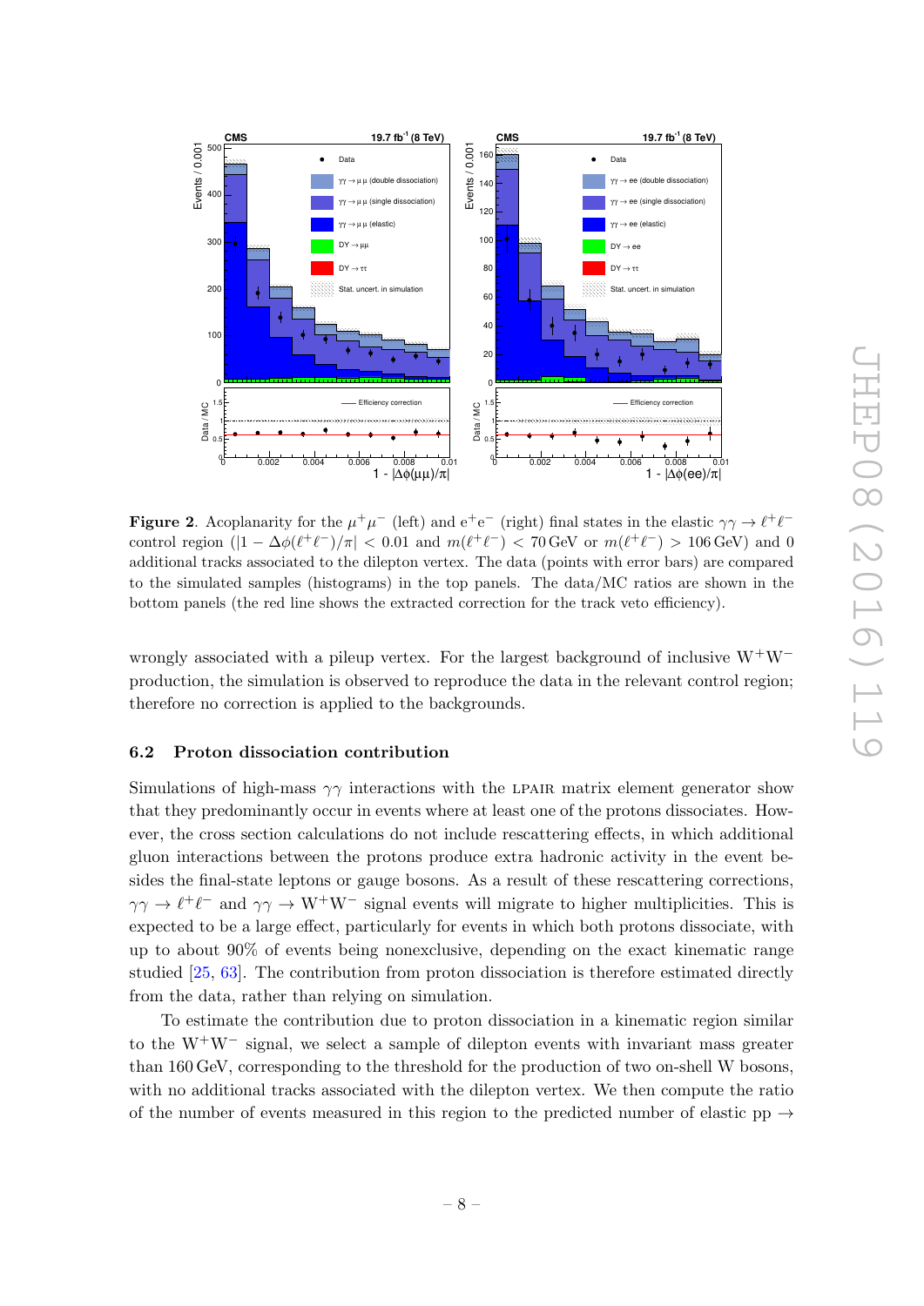**Figure 2**. Acoplanarity for the $\mu^+\mu^-$ (left) and $e^+e^-$ (right) final states in the elastic $\gamma\gamma \to \ell^+\ell^-$ control region ($|1 - \Delta\phi(\ell^+\ell^-)/\pi| < 0.01$ and $m(\ell^+\ell^-) < 70\,\text{GeV}$ or $m(\ell^+\ell^-) > 106\,\text{GeV}$) and 0 additional tracks associated to the dilepton vertex. The data (points with error bars) are compared to the simulated samples (histograms) in the top panels. The data/MC ratios are shown in the bottom panels (the red line shows the extracted correction for the track veto efficiency).

wrongly associated with a pileup vertex. For the largest background of inclusive $W^+W^-$ production, the simulation is observed to reproduce the data in the relevant control region; therefore no correction is applied to the backgrounds.

### 6.2 Proton dissociation contribution

Simulations of high-mass $\gamma\gamma$ interactions with the LPAIR matrix element generator show that they predominantly occur in events where at least one of the protons dissociates. However, the cross section calculations do not include rescattering effects, in which additional gluon interactions between the protons produce extra hadronic activity in the event besides the final-state leptons or gauge bosons. As a result of these rescattering corrections, $\gamma\gamma \to \ell^+\ell^-$ and $\gamma\gamma \to W^+W^-$ signal events will migrate to higher multiplicities. This is expected to be a large effect, particularly for events in which both protons dissociate, with up to about 90% of events being nonexclusive, depending on the exact kinematic range studied [25, 63]. The contribution from proton dissociation is therefore estimated directly from the data, rather than relying on simulation.

To estimate the contribution due to proton dissociation in a kinematic region similar to the $W^+W^-$ signal, we select a sample of dilepton events with invariant mass greater than 160 GeV, corresponding to the threshold for the production of two on-shell W bosons, with no additional tracks associated with the dilepton vertex. We then compute the ratio of the number of events measured in this region to the predicted number of elastic $pp \to$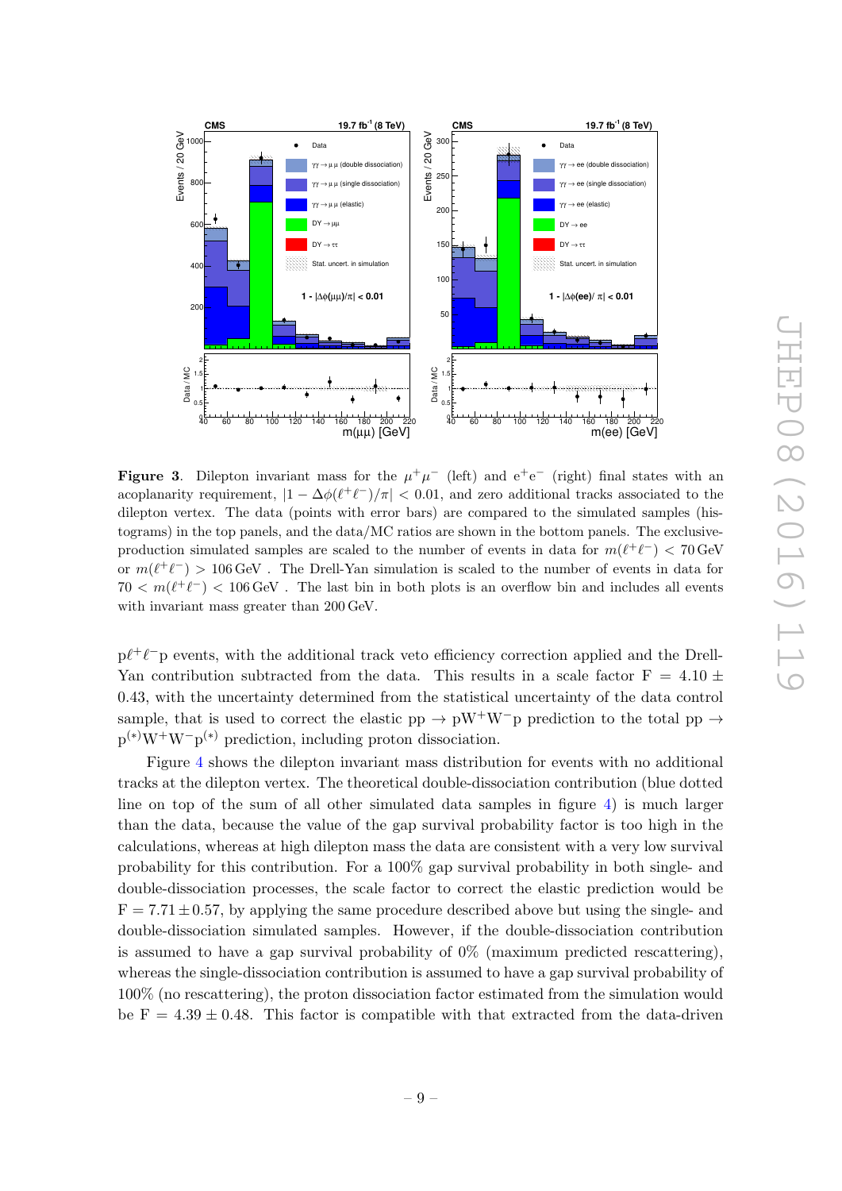**Figure 3**. Dilepton invariant mass for the $\mu^+\mu^-$ (left) and $e^+e^-$ (right) final states with an acoplanarity requirement, $|1 - \Delta\phi(\ell^+\ell^-)/\pi| < 0.01$, and zero additional tracks associated to the dilepton vertex. The data (points with error bars) are compared to the simulated samples (histograms) in the top panels, and the data/MC ratios are shown in the bottom panels. The exclusive-production simulated samples are scaled to the number of events in data for $m(\ell^+\ell^-) < 70\,\text{GeV}$ or $m(\ell^+\ell^-) > 106\,\text{GeV}$ . The Drell-Yan simulation is scaled to the number of events in data for $70 < m(\ell^+\ell^-) < 106\,\text{GeV}$ . The last bin in both plots is an overflow bin and includes all events with invariant mass greater than 200 GeV.

$p\ell^+\ell^-p$ events, with the additional track veto efficiency correction applied and the Drell-Yan contribution subtracted from the data. This results in a scale factor $F = 4.10 \pm 0.43$, with the uncertainty determined from the statistical uncertainty of the data control sample, that is used to correct the elastic $pp \to pW^+W^-p$ prediction to the total $pp \to p^{(*)}W^+W^-p^{(*)}$ prediction, including proton dissociation.

Figure 4 shows the dilepton invariant mass distribution for events with no additional tracks at the dilepton vertex. The theoretical double-dissociation contribution (blue dotted line on top of the sum of all other simulated data samples in figure 4) is much larger than the data, because the value of the gap survival probability factor is too high in the calculations, whereas at high dilepton mass the data are consistent with a very low survival probability for this contribution. For a 100% gap survival probability in both single- and double-dissociation processes, the scale factor to correct the elastic prediction would be $F = 7.71 \pm 0.57$, by applying the same procedure described above but using the single- and double-dissociation simulated samples. However, if the double-dissociation contribution is assumed to have a gap survival probability of 0% (maximum predicted rescattering), whereas the single-dissociation contribution is assumed to have a gap survival probability of 100% (no rescattering), the proton dissociation factor estimated from the simulation would be $F = 4.39 \pm 0.48$. This factor is compatible with that extracted from the data-driven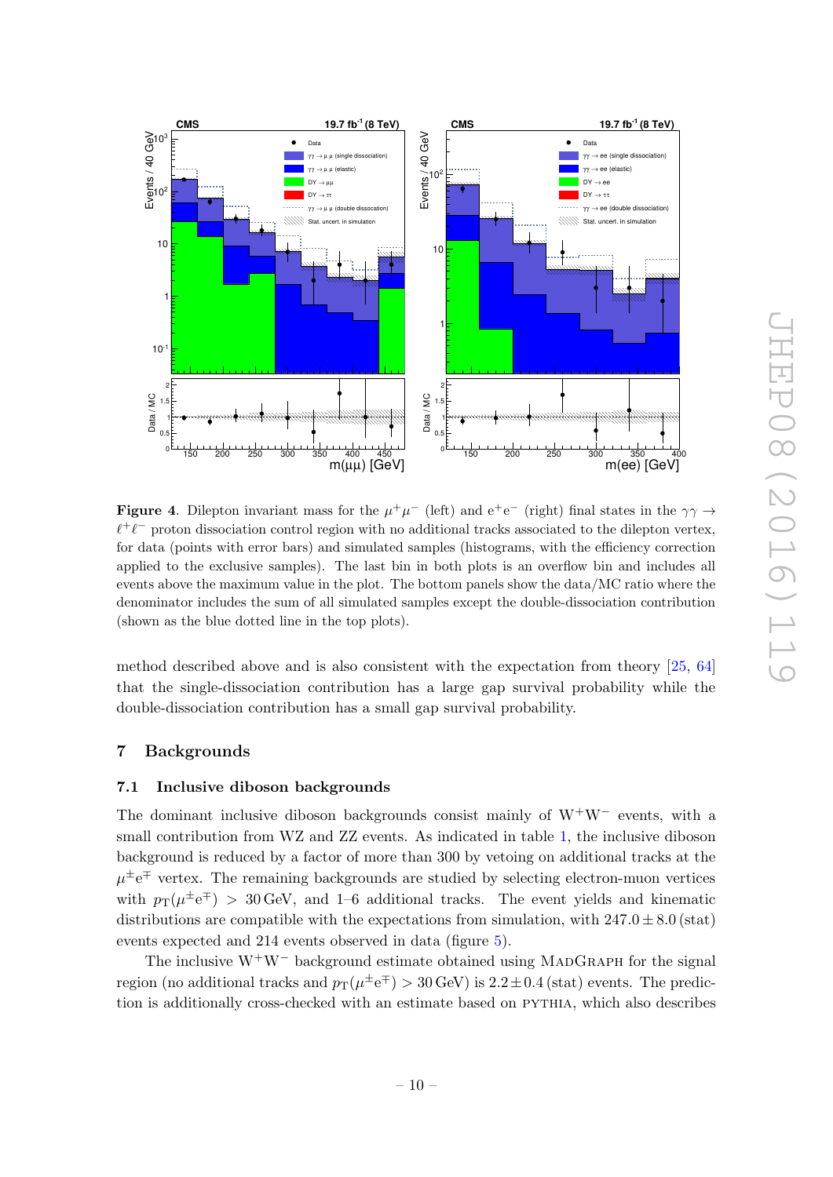**Figure 4**. Dilepton invariant mass for the $\mu^+\mu^-$ (left) and $e^+e^-$ (right) final states in the $\gamma\gamma \to \ell^+\ell^-$ proton dissociation control region with no additional tracks associated to the dilepton vertex, for data (points with error bars) and simulated samples (histograms, with the efficiency correction applied to the exclusive samples). The last bin in both plots is an overflow bin and includes all events above the maximum value in the plot. The bottom panels show the data/MC ratio where the denominator includes the sum of all simulated samples except the double-dissociation contribution (shown as the blue dotted line in the top plots).

method described above and is also consistent with the expectation from theory [25, 64] that the single-dissociation contribution has a large gap survival probability while the double-dissociation contribution has a small gap survival probability.

## 7 Backgrounds

### 7.1 Inclusive diboson backgrounds

The dominant inclusive diboson backgrounds consist mainly of $W^+W^-$ events, with a small contribution from WZ and ZZ events. As indicated in table 1, the inclusive diboson background is reduced by a factor of more than 300 by vetoing on additional tracks at the $\mu^\pm e^\mp$ vertex. The remaining backgrounds are studied by selecting electron-muon vertices with $p_T(\mu^\pm e^\mp) > 30\,\text{GeV}$, and 1–6 additional tracks. The event yields and kinematic distributions are compatible with the expectations from simulation, with $247.0 \pm 8.0\,(\text{stat})$ events expected and 214 events observed in data (figure 5).

The inclusive $W^+W^-$ background estimate obtained using MadGraph for the signal region (no additional tracks and $p_T(\mu^\pm e^\mp) > 30\,\text{GeV}$) is $2.2 \pm 0.4\,(\text{stat})$ events. The prediction is additionally cross-checked with an estimate based on pythia, which also describes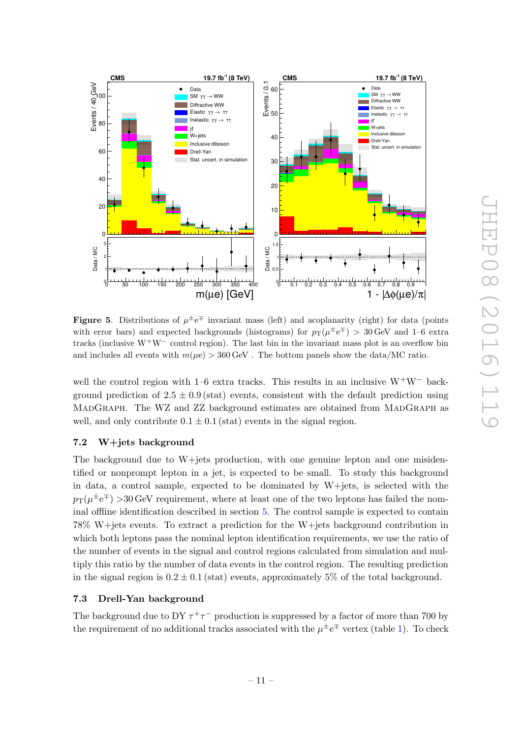**Figure 5**. Distributions of $\mu^{\pm}e^{\mp}$ invariant mass (left) and acoplanarity (right) for data (points with error bars) and expected backgrounds (histograms) for $p_T(\mu^{\pm}e^{\mp}) > 30\,\text{GeV}$ and 1–6 extra tracks (inclusive $W^+W^-$ control region). The last bin in the invariant mass plot is an overflow bin and includes all events with $m(\mu e) > 360\,\text{GeV}$ . The bottom panels show the data/MC ratio.

well the control region with 1–6 extra tracks. This results in an inclusive $W^+W^-$ background prediction of $2.5 \pm 0.9\,(\text{stat})$ events, consistent with the default prediction using MadGraph. The WZ and ZZ background estimates are obtained from MadGraph as well, and only contribute $0.1 \pm 0.1\,(\text{stat})$ events in the signal region.

### 7.2 W+jets background

The background due to W+jets production, with one genuine lepton and one misidentified or nonprompt lepton in a jet, is expected to be small. To study this background in data, a control sample, expected to be dominated by W+jets, is selected with the $p_T(\mu^{\pm}e^{\mp}) > 30\,\text{GeV}$ requirement, where at least one of the two leptons has failed the nominal offline identification described in section 5. The control sample is expected to contain 78% W+jets events. To extract a prediction for the W+jets background contribution in which both leptons pass the nominal lepton identification requirements, we use the ratio of the number of events in the signal and control regions calculated from simulation and multiply this ratio by the number of data events in the control region. The resulting prediction in the signal region is $0.2 \pm 0.1\,(\text{stat})$ events, approximately 5% of the total background.

### 7.3 Drell-Yan background

The background due to DY $\tau^+\tau^-$ production is suppressed by a factor of more than 700 by the requirement of no additional tracks associated with the $\mu^{\pm}e^{\mp}$ vertex (table 1). To check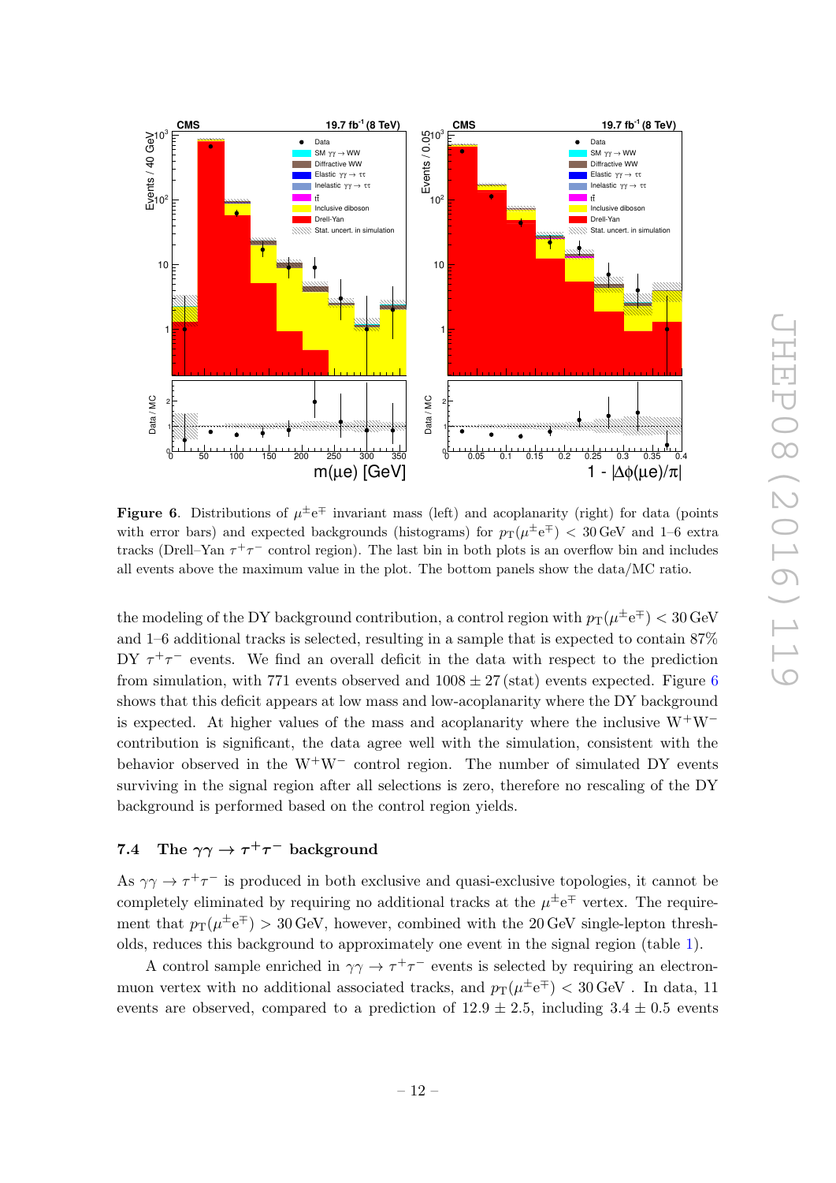**Figure 6**. Distributions of $\mu^{\pm}e^{\mp}$ invariant mass (left) and acoplanarity (right) for data (points with error bars) and expected backgrounds (histograms) for $p_T(\mu^{\pm}e^{\mp}) < 30\,\text{GeV}$ and 1–6 extra tracks (Drell–Yan $\tau^+\tau^-$ control region). The last bin in both plots is an overflow bin and includes all events above the maximum value in the plot. The bottom panels show the data/MC ratio.

the modeling of the DY background contribution, a control region with $p_T(\mu^{\pm}e^{\mp}) < 30\,\text{GeV}$ and 1–6 additional tracks is selected, resulting in a sample that is expected to contain 87% DY $\tau^+\tau^-$ events. We find an overall deficit in the data with respect to the prediction from simulation, with 771 events observed and $1008 \pm 27\,(\text{stat})$ events expected. Figure 6 shows that this deficit appears at low mass and low-acoplanarity where the DY background is expected. At higher values of the mass and acoplanarity where the inclusive $W^+W^-$ contribution is significant, the data agree well with the simulation, consistent with the behavior observed in the $W^+W^-$ control region. The number of simulated DY events surviving in the signal region after all selections is zero, therefore no rescaling of the DY background is performed based on the control region yields.

### 7.4 The $\gamma\gamma \to \tau^+\tau^-$ background

As $\gamma\gamma \to \tau^+\tau^-$ is produced in both exclusive and quasi-exclusive topologies, it cannot be completely eliminated by requiring no additional tracks at the $\mu^{\pm}e^{\mp}$ vertex. The requirement that $p_T(\mu^{\pm}e^{\mp}) > 30\,\text{GeV}$, however, combined with the 20 GeV single-lepton thresholds, reduces this background to approximately one event in the signal region (table 1).

A control sample enriched in $\gamma\gamma \to \tau^+\tau^-$ events is selected by requiring an electron-muon vertex with no additional associated tracks, and $p_T(\mu^{\pm}e^{\mp}) < 30\,\text{GeV}$ . In data, 11 events are observed, compared to a prediction of $12.9 \pm 2.5$, including $3.4 \pm 0.5$ events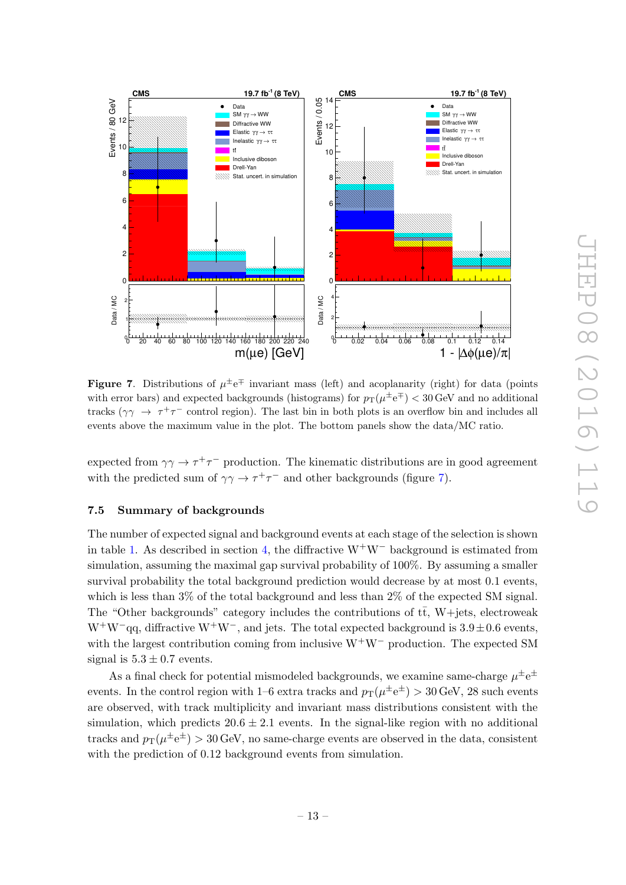**Figure 7**. Distributions of $\mu^\pm e^\mp$ invariant mass (left) and acoplanarity (right) for data (points with error bars) and expected backgrounds (histograms) for $p_T(\mu^\pm e^\mp) < 30$ GeV and no additional tracks ($\gamma\gamma \rightarrow \tau^+\tau^-$ control region). The last bin in both plots is an overflow bin and includes all events above the maximum value in the plot. The bottom panels show the data/MC ratio.

expected from $\gamma\gamma \rightarrow \tau^+\tau^-$ production. The kinematic distributions are in good agreement with the predicted sum of $\gamma\gamma \rightarrow \tau^+\tau^-$ and other backgrounds (figure 7).

### 7.5 Summary of backgrounds

The number of expected signal and background events at each stage of the selection is shown in table 1. As described in section 4, the diffractive $W^+W^-$ background is estimated from simulation, assuming the maximal gap survival probability of 100%. By assuming a smaller survival probability the total background prediction would decrease by at most 0.1 events, which is less than 3% of the total background and less than 2% of the expected SM signal. The "Other backgrounds" category includes the contributions of $t\bar{t}$, W+jets, electroweak $W^+W^-qq$, diffractive $W^+W^-$, and jets. The total expected background is $3.9 \pm 0.6$ events, with the largest contribution coming from inclusive $W^+W^-$ production. The expected SM signal is $5.3 \pm 0.7$ events.

As a final check for potential mismodeled backgrounds, we examine same-charge $\mu^\pm e^\pm$ events. In the control region with 1–6 extra tracks and $p_T(\mu^\pm e^\pm) > 30$ GeV, 28 such events are observed, with track multiplicity and invariant mass distributions consistent with the simulation, which predicts $20.6 \pm 2.1$ events. In the signal-like region with no additional tracks and $p_T(\mu^\pm e^\pm) > 30$ GeV, no same-charge events are observed in the data, consistent with the prediction of 0.12 background events from simulation.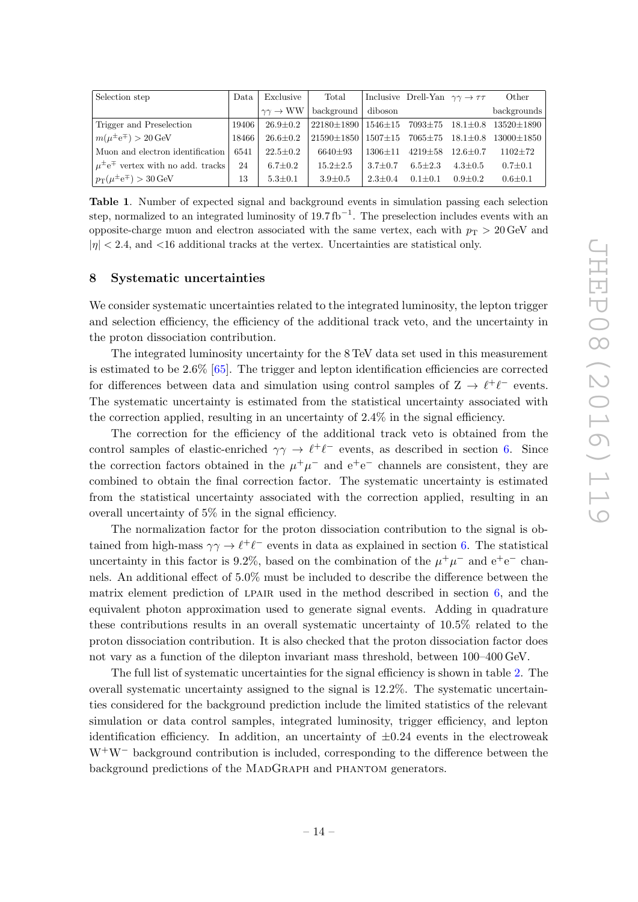| Selection step | Data | Exclusive $\gamma\gamma \to \mathrm{WW}$ | Total background | Inclusive diboson | Drell-Yan | $\gamma\gamma \to \tau\tau$ | Other backgrounds |
|---|---|---|---|---|---|---|---|
| Trigger and Preselection | 19406 | 26.9±0.2 | 22180±1890 | 1546±15 | 7093±75 | 18.1±0.8 | 13520±1890 |
| $m(\mu^{\pm}\mathrm{e}^{\mp}) > 20\,\mathrm{GeV}$ | 18466 | 26.6±0.2 | 21590±1850 | 1507±15 | 7065±75 | 18.1±0.8 | 13000±1850 |
| Muon and electron identification | 6541 | 22.5±0.2 | 6640±93 | 1306±11 | 4219±58 | 12.6±0.7 | 1102±72 |
| $\mu^{\pm}\mathrm{e}^{\mp}$ vertex with no add. tracks | 24 | 6.7±0.2 | 15.2±2.5 | 3.7±0.7 | 6.5±2.3 | 4.3±0.5 | 0.7±0.1 |
| $p_{\mathrm{T}}(\mu^{\pm}\mathrm{e}^{\mp}) > 30\,\mathrm{GeV}$ | 13 | 5.3±0.1 | 3.9±0.5 | 2.3±0.4 | 0.1±0.1 | 0.9±0.2 | 0.6±0.1 |

**Table 1**. Number of expected signal and background events in simulation passing each selection step, normalized to an integrated luminosity of $19.7\,\mathrm{fb}^{-1}$. The preselection includes events with an opposite-charge muon and electron associated with the same vertex, each with $p_{\mathrm{T}} > 20\,\mathrm{GeV}$ and $|\eta| < 2.4$, and <16 additional tracks at the vertex. Uncertainties are statistical only.

## 8 Systematic uncertainties

We consider systematic uncertainties related to the integrated luminosity, the lepton trigger and selection efficiency, the efficiency of the additional track veto, and the uncertainty in the proton dissociation contribution.

The integrated luminosity uncertainty for the 8 TeV data set used in this measurement is estimated to be 2.6% [65]. The trigger and lepton identification efficiencies are corrected for differences between data and simulation using control samples of $\mathrm{Z} \to \ell^{+}\ell^{-}$ events. The systematic uncertainty is estimated from the statistical uncertainty associated with the correction applied, resulting in an uncertainty of 2.4% in the signal efficiency.

The correction for the efficiency of the additional track veto is obtained from the control samples of elastic-enriched $\gamma\gamma \to \ell^{+}\ell^{-}$ events, as described in section 6. Since the correction factors obtained in the $\mu^{+}\mu^{-}$ and $\mathrm{e}^{+}\mathrm{e}^{-}$ channels are consistent, they are combined to obtain the final correction factor. The systematic uncertainty is estimated from the statistical uncertainty associated with the correction applied, resulting in an overall uncertainty of 5% in the signal efficiency.

The normalization factor for the proton dissociation contribution to the signal is obtained from high-mass $\gamma\gamma \to \ell^{+}\ell^{-}$ events in data as explained in section 6. The statistical uncertainty in this factor is 9.2%, based on the combination of the $\mu^{+}\mu^{-}$ and $\mathrm{e}^{+}\mathrm{e}^{-}$ channels. An additional effect of 5.0% must be included to describe the difference between the matrix element prediction of LPAIR used in the method described in section 6, and the equivalent photon approximation used to generate signal events. Adding in quadrature these contributions results in an overall systematic uncertainty of 10.5% related to the proton dissociation contribution. It is also checked that the proton dissociation factor does not vary as a function of the dilepton invariant mass threshold, between 100–400 GeV.

The full list of systematic uncertainties for the signal efficiency is shown in table 2. The overall systematic uncertainty assigned to the signal is 12.2%. The systematic uncertainties considered for the background prediction include the limited statistics of the relevant simulation or data control samples, integrated luminosity, trigger efficiency, and lepton identification efficiency. In addition, an uncertainty of ±0.24 events in the electroweak $\mathrm{W}^{+}\mathrm{W}^{-}$ background contribution is included, corresponding to the difference between the background predictions of the MadGraph and PHANTOM generators.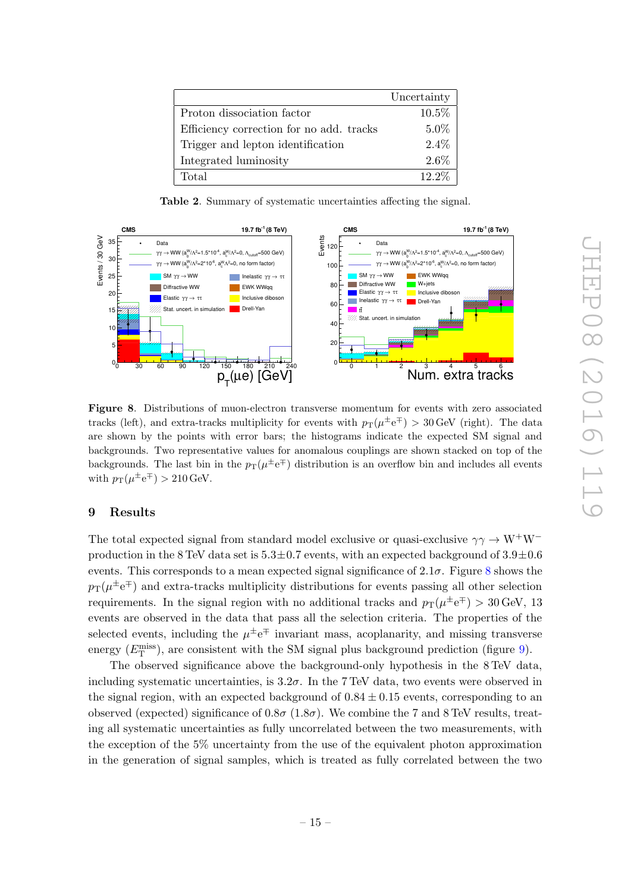| | Uncertainty |
|---|---|
| Proton dissociation factor | 10.5% |
| Efficiency correction for no add. tracks | 5.0% |
| Trigger and lepton identification | 2.4% |
| Integrated luminosity | 2.6% |
| Total | 12.2% |

**Table 2**. Summary of systematic uncertainties affecting the signal.

**Figure 8**. Distributions of muon-electron transverse momentum for events with zero associated tracks (left), and extra-tracks multiplicity for events with $p_T(\mu^\pm e^\mp) > 30\,\text{GeV}$ (right). The data are shown by the points with error bars; the histograms indicate the expected SM signal and backgrounds. Two representative values for anomalous couplings are shown stacked on top of the backgrounds. The last bin in the $p_T(\mu^\pm e^\mp)$ distribution is an overflow bin and includes all events with $p_T(\mu^\pm e^\mp) > 210\,\text{GeV}$.

## 9 Results

The total expected signal from standard model exclusive or quasi-exclusive $\gamma\gamma \to W^+W^-$ production in the 8 TeV data set is $5.3\pm0.7$ events, with an expected background of $3.9\pm0.6$ events. This corresponds to a mean expected signal significance of $2.1\sigma$. Figure 8 shows the $p_T(\mu^\pm e^\mp)$ and extra-tracks multiplicity distributions for events passing all other selection requirements. In the signal region with no additional tracks and $p_T(\mu^\pm e^\mp) > 30\,\text{GeV}$, 13 events are observed in the data that pass all the selection criteria. The properties of the selected events, including the $\mu^\pm e^\mp$ invariant mass, acoplanarity, and missing transverse energy ($E_T^{\text{miss}}$), are consistent with the SM signal plus background prediction (figure 9).

The observed significance above the background-only hypothesis in the 8 TeV data, including systematic uncertainties, is $3.2\sigma$. In the 7 TeV data, two events were observed in the signal region, with an expected background of $0.84 \pm 0.15$ events, corresponding to an observed (expected) significance of $0.8\sigma$ ($1.8\sigma$). We combine the 7 and 8 TeV results, treating all systematic uncertainties as fully uncorrelated between the two measurements, with the exception of the 5% uncertainty from the use of the equivalent photon approximation in the generation of signal samples, which is treated as fully correlated between the two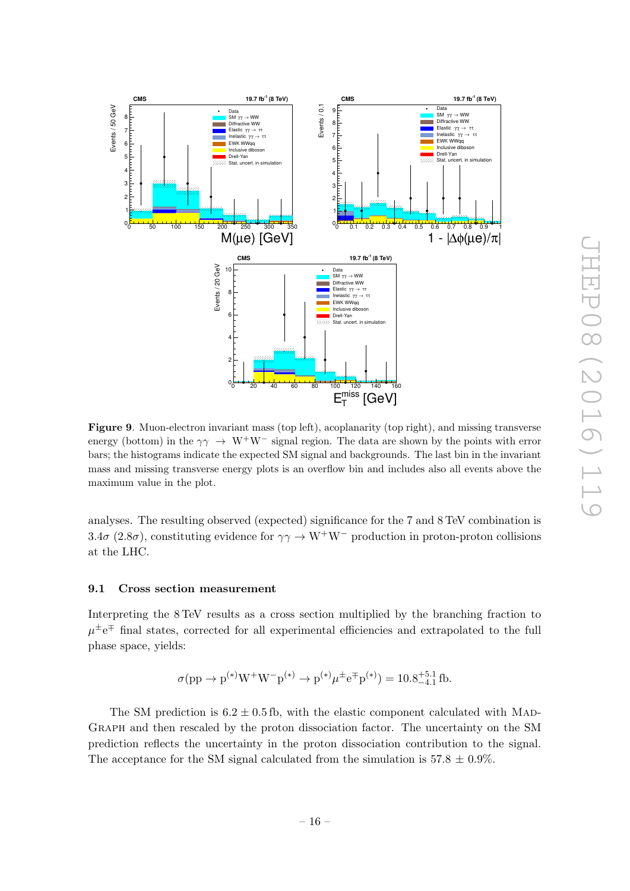**Figure 9**. Muon-electron invariant mass (top left), acoplanarity (top right), and missing transverse energy (bottom) in the $\gamma\gamma \to \mathrm{W^+W^-}$ signal region. The data are shown by the points with error bars; the histograms indicate the expected SM signal and backgrounds. The last bin in the invariant mass and missing transverse energy plots is an overflow bin and includes also all events above the maximum value in the plot.

analyses. The resulting observed (expected) significance for the 7 and 8 TeV combination is $3.4\sigma$ ($2.8\sigma$), constituting evidence for $\gamma\gamma \to \mathrm{W^+W^-}$ production in proton-proton collisions at the LHC.

### 9.1 Cross section measurement

Interpreting the 8 TeV results as a cross section multiplied by the branching fraction to $\mu^{\pm}\mathrm{e}^{\mp}$ final states, corrected for all experimental efficiencies and extrapolated to the full phase space, yields:

$$\sigma(\mathrm{pp} \to \mathrm{p}^{(*)}\mathrm{W^+W^-}\mathrm{p}^{(*)} \to \mathrm{p}^{(*)}\mu^{\pm}\mathrm{e}^{\mp}\mathrm{p}^{(*)}) = 10.8^{+5.1}_{-4.1}\,\mathrm{fb}.$$

The SM prediction is $6.2 \pm 0.5$ fb, with the elastic component calculated with MadGraph and then rescaled by the proton dissociation factor. The uncertainty on the SM prediction reflects the uncertainty in the proton dissociation contribution to the signal. The acceptance for the SM signal calculated from the simulation is $57.8 \pm 0.9\%$.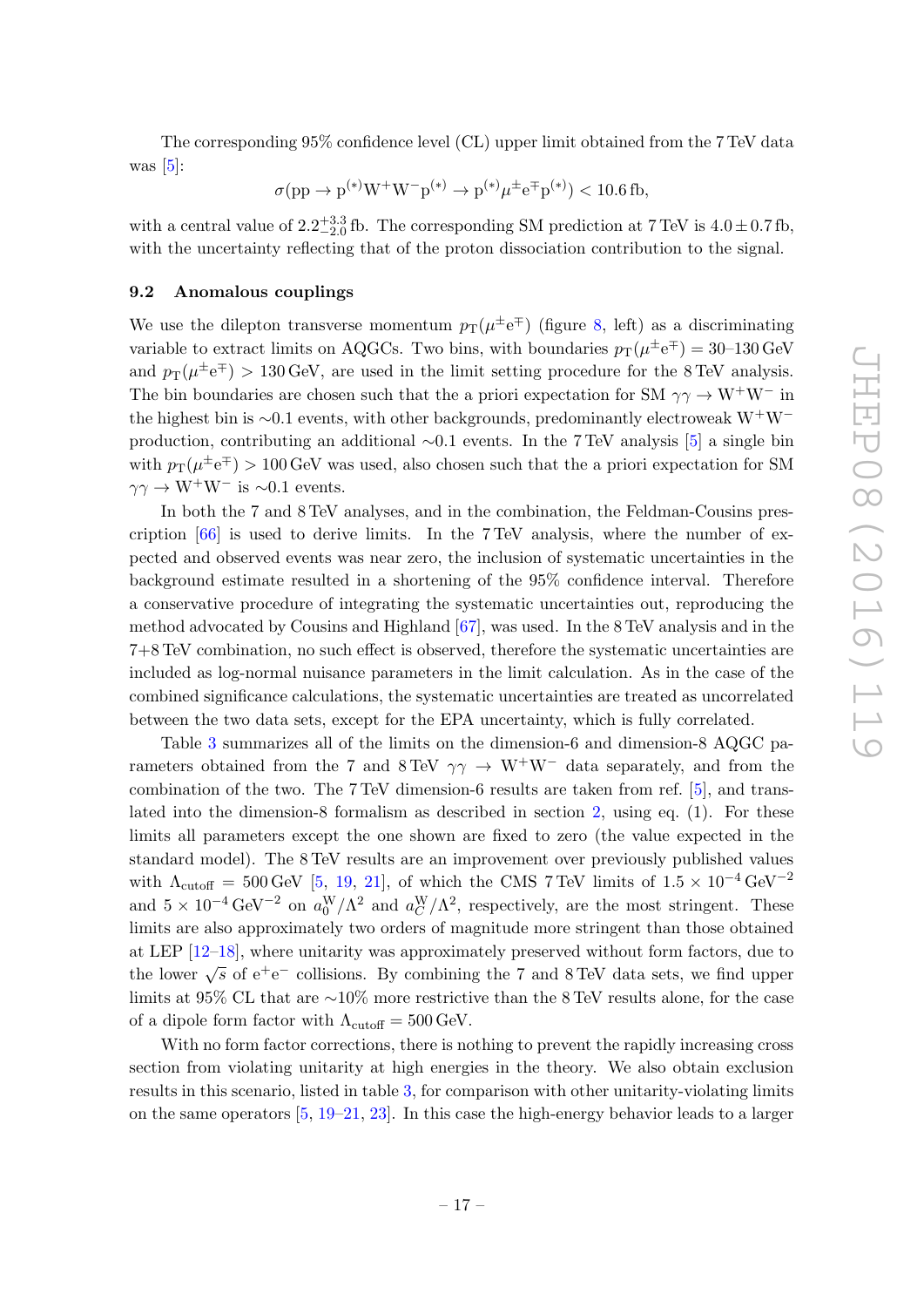The corresponding 95% confidence level (CL) upper limit obtained from the 7 TeV data was [5]:

$$\sigma(\mathrm{pp} \to \mathrm{p}^{(*)}\mathrm{W}^+\mathrm{W}^-\mathrm{p}^{(*)} \to \mathrm{p}^{(*)}\mu^\pm \mathrm{e}^\mp \mathrm{p}^{(*)}) < 10.6\,\mathrm{fb},$$

with a central value of $2.2^{+3.3}_{-2.0}$ fb. The corresponding SM prediction at 7 TeV is $4.0 \pm 0.7$ fb, with the uncertainty reflecting that of the proton dissociation contribution to the signal.

### 9.2 Anomalous couplings

We use the dilepton transverse momentum $p_\mathrm{T}(\mu^\pm \mathrm{e}^\mp)$ (figure 8, left) as a discriminating variable to extract limits on AQGCs. Two bins, with boundaries $p_\mathrm{T}(\mu^\pm \mathrm{e}^\mp) = 30$–$130$ GeV and $p_\mathrm{T}(\mu^\pm \mathrm{e}^\mp) > 130$ GeV, are used in the limit setting procedure for the 8 TeV analysis. The bin boundaries are chosen such that the a priori expectation for SM $\gamma\gamma \to \mathrm{W}^+\mathrm{W}^-$ in the highest bin is $\sim$0.1 events, with other backgrounds, predominantly electroweak $\mathrm{W}^+\mathrm{W}^-$ production, contributing an additional $\sim$0.1 events. In the 7 TeV analysis [5] a single bin with $p_\mathrm{T}(\mu^\pm \mathrm{e}^\mp) > 100$ GeV was used, also chosen such that the a priori expectation for SM $\gamma\gamma \to \mathrm{W}^+\mathrm{W}^-$ is $\sim$0.1 events.

In both the 7 and 8 TeV analyses, and in the combination, the Feldman-Cousins prescription [66] is used to derive limits. In the 7 TeV analysis, where the number of expected and observed events was near zero, the inclusion of systematic uncertainties in the background estimate resulted in a shortening of the 95% confidence interval. Therefore a conservative procedure of integrating the systematic uncertainties out, reproducing the method advocated by Cousins and Highland [67], was used. In the 8 TeV analysis and in the 7+8 TeV combination, no such effect is observed, therefore the systematic uncertainties are included as log-normal nuisance parameters in the limit calculation. As in the case of the combined significance calculations, the systematic uncertainties are treated as uncorrelated between the two data sets, except for the EPA uncertainty, which is fully correlated.

Table 3 summarizes all of the limits on the dimension-6 and dimension-8 AQGC parameters obtained from the 7 and 8 TeV $\gamma\gamma \to \mathrm{W}^+\mathrm{W}^-$ data separately, and from the combination of the two. The 7 TeV dimension-6 results are taken from ref. [5], and translated into the dimension-8 formalism as described in section 2, using eq. (1). For these limits all parameters except the one shown are fixed to zero (the value expected in the standard model). The 8 TeV results are an improvement over previously published values with $\Lambda_\mathrm{cutoff} = 500$ GeV [5, 19, 21], of which the CMS 7 TeV limits of $1.5 \times 10^{-4}\,\mathrm{GeV}^{-2}$ and $5 \times 10^{-4}\,\mathrm{GeV}^{-2}$ on $a_0^\mathrm{W}/\Lambda^2$ and $a_C^\mathrm{W}/\Lambda^2$, respectively, are the most stringent. These limits are also approximately two orders of magnitude more stringent than those obtained at LEP [12–18], where unitarity was approximately preserved without form factors, due to the lower $\sqrt{s}$ of $\mathrm{e}^+\mathrm{e}^-$ collisions. By combining the 7 and 8 TeV data sets, we find upper limits at 95% CL that are $\sim$10% more restrictive than the 8 TeV results alone, for the case of a dipole form factor with $\Lambda_\mathrm{cutoff} = 500$ GeV.

With no form factor corrections, there is nothing to prevent the rapidly increasing cross section from violating unitarity at high energies in the theory. We also obtain exclusion results in this scenario, listed in table 3, for comparison with other unitarity-violating limits on the same operators [5, 19–21, 23]. In this case the high-energy behavior leads to a larger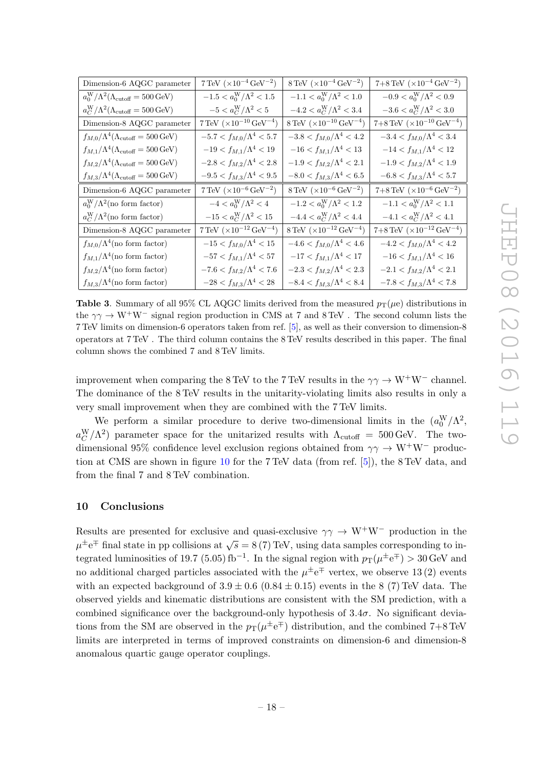| Dimension-6 AQGC parameter | 7 TeV ($\times 10^{-4}\,\text{GeV}^{-2}$) | 8 TeV ($\times 10^{-4}\,\text{GeV}^{-2}$) | 7+8 TeV ($\times 10^{-4}\,\text{GeV}^{-2}$) |
|---|---|---|---|
| $a_0^{\mathrm{W}}/\Lambda^2(\Lambda_{\text{cutoff}} = 500\,\text{GeV})$ | $-1.5 < a_0^{\mathrm{W}}/\Lambda^2 < 1.5$ | $-1.1 < a_0^{\mathrm{W}}/\Lambda^2 < 1.0$ | $-0.9 < a_0^{\mathrm{W}}/\Lambda^2 < 0.9$ |
| $a_C^{\mathrm{W}}/\Lambda^2(\Lambda_{\text{cutoff}} = 500\,\text{GeV})$ | $-5 < a_C^{\mathrm{W}}/\Lambda^2 < 5$ | $-4.2 < a_C^{\mathrm{W}}/\Lambda^2 < 3.4$ | $-3.6 < a_C^{\mathrm{W}}/\Lambda^2 < 3.0$ |
| Dimension-8 AQGC parameter | 7 TeV ($\times 10^{-10}\,\text{GeV}^{-4}$) | 8 TeV ($\times 10^{-10}\,\text{GeV}^{-4}$) | 7+8 TeV ($\times 10^{-10}\,\text{GeV}^{-4}$) |
| $f_{M,0}/\Lambda^4(\Lambda_{\text{cutoff}} = 500\,\text{GeV})$ | $-5.7 < f_{M,0}/\Lambda^4 < 5.7$ | $-3.8 < f_{M,0}/\Lambda^4 < 4.2$ | $-3.4 < f_{M,0}/\Lambda^4 < 3.4$ |
| $f_{M,1}/\Lambda^4(\Lambda_{\text{cutoff}} = 500\,\text{GeV})$ | $-19 < f_{M,1}/\Lambda^4 < 19$ | $-16 < f_{M,1}/\Lambda^4 < 13$ | $-14 < f_{M,1}/\Lambda^4 < 12$ |
| $f_{M,2}/\Lambda^4(\Lambda_{\text{cutoff}} = 500\,\text{GeV})$ | $-2.8 < f_{M,2}/\Lambda^4 < 2.8$ | $-1.9 < f_{M,2}/\Lambda^4 < 2.1$ | $-1.9 < f_{M,2}/\Lambda^4 < 1.9$ |
| $f_{M,3}/\Lambda^4(\Lambda_{\text{cutoff}} = 500\,\text{GeV})$ | $-9.5 < f_{M,3}/\Lambda^4 < 9.5$ | $-8.0 < f_{M,3}/\Lambda^4 < 6.5$ | $-6.8 < f_{M,3}/\Lambda^4 < 5.7$ |
| Dimension-6 AQGC parameter | 7 TeV ($\times 10^{-6}\,\text{GeV}^{-2}$) | 8 TeV ($\times 10^{-6}\,\text{GeV}^{-2}$) | 7+8 TeV ($\times 10^{-6}\,\text{GeV}^{-2}$) |
| $a_0^{\mathrm{W}}/\Lambda^2$(no form factor) | $-4 < a_0^{\mathrm{W}}/\Lambda^2 < 4$ | $-1.2 < a_0^{\mathrm{W}}/\Lambda^2 < 1.2$ | $-1.1 < a_0^{\mathrm{W}}/\Lambda^2 < 1.1$ |
| $a_C^{\mathrm{W}}/\Lambda^2$(no form factor) | $-15 < a_C^{\mathrm{W}}/\Lambda^2 < 15$ | $-4.4 < a_C^{\mathrm{W}}/\Lambda^2 < 4.4$ | $-4.1 < a_C^{\mathrm{W}}/\Lambda^2 < 4.1$ |
| Dimension-8 AQGC parameter | 7 TeV ($\times 10^{-12}\,\text{GeV}^{-4}$) | 8 TeV ($\times 10^{-12}\,\text{GeV}^{-4}$) | 7+8 TeV ($\times 10^{-12}\,\text{GeV}^{-4}$) |
| $f_{M,0}/\Lambda^4$(no form factor) | $-15 < f_{M,0}/\Lambda^4 < 15$ | $-4.6 < f_{M,0}/\Lambda^4 < 4.6$ | $-4.2 < f_{M,0}/\Lambda^4 < 4.2$ |
| $f_{M,1}/\Lambda^4$(no form factor) | $-57 < f_{M,1}/\Lambda^4 < 57$ | $-17 < f_{M,1}/\Lambda^4 < 17$ | $-16 < f_{M,1}/\Lambda^4 < 16$ |
| $f_{M,2}/\Lambda^4$(no form factor) | $-7.6 < f_{M,2}/\Lambda^4 < 7.6$ | $-2.3 < f_{M,2}/\Lambda^4 < 2.3$ | $-2.1 < f_{M,2}/\Lambda^4 < 2.1$ |
| $f_{M,3}/\Lambda^4$(no form factor) | $-28 < f_{M,3}/\Lambda^4 < 28$ | $-8.4 < f_{M,3}/\Lambda^4 < 8.4$ | $-7.8 < f_{M,3}/\Lambda^4 < 7.8$ |

**Table 3**. Summary of all 95% CL AQGC limits derived from the measured $p_{\mathrm{T}}(\mu e)$ distributions in the $\gamma\gamma \to \mathrm{W^+W^-}$ signal region production in CMS at 7 and 8 TeV . The second column lists the 7 TeV limits on dimension-6 operators taken from ref. [5], as well as their conversion to dimension-8 operators at 7 TeV . The third column contains the 8 TeV results described in this paper. The final column shows the combined 7 and 8 TeV limits.

improvement when comparing the 8 TeV to the 7 TeV results in the $\gamma\gamma \to \mathrm{W^+W^-}$ channel. The dominance of the 8 TeV results in the unitarity-violating limits also results in only a very small improvement when they are combined with the 7 TeV limits.

We perform a similar procedure to derive two-dimensional limits in the ($a_0^{\mathrm{W}}/\Lambda^2$, $a_C^{\mathrm{W}}/\Lambda^2$) parameter space for the unitarized results with $\Lambda_{\text{cutoff}} = 500\,\text{GeV}$. The two-dimensional 95% confidence level exclusion regions obtained from $\gamma\gamma \to \mathrm{W^+W^-}$ production at CMS are shown in figure 10 for the 7 TeV data (from ref. [5]), the 8 TeV data, and from the final 7 and 8 TeV combination.

## 10 Conclusions

Results are presented for exclusive and quasi-exclusive $\gamma\gamma \to \mathrm{W^+W^-}$ production in the $\mu^{\pm}\mathrm{e}^{\mp}$ final state in pp collisions at $\sqrt{s} = 8\,(7)$ TeV, using data samples corresponding to integrated luminosities of 19.7 (5.05) $\text{fb}^{-1}$. In the signal region with $p_{\mathrm{T}}(\mu^{\pm}\mathrm{e}^{\mp}) > 30\,\text{GeV}$ and no additional charged particles associated with the $\mu^{\pm}\mathrm{e}^{\mp}$ vertex, we observe 13 (2) events with an expected background of $3.9 \pm 0.6$ ($0.84 \pm 0.15$) events in the 8 (7) TeV data. The observed yields and kinematic distributions are consistent with the SM prediction, with a combined significance over the background-only hypothesis of $3.4\sigma$. No significant deviations from the SM are observed in the $p_{\mathrm{T}}(\mu^{\pm}\mathrm{e}^{\mp})$ distribution, and the combined 7+8 TeV limits are interpreted in terms of improved constraints on dimension-6 and dimension-8 anomalous quartic gauge operator couplings.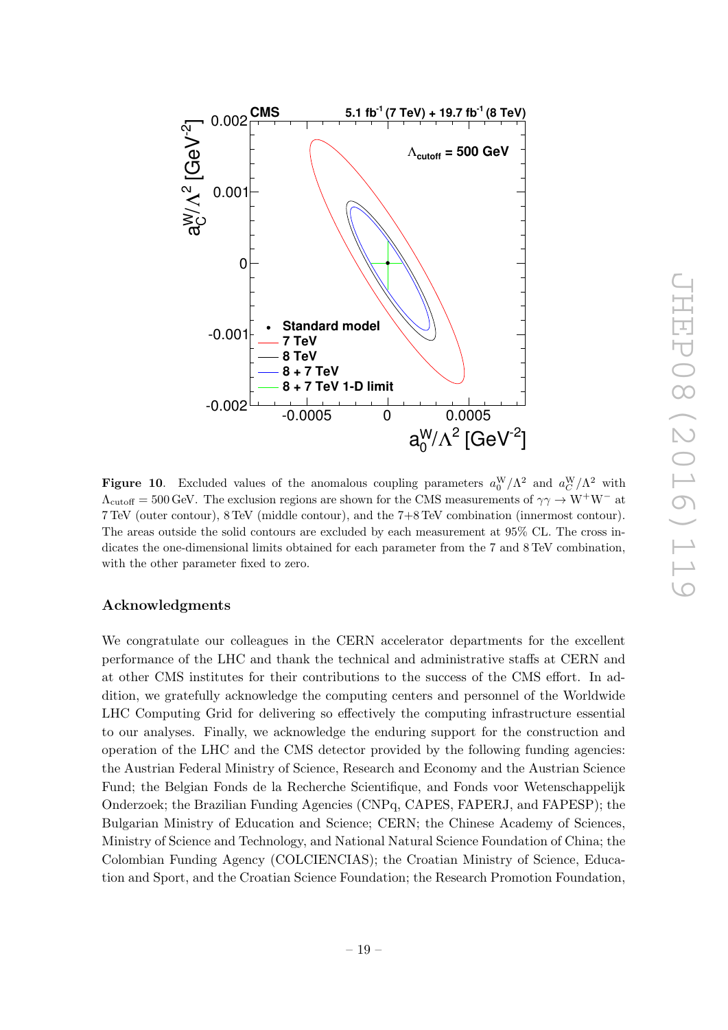**Figure 10**. Excluded values of the anomalous coupling parameters $a_0^{\mathrm{W}}/\Lambda^2$ and $a_C^{\mathrm{W}}/\Lambda^2$ with $\Lambda_{\text{cutoff}} = 500\,\text{GeV}$. The exclusion regions are shown for the CMS measurements of $\gamma\gamma \to \mathrm{W^+W^-}$ at 7 TeV (outer contour), 8 TeV (middle contour), and the 7+8 TeV combination (innermost contour). The areas outside the solid contours are excluded by each measurement at 95% CL. The cross indicates the one-dimensional limits obtained for each parameter from the 7 and 8 TeV combination, with the other parameter fixed to zero.

## Acknowledgments

We congratulate our colleagues in the CERN accelerator departments for the excellent performance of the LHC and thank the technical and administrative staffs at CERN and at other CMS institutes for their contributions to the success of the CMS effort. In addition, we gratefully acknowledge the computing centers and personnel of the Worldwide LHC Computing Grid for delivering so effectively the computing infrastructure essential to our analyses. Finally, we acknowledge the enduring support for the construction and operation of the LHC and the CMS detector provided by the following funding agencies: the Austrian Federal Ministry of Science, Research and Economy and the Austrian Science Fund; the Belgian Fonds de la Recherche Scientifique, and Fonds voor Wetenschappelijk Onderzoek; the Brazilian Funding Agencies (CNPq, CAPES, FAPERJ, and FAPESP); the Bulgarian Ministry of Education and Science; CERN; the Chinese Academy of Sciences, Ministry of Science and Technology, and National Natural Science Foundation of China; the Colombian Funding Agency (COLCIENCIAS); the Croatian Ministry of Science, Education and Sport, and the Croatian Science Foundation; the Research Promotion Foundation,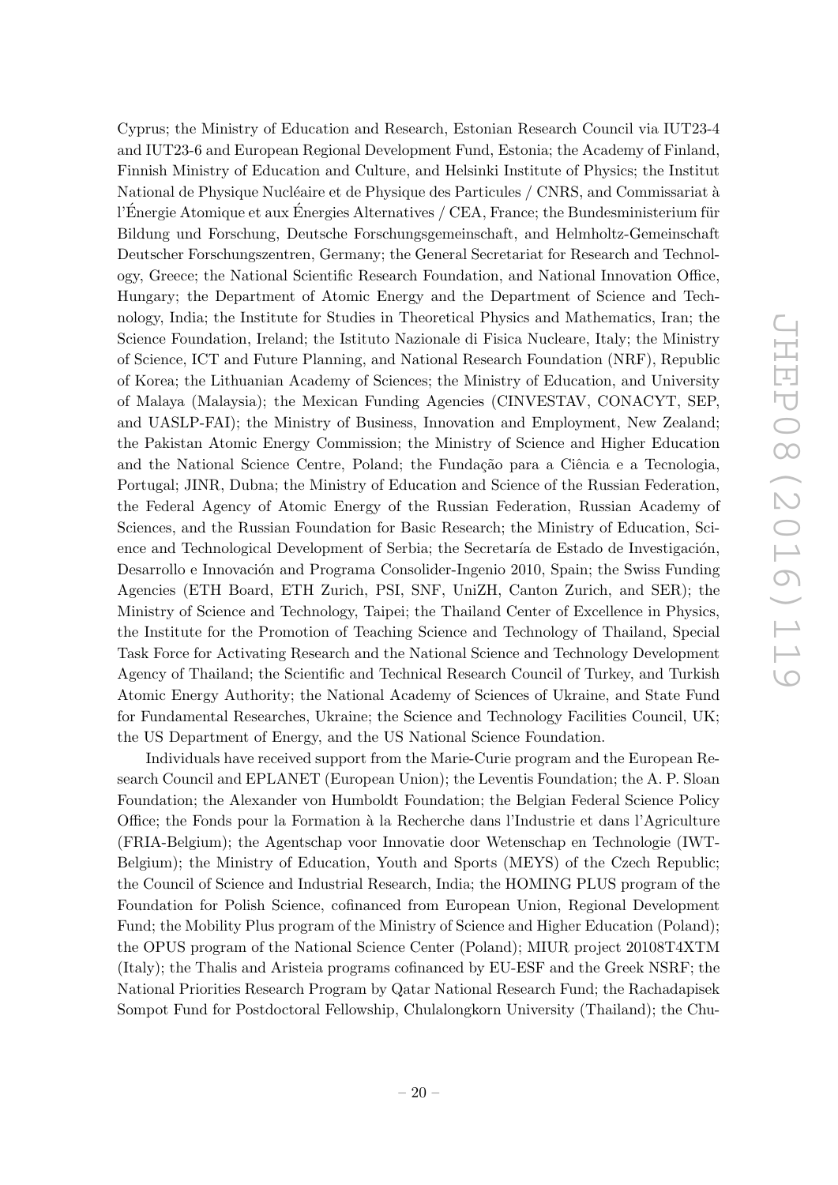Cyprus; the Ministry of Education and Research, Estonian Research Council via IUT23-4 and IUT23-6 and European Regional Development Fund, Estonia; the Academy of Finland, Finnish Ministry of Education and Culture, and Helsinki Institute of Physics; the Institut National de Physique Nucléaire et de Physique des Particules / CNRS, and Commissariat à l'Énergie Atomique et aux Énergies Alternatives / CEA, France; the Bundesministerium für Bildung und Forschung, Deutsche Forschungsgemeinschaft, and Helmholtz-Gemeinschaft Deutscher Forschungszentren, Germany; the General Secretariat for Research and Technology, Greece; the National Scientific Research Foundation, and National Innovation Office, Hungary; the Department of Atomic Energy and the Department of Science and Technology, India; the Institute for Studies in Theoretical Physics and Mathematics, Iran; the Science Foundation, Ireland; the Istituto Nazionale di Fisica Nucleare, Italy; the Ministry of Science, ICT and Future Planning, and National Research Foundation (NRF), Republic of Korea; the Lithuanian Academy of Sciences; the Ministry of Education, and University of Malaya (Malaysia); the Mexican Funding Agencies (CINVESTAV, CONACYT, SEP, and UASLP-FAI); the Ministry of Business, Innovation and Employment, New Zealand; the Pakistan Atomic Energy Commission; the Ministry of Science and Higher Education and the National Science Centre, Poland; the Fundação para a Ciência e a Tecnologia, Portugal; JINR, Dubna; the Ministry of Education and Science of the Russian Federation, the Federal Agency of Atomic Energy of the Russian Federation, Russian Academy of Sciences, and the Russian Foundation for Basic Research; the Ministry of Education, Science and Technological Development of Serbia; the Secretaría de Estado de Investigación, Desarrollo e Innovación and Programa Consolider-Ingenio 2010, Spain; the Swiss Funding Agencies (ETH Board, ETH Zurich, PSI, SNF, UniZH, Canton Zurich, and SER); the Ministry of Science and Technology, Taipei; the Thailand Center of Excellence in Physics, the Institute for the Promotion of Teaching Science and Technology of Thailand, Special Task Force for Activating Research and the National Science and Technology Development Agency of Thailand; the Scientific and Technical Research Council of Turkey, and Turkish Atomic Energy Authority; the National Academy of Sciences of Ukraine, and State Fund for Fundamental Researches, Ukraine; the Science and Technology Facilities Council, UK; the US Department of Energy, and the US National Science Foundation.

Individuals have received support from the Marie-Curie program and the European Research Council and EPLANET (European Union); the Leventis Foundation; the A. P. Sloan Foundation; the Alexander von Humboldt Foundation; the Belgian Federal Science Policy Office; the Fonds pour la Formation à la Recherche dans l'Industrie et dans l'Agriculture (FRIA-Belgium); the Agentschap voor Innovatie door Wetenschap en Technologie (IWT-Belgium); the Ministry of Education, Youth and Sports (MEYS) of the Czech Republic; the Council of Science and Industrial Research, India; the HOMING PLUS program of the Foundation for Polish Science, cofinanced from European Union, Regional Development Fund; the Mobility Plus program of the Ministry of Science and Higher Education (Poland); the OPUS program of the National Science Center (Poland); MIUR project 20108T4XTM (Italy); the Thalis and Aristeia programs cofinanced by EU-ESF and the Greek NSRF; the National Priorities Research Program by Qatar National Research Fund; the Rachadapisek Sompot Fund for Postdoctoral Fellowship, Chulalongkorn University (Thailand); the Chu-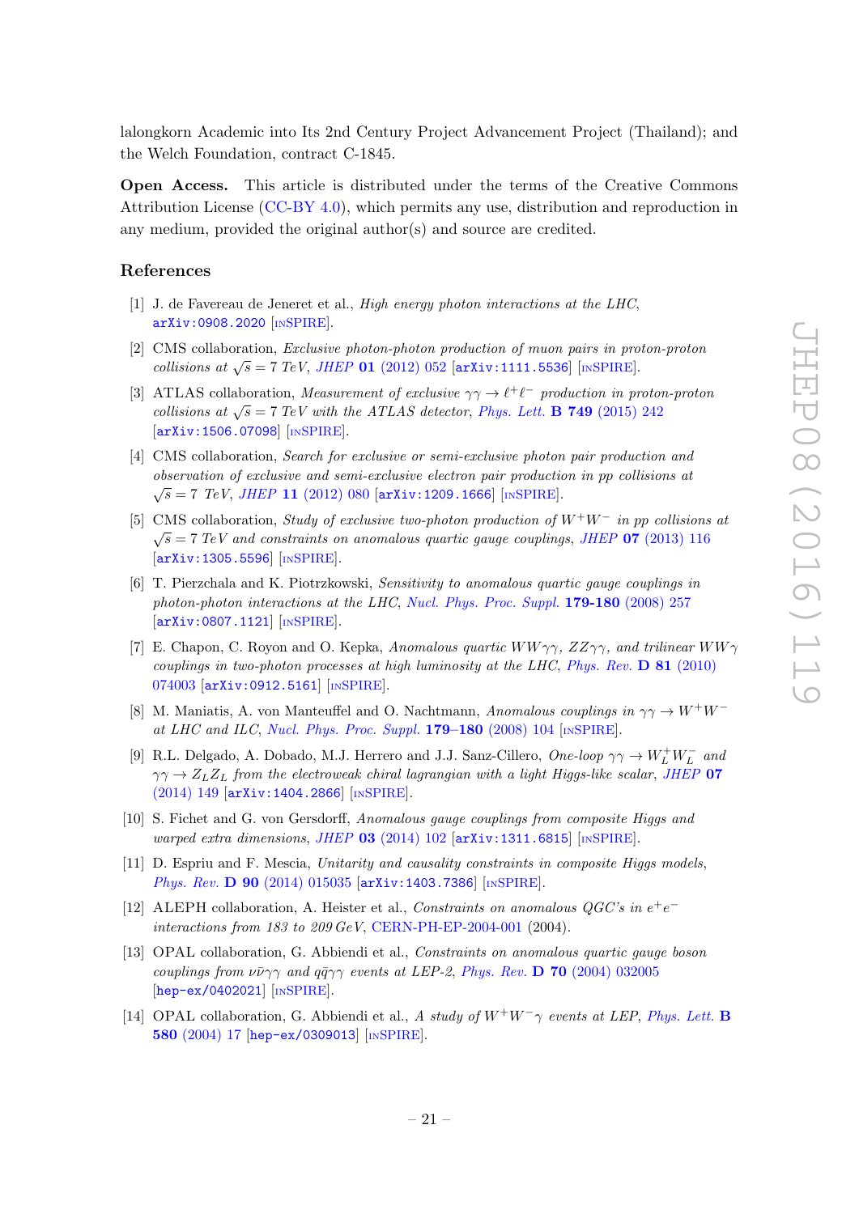lalongkorn Academic into Its 2nd Century Project Advancement Project (Thailand); and the Welch Foundation, contract C-1845.

**Open Access.** This article is distributed under the terms of the Creative Commons Attribution License (CC-BY 4.0), which permits any use, distribution and reproduction in any medium, provided the original author(s) and source are credited.

## References

[1] J. de Favereau de Jeneret et al., *High energy photon interactions at the LHC*, arXiv:0908.2020 [INSPIRE].

[2] CMS collaboration, *Exclusive photon-photon production of muon pairs in proton-proton collisions at* $\sqrt{s} = 7$ *TeV*, *JHEP* **01** (2012) 052 [arXiv:1111.5536] [INSPIRE].

[3] ATLAS collaboration, *Measurement of exclusive* $\gamma\gamma \to \ell^+\ell^-$ *production in proton-proton collisions at* $\sqrt{s} = 7$ *TeV with the ATLAS detector*, *Phys. Lett.* **B 749** (2015) 242 [arXiv:1506.07098] [INSPIRE].

[4] CMS collaboration, *Search for exclusive or semi-exclusive photon pair production and observation of exclusive and semi-exclusive electron pair production in pp collisions at* $\sqrt{s} = 7$ *TeV*, *JHEP* **11** (2012) 080 [arXiv:1209.1666] [INSPIRE].

[5] CMS collaboration, *Study of exclusive two-photon production of* $W^+W^-$ *in pp collisions at* $\sqrt{s} = 7$ *TeV and constraints on anomalous quartic gauge couplings*, *JHEP* **07** (2013) 116 [arXiv:1305.5596] [INSPIRE].

[6] T. Pierzchala and K. Piotrzkowski, *Sensitivity to anomalous quartic gauge couplings in photon-photon interactions at the LHC*, *Nucl. Phys. Proc. Suppl.* **179-180** (2008) 257 [arXiv:0807.1121] [INSPIRE].

[7] E. Chapon, C. Royon and O. Kepka, *Anomalous quartic* $WW\gamma\gamma$, $ZZ\gamma\gamma$, *and trilinear* $WW\gamma$ *couplings in two-photon processes at high luminosity at the LHC*, *Phys. Rev.* **D 81** (2010) 074003 [arXiv:0912.5161] [INSPIRE].

[8] M. Maniatis, A. von Manteuffel and O. Nachtmann, *Anomalous couplings in* $\gamma\gamma \to W^+W^-$ *at LHC and ILC*, *Nucl. Phys. Proc. Suppl.* **179–180** (2008) 104 [INSPIRE].

[9] R.L. Delgado, A. Dobado, M.J. Herrero and J.J. Sanz-Cillero, *One-loop* $\gamma\gamma \to W_L^+W_L^-$ *and* $\gamma\gamma \to Z_LZ_L$ *from the electroweak chiral lagrangian with a light Higgs-like scalar*, *JHEP* **07** (2014) 149 [arXiv:1404.2866] [INSPIRE].

[10] S. Fichet and G. von Gersdorff, *Anomalous gauge couplings from composite Higgs and warped extra dimensions*, *JHEP* **03** (2014) 102 [arXiv:1311.6815] [INSPIRE].

[11] D. Espriu and F. Mescia, *Unitarity and causality constraints in composite Higgs models*, *Phys. Rev.* **D 90** (2014) 015035 [arXiv:1403.7386] [INSPIRE].

[12] ALEPH collaboration, A. Heister et al., *Constraints on anomalous QGC's in* $e^+e^-$ *interactions from 183 to 209 GeV*, CERN-PH-EP-2004-001 (2004).

[13] OPAL collaboration, G. Abbiendi et al., *Constraints on anomalous quartic gauge boson couplings from* $\nu\bar{\nu}\gamma\gamma$ *and* $q\bar{q}\gamma\gamma$ *events at LEP-2*, *Phys. Rev.* **D 70** (2004) 032005 [hep-ex/0402021] [INSPIRE].

[14] OPAL collaboration, G. Abbiendi et al., *A study of* $W^+W^-\gamma$ *events at LEP*, *Phys. Lett.* **B 580** (2004) 17 [hep-ex/0309013] [INSPIRE].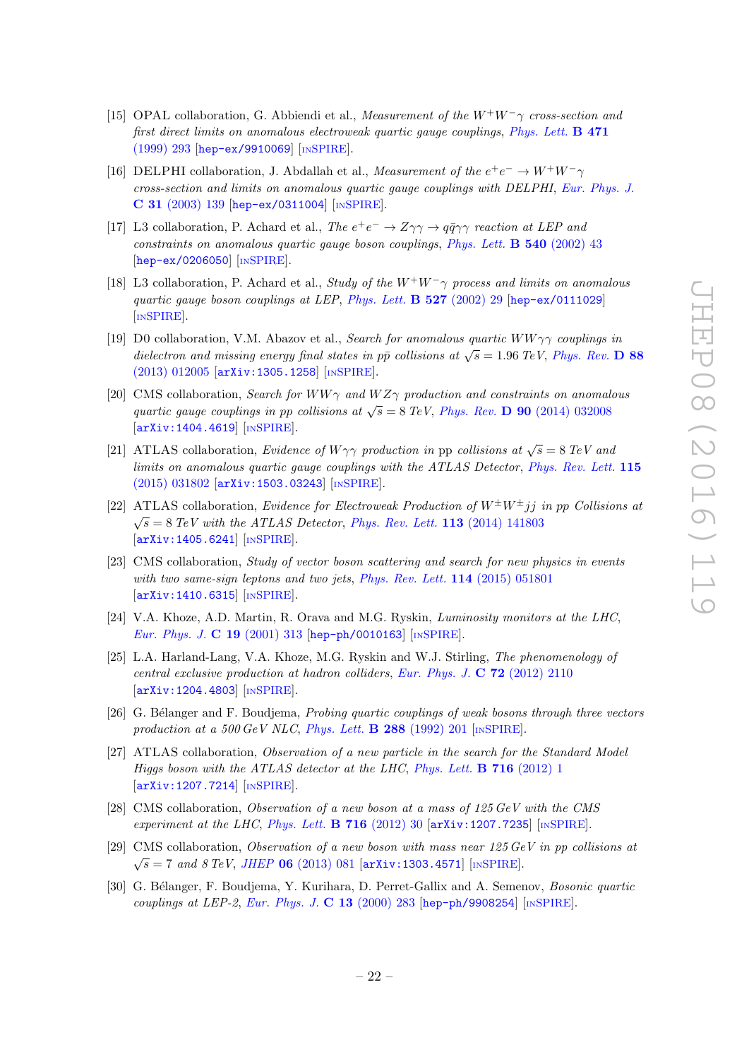[15] OPAL collaboration, G. Abbiendi et al., *Measurement of the $W^+W^-\gamma$ cross-section and first direct limits on anomalous electroweak quartic gauge couplings*, Phys. Lett. **B 471** (1999) 293 [hep-ex/9910069] [INSPIRE].

[16] DELPHI collaboration, J. Abdallah et al., *Measurement of the $e^+e^- \to W^+W^-\gamma$ cross-section and limits on anomalous quartic gauge couplings with DELPHI*, Eur. Phys. J. **C 31** (2003) 139 [hep-ex/0311004] [INSPIRE].

[17] L3 collaboration, P. Achard et al., *The $e^+e^- \to Z\gamma\gamma \to q\bar{q}\gamma\gamma$ reaction at LEP and constraints on anomalous quartic gauge boson couplings*, Phys. Lett. **B 540** (2002) 43 [hep-ex/0206050] [INSPIRE].

[18] L3 collaboration, P. Achard et al., *Study of the $W^+W^-\gamma$ process and limits on anomalous quartic gauge boson couplings at LEP*, Phys. Lett. **B 527** (2002) 29 [hep-ex/0111029] [INSPIRE].

[19] D0 collaboration, V.M. Abazov et al., *Search for anomalous quartic $WW\gamma\gamma$ couplings in dielectron and missing energy final states in $p\bar{p}$ collisions at $\sqrt{s} = 1.96$ TeV*, Phys. Rev. **D 88** (2013) 012005 [arXiv:1305.1258] [INSPIRE].

[20] CMS collaboration, *Search for $WW\gamma$ and $WZ\gamma$ production and constraints on anomalous quartic gauge couplings in pp collisions at $\sqrt{s} = 8$ TeV*, Phys. Rev. **D 90** (2014) 032008 [arXiv:1404.4619] [INSPIRE].

[21] ATLAS collaboration, *Evidence of $W\gamma\gamma$ production in pp collisions at $\sqrt{s} = 8$ TeV and limits on anomalous quartic gauge couplings with the ATLAS Detector*, Phys. Rev. Lett. **115** (2015) 031802 [arXiv:1503.03243] [INSPIRE].

[22] ATLAS collaboration, *Evidence for Electroweak Production of $W^{\pm}W^{\pm}jj$ in pp Collisions at $\sqrt{s} = 8$ TeV with the ATLAS Detector*, Phys. Rev. Lett. **113** (2014) 141803 [arXiv:1405.6241] [INSPIRE].

[23] CMS collaboration, *Study of vector boson scattering and search for new physics in events with two same-sign leptons and two jets*, Phys. Rev. Lett. **114** (2015) 051801 [arXiv:1410.6315] [INSPIRE].

[24] V.A. Khoze, A.D. Martin, R. Orava and M.G. Ryskin, *Luminosity monitors at the LHC*, Eur. Phys. J. **C 19** (2001) 313 [hep-ph/0010163] [INSPIRE].

[25] L.A. Harland-Lang, V.A. Khoze, M.G. Ryskin and W.J. Stirling, *The phenomenology of central exclusive production at hadron colliders*, Eur. Phys. J. **C 72** (2012) 2110 [arXiv:1204.4803] [INSPIRE].

[26] G. Bélanger and F. Boudjema, *Probing quartic couplings of weak bosons through three vectors production at a 500 GeV NLC*, Phys. Lett. **B 288** (1992) 201 [INSPIRE].

[27] ATLAS collaboration, *Observation of a new particle in the search for the Standard Model Higgs boson with the ATLAS detector at the LHC*, Phys. Lett. **B 716** (2012) 1 [arXiv:1207.7214] [INSPIRE].

[28] CMS collaboration, *Observation of a new boson at a mass of 125 GeV with the CMS experiment at the LHC*, Phys. Lett. **B 716** (2012) 30 [arXiv:1207.7235] [INSPIRE].

[29] CMS collaboration, *Observation of a new boson with mass near 125 GeV in pp collisions at $\sqrt{s} = 7$ and 8 TeV*, JHEP **06** (2013) 081 [arXiv:1303.4571] [INSPIRE].

[30] G. Bélanger, F. Boudjema, Y. Kurihara, D. Perret-Gallix and A. Semenov, *Bosonic quartic couplings at LEP-2*, Eur. Phys. J. **C 13** (2000) 283 [hep-ph/9908254] [INSPIRE].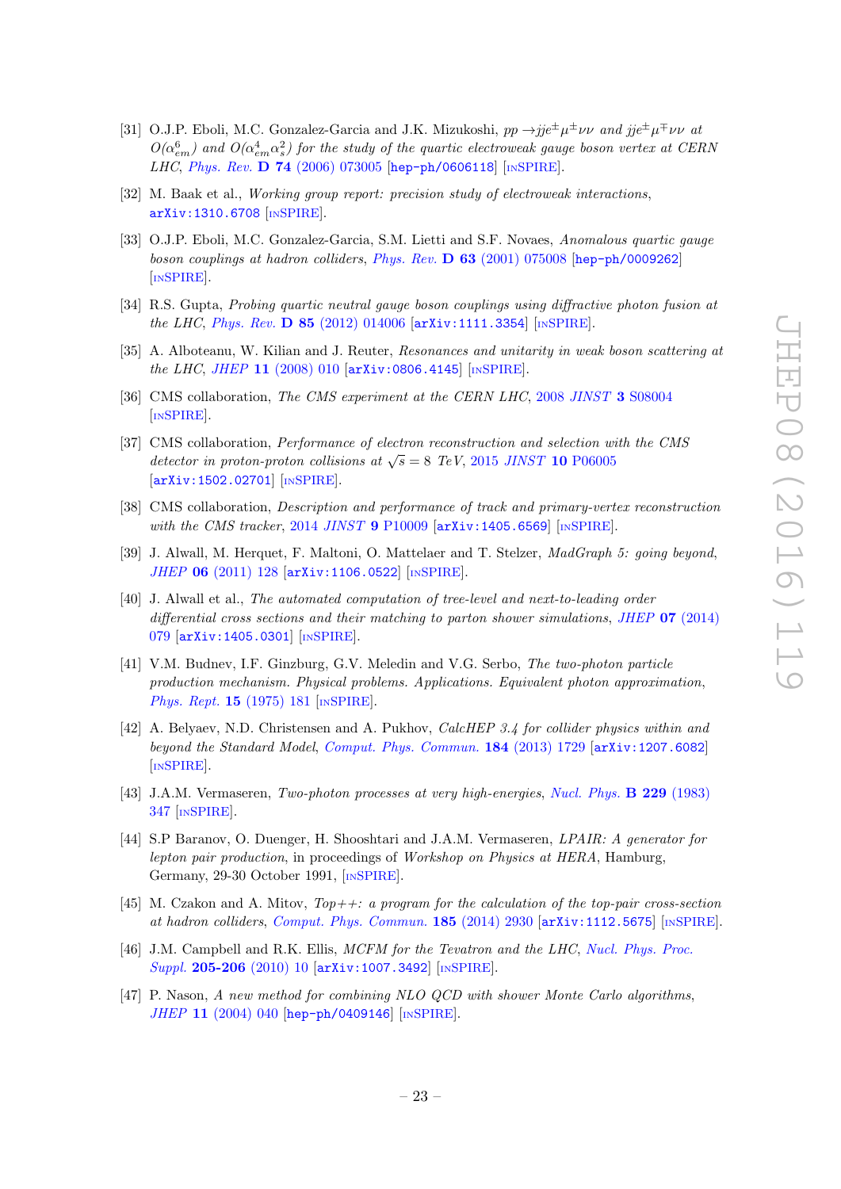[31] O.J.P. Eboli, M.C. Gonzalez-Garcia and J.K. Mizukoshi, *$pp \to jje^{\pm}\mu^{\pm}\nu\nu$ and $jje^{\pm}\mu^{\mp}\nu\nu$ at $O(\alpha_{em}^6)$ and $O(\alpha_{em}^4\alpha_s^2)$ for the study of the quartic electroweak gauge boson vertex at CERN LHC*, Phys. Rev. **D 74** (2006) 073005 [hep-ph/0606118] [INSPIRE].

[32] M. Baak et al., *Working group report: precision study of electroweak interactions*, arXiv:1310.6708 [INSPIRE].

[33] O.J.P. Eboli, M.C. Gonzalez-Garcia, S.M. Lietti and S.F. Novaes, *Anomalous quartic gauge boson couplings at hadron colliders*, Phys. Rev. **D 63** (2001) 075008 [hep-ph/0009262] [INSPIRE].

[34] R.S. Gupta, *Probing quartic neutral gauge boson couplings using diffractive photon fusion at the LHC*, Phys. Rev. **D 85** (2012) 014006 [arXiv:1111.3354] [INSPIRE].

[35] A. Alboteanu, W. Kilian and J. Reuter, *Resonances and unitarity in weak boson scattering at the LHC*, JHEP **11** (2008) 010 [arXiv:0806.4145] [INSPIRE].

[36] CMS collaboration, *The CMS experiment at the CERN LHC*, 2008 JINST **3** S08004 [INSPIRE].

[37] CMS collaboration, *Performance of electron reconstruction and selection with the CMS detector in proton-proton collisions at $\sqrt{s} = 8$ TeV*, 2015 JINST **10** P06005 [arXiv:1502.02701] [INSPIRE].

[38] CMS collaboration, *Description and performance of track and primary-vertex reconstruction with the CMS tracker*, 2014 JINST **9** P10009 [arXiv:1405.6569] [INSPIRE].

[39] J. Alwall, M. Herquet, F. Maltoni, O. Mattelaer and T. Stelzer, *MadGraph 5: going beyond*, JHEP **06** (2011) 128 [arXiv:1106.0522] [INSPIRE].

[40] J. Alwall et al., *The automated computation of tree-level and next-to-leading order differential cross sections and their matching to parton shower simulations*, JHEP **07** (2014) 079 [arXiv:1405.0301] [INSPIRE].

[41] V.M. Budnev, I.F. Ginzburg, G.V. Meledin and V.G. Serbo, *The two-photon particle production mechanism. Physical problems. Applications. Equivalent photon approximation*, Phys. Rept. **15** (1975) 181 [INSPIRE].

[42] A. Belyaev, N.D. Christensen and A. Pukhov, *CalcHEP 3.4 for collider physics within and beyond the Standard Model*, Comput. Phys. Commun. **184** (2013) 1729 [arXiv:1207.6082] [INSPIRE].

[43] J.A.M. Vermaseren, *Two-photon processes at very high-energies*, Nucl. Phys. **B 229** (1983) 347 [INSPIRE].

[44] S.P Baranov, O. Duenger, H. Shooshtari and J.A.M. Vermaseren, *LPAIR: A generator for lepton pair production*, in proceedings of *Workshop on Physics at HERA*, Hamburg, Germany, 29-30 October 1991, [INSPIRE].

[45] M. Czakon and A. Mitov, *Top++: a program for the calculation of the top-pair cross-section at hadron colliders*, Comput. Phys. Commun. **185** (2014) 2930 [arXiv:1112.5675] [INSPIRE].

[46] J.M. Campbell and R.K. Ellis, *MCFM for the Tevatron and the LHC*, Nucl. Phys. Proc. Suppl. **205-206** (2010) 10 [arXiv:1007.3492] [INSPIRE].

[47] P. Nason, *A new method for combining NLO QCD with shower Monte Carlo algorithms*, JHEP **11** (2004) 040 [hep-ph/0409146] [INSPIRE].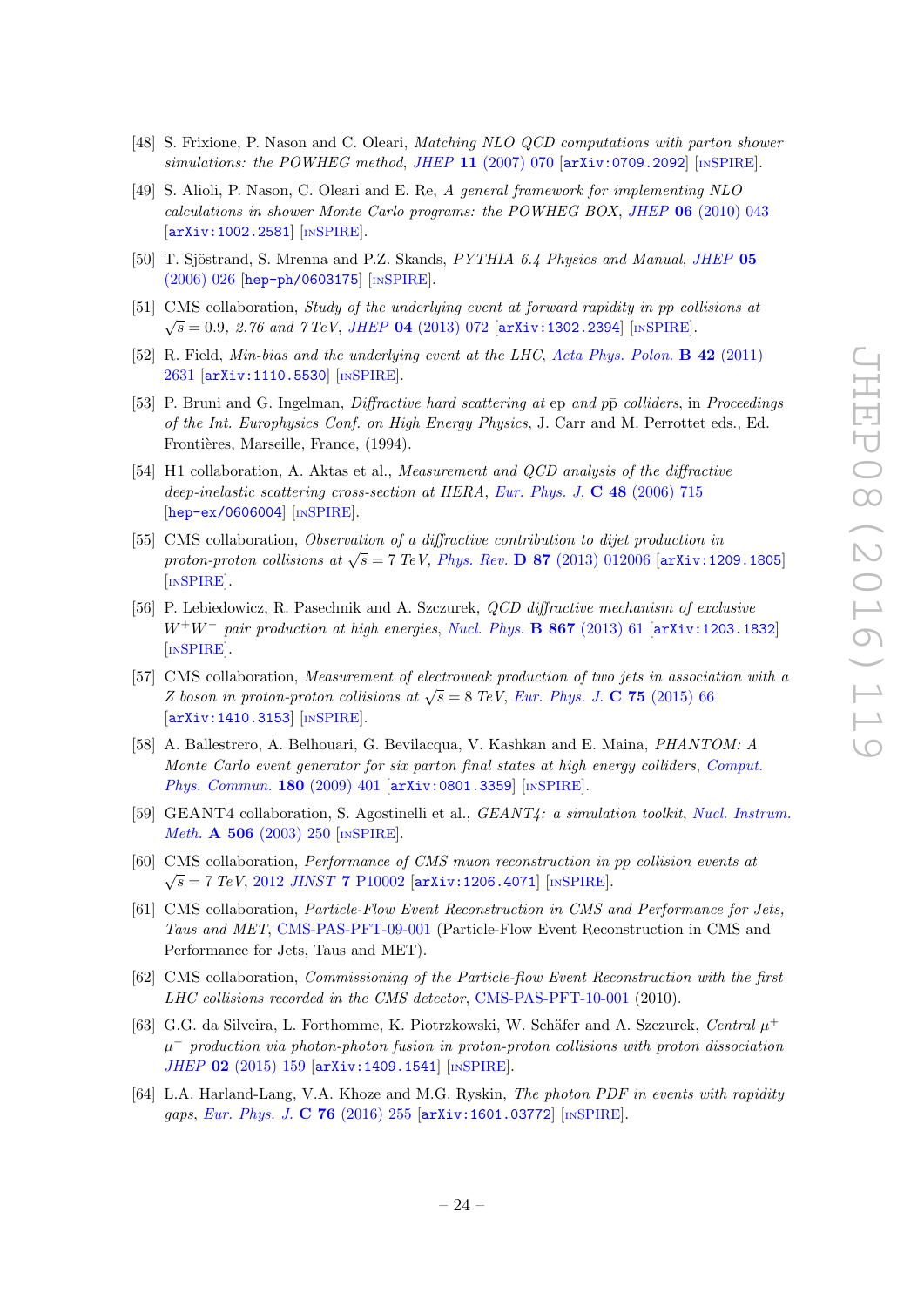[48] S. Frixione, P. Nason and C. Oleari, *Matching NLO QCD computations with parton shower simulations: the POWHEG method*, JHEP **11** (2007) 070 [arXiv:0709.2092] [INSPIRE].

[49] S. Alioli, P. Nason, C. Oleari and E. Re, *A general framework for implementing NLO calculations in shower Monte Carlo programs: the POWHEG BOX*, JHEP **06** (2010) 043 [arXiv:1002.2581] [INSPIRE].

[50] T. Sjöstrand, S. Mrenna and P.Z. Skands, *PYTHIA 6.4 Physics and Manual*, JHEP **05** (2006) 026 [hep-ph/0603175] [INSPIRE].

[51] CMS collaboration, *Study of the underlying event at forward rapidity in pp collisions at $\sqrt{s} = 0.9$, 2.76 and 7 TeV*, JHEP **04** (2013) 072 [arXiv:1302.2394] [INSPIRE].

[52] R. Field, *Min-bias and the underlying event at the LHC*, Acta Phys. Polon. **B 42** (2011) 2631 [arXiv:1110.5530] [INSPIRE].

[53] P. Bruni and G. Ingelman, *Diffractive hard scattering at ep and $p\bar{p}$ colliders*, in *Proceedings of the Int. Europhysics Conf. on High Energy Physics*, J. Carr and M. Perrottet eds., Ed. Frontières, Marseille, France, (1994).

[54] H1 collaboration, A. Aktas et al., *Measurement and QCD analysis of the diffractive deep-inelastic scattering cross-section at HERA*, Eur. Phys. J. **C 48** (2006) 715 [hep-ex/0606004] [INSPIRE].

[55] CMS collaboration, *Observation of a diffractive contribution to dijet production in proton-proton collisions at $\sqrt{s} = 7$ TeV*, Phys. Rev. **D 87** (2013) 012006 [arXiv:1209.1805] [INSPIRE].

[56] P. Lebiedowicz, R. Pasechnik and A. Szczurek, *QCD diffractive mechanism of exclusive $W^+W^-$ pair production at high energies*, Nucl. Phys. **B 867** (2013) 61 [arXiv:1203.1832] [INSPIRE].

[57] CMS collaboration, *Measurement of electroweak production of two jets in association with a Z boson in proton-proton collisions at $\sqrt{s} = 8$ TeV*, Eur. Phys. J. **C 75** (2015) 66 [arXiv:1410.3153] [INSPIRE].

[58] A. Ballestrero, A. Belhouari, G. Bevilacqua, V. Kashkan and E. Maina, *PHANTOM: A Monte Carlo event generator for six parton final states at high energy colliders*, Comput. Phys. Commun. **180** (2009) 401 [arXiv:0801.3359] [INSPIRE].

[59] GEANT4 collaboration, S. Agostinelli et al., *GEANT4: a simulation toolkit*, Nucl. Instrum. Meth. **A 506** (2003) 250 [INSPIRE].

[60] CMS collaboration, *Performance of CMS muon reconstruction in pp collision events at $\sqrt{s} = 7$ TeV*, 2012 JINST **7** P10002 [arXiv:1206.4071] [INSPIRE].

[61] CMS collaboration, *Particle-Flow Event Reconstruction in CMS and Performance for Jets, Taus and MET*, CMS-PAS-PFT-09-001 (Particle-Flow Event Reconstruction in CMS and Performance for Jets, Taus and MET).

[62] CMS collaboration, *Commissioning of the Particle-flow Event Reconstruction with the first LHC collisions recorded in the CMS detector*, CMS-PAS-PFT-10-001 (2010).

[63] G.G. da Silveira, L. Forthomme, K. Piotrzkowski, W. Schäfer and A. Szczurek, *Central $\mu^+ \mu^-$ production via photon-photon fusion in proton-proton collisions with proton dissociation* JHEP **02** (2015) 159 [arXiv:1409.1541] [INSPIRE].

[64] L.A. Harland-Lang, V.A. Khoze and M.G. Ryskin, *The photon PDF in events with rapidity gaps*, Eur. Phys. J. **C 76** (2016) 255 [arXiv:1601.03772] [INSPIRE].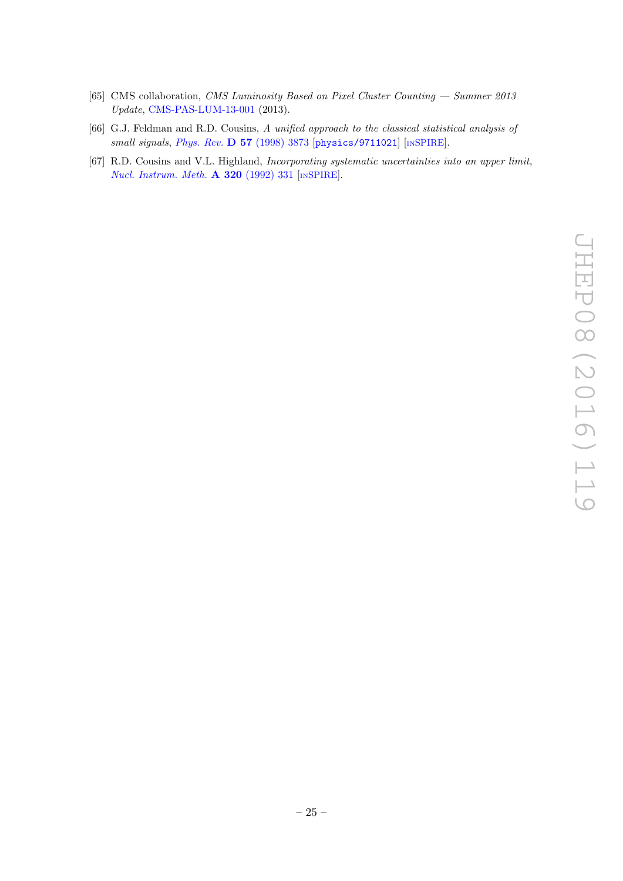[65] CMS collaboration, *CMS Luminosity Based on Pixel Cluster Counting — Summer 2013 Update*, CMS-PAS-LUM-13-001 (2013).

[66] G.J. Feldman and R.D. Cousins, *A unified approach to the classical statistical analysis of small signals*, *Phys. Rev.* **D 57** (1998) 3873 [physics/9711021] [INSPIRE].

[67] R.D. Cousins and V.L. Highland, *Incorporating systematic uncertainties into an upper limit*, *Nucl. Instrum. Meth.* **A 320** (1992) 331 [INSPIRE].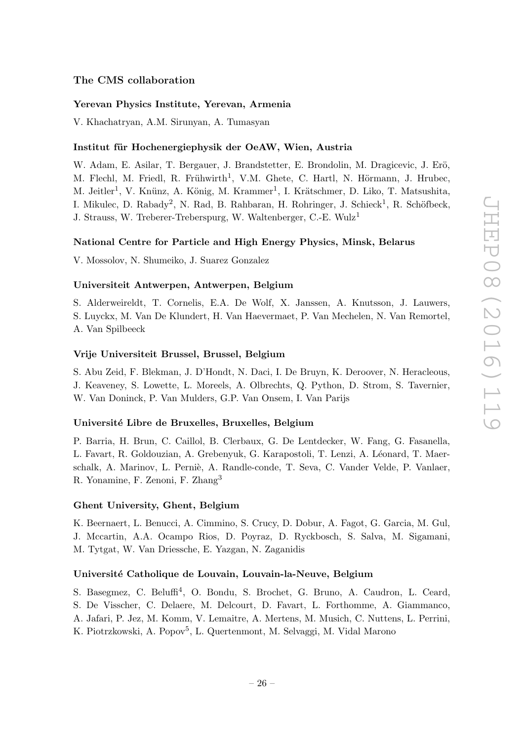## The CMS collaboration

### Yerevan Physics Institute, Yerevan, Armenia

V. Khachatryan, A.M. Sirunyan, A. Tumasyan

### Institut für Hochenergiephysik der OeAW, Wien, Austria

W. Adam, E. Asilar, T. Bergauer, J. Brandstetter, E. Brondolin, M. Dragicevic, J. Erö, M. Flechl, M. Friedl, R. Frühwirth[1], V.M. Ghete, C. Hartl, N. Hörmann, J. Hrubec, M. Jeitler[1], V. Knünz, A. König, M. Krammer[1], I. Krätschmer, D. Liko, T. Matsushita, I. Mikulec, D. Rabady[2], N. Rad, B. Rahbaran, H. Rohringer, J. Schieck[1], R. Schöfbeck, J. Strauss, W. Treberer-Treberspurg, W. Waltenberger, C.-E. Wulz[1]

### National Centre for Particle and High Energy Physics, Minsk, Belarus

V. Mossolov, N. Shumeiko, J. Suarez Gonzalez

### Universiteit Antwerpen, Antwerpen, Belgium

S. Alderweireldt, T. Cornelis, E.A. De Wolf, X. Janssen, A. Knutsson, J. Lauwers, S. Luyckx, M. Van De Klundert, H. Van Haevermaet, P. Van Mechelen, N. Van Remortel, A. Van Spilbeeck

### Vrije Universiteit Brussel, Brussel, Belgium

S. Abu Zeid, F. Blekman, J. D'Hondt, N. Daci, I. De Bruyn, K. Deroover, N. Heracleous, J. Keaveney, S. Lowette, L. Moreels, A. Olbrechts, Q. Python, D. Strom, S. Tavernier, W. Van Doninck, P. Van Mulders, G.P. Van Onsem, I. Van Parijs

### Université Libre de Bruxelles, Bruxelles, Belgium

P. Barria, H. Brun, C. Caillol, B. Clerbaux, G. De Lentdecker, W. Fang, G. Fasanella, L. Favart, R. Goldouzian, A. Grebenyuk, G. Karapostoli, T. Lenzi, A. Léonard, T. Maerschalk, A. Marinov, L. Perniè, A. Randle-conde, T. Seva, C. Vander Velde, P. Vanlaer, R. Yonamine, F. Zenoni, F. Zhang[3]

### Ghent University, Ghent, Belgium

K. Beernaert, L. Benucci, A. Cimmino, S. Crucy, D. Dobur, A. Fagot, G. Garcia, M. Gul, J. Mccartin, A.A. Ocampo Rios, D. Poyraz, D. Ryckbosch, S. Salva, M. Sigamani, M. Tytgat, W. Van Driessche, E. Yazgan, N. Zaganidis

### Université Catholique de Louvain, Louvain-la-Neuve, Belgium

S. Basegmez, C. Beluffi[4], O. Bondu, S. Brochet, G. Bruno, A. Caudron, L. Ceard, S. De Visscher, C. Delaere, M. Delcourt, D. Favart, L. Forthomme, A. Giammanco, A. Jafari, P. Jez, M. Komm, V. Lemaitre, A. Mertens, M. Musich, C. Nuttens, L. Perrini, K. Piotrzkowski, A. Popov[5], L. Quertenmont, M. Selvaggi, M. Vidal Marono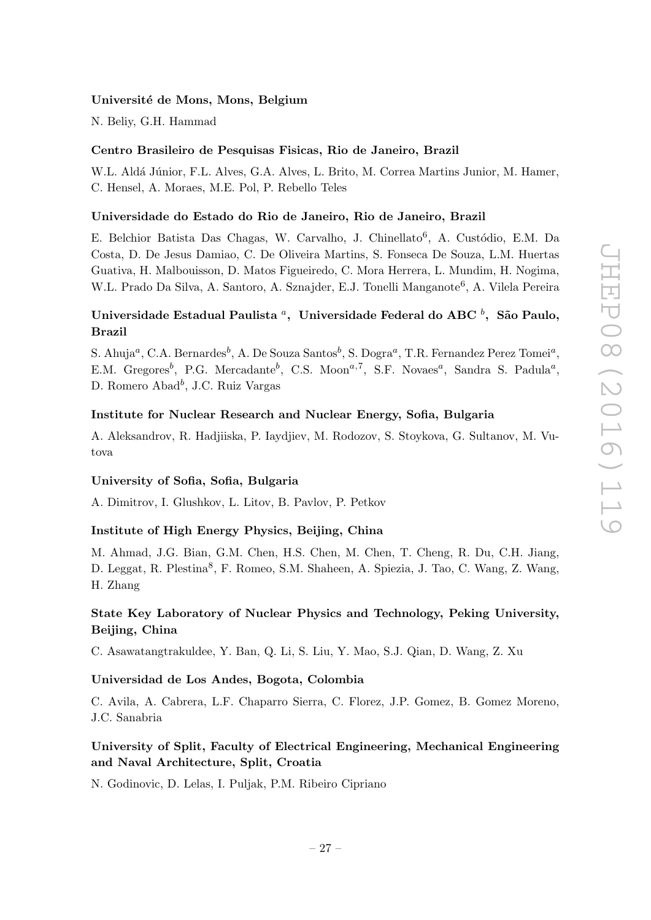**Université de Mons, Mons, Belgium**

N. Beliy, G.H. Hammad

**Centro Brasileiro de Pesquisas Fisicas, Rio de Janeiro, Brazil**

W.L. Aldá Júnior, F.L. Alves, G.A. Alves, L. Brito, M. Correa Martins Junior, M. Hamer, C. Hensel, A. Moraes, M.E. Pol, P. Rebello Teles

**Universidade do Estado do Rio de Janeiro, Rio de Janeiro, Brazil**

E. Belchior Batista Das Chagas, W. Carvalho, J. Chinellato[6], A. Custódio, E.M. Da Costa, D. De Jesus Damiao, C. De Oliveira Martins, S. Fonseca De Souza, L.M. Huertas Guativa, H. Malbouisson, D. Matos Figueiredo, C. Mora Herrera, L. Mundim, H. Nogima, W.L. Prado Da Silva, A. Santoro, A. Sznajder, E.J. Tonelli Manganote[6], A. Vilela Pereira

**Universidade Estadual Paulista [a], Universidade Federal do ABC [b], São Paulo, Brazil**

S. Ahuja[a], C.A. Bernardes[b], A. De Souza Santos[b], S. Dogra[a], T.R. Fernandez Perez Tomei[a], E.M. Gregores[b], P.G. Mercadante[b], C.S. Moon[a,7], S.F. Novaes[a], Sandra S. Padula[a], D. Romero Abad[b], J.C. Ruiz Vargas

**Institute for Nuclear Research and Nuclear Energy, Sofia, Bulgaria**

A. Aleksandrov, R. Hadjiiska, P. Iaydjiev, M. Rodozov, S. Stoykova, G. Sultanov, M. Vutova

**University of Sofia, Sofia, Bulgaria**

A. Dimitrov, I. Glushkov, L. Litov, B. Pavlov, P. Petkov

**Institute of High Energy Physics, Beijing, China**

M. Ahmad, J.G. Bian, G.M. Chen, H.S. Chen, M. Chen, T. Cheng, R. Du, C.H. Jiang, D. Leggat, R. Plestina[8], F. Romeo, S.M. Shaheen, A. Spiezia, J. Tao, C. Wang, Z. Wang, H. Zhang

**State Key Laboratory of Nuclear Physics and Technology, Peking University, Beijing, China**

C. Asawatangtrakuldee, Y. Ban, Q. Li, S. Liu, Y. Mao, S.J. Qian, D. Wang, Z. Xu

**Universidad de Los Andes, Bogota, Colombia**

C. Avila, A. Cabrera, L.F. Chaparro Sierra, C. Florez, J.P. Gomez, B. Gomez Moreno, J.C. Sanabria

**University of Split, Faculty of Electrical Engineering, Mechanical Engineering and Naval Architecture, Split, Croatia**

N. Godinovic, D. Lelas, I. Puljak, P.M. Ribeiro Cipriano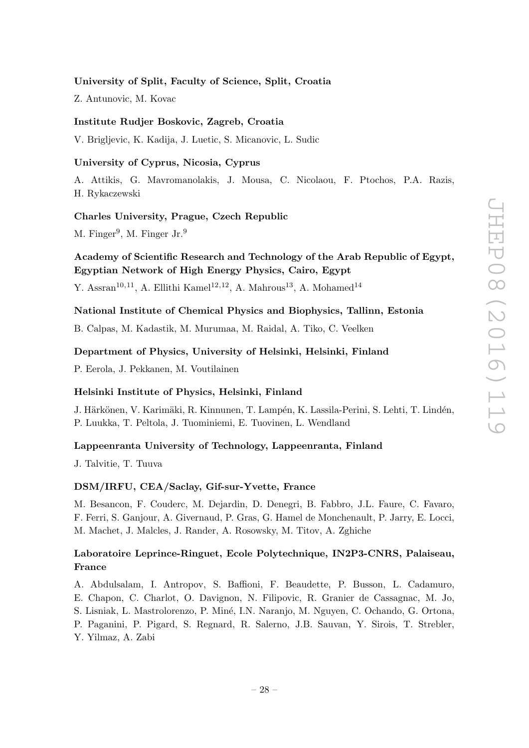**University of Split, Faculty of Science, Split, Croatia**

Z. Antunovic, M. Kovac

**Institute Rudjer Boskovic, Zagreb, Croatia**

V. Brigljevic, K. Kadija, J. Luetic, S. Micanovic, L. Sudic

**University of Cyprus, Nicosia, Cyprus**

A. Attikis, G. Mavromanolakis, J. Mousa, C. Nicolaou, F. Ptochos, P.A. Razis, H. Rykaczewski

**Charles University, Prague, Czech Republic**

M. Finger[9], M. Finger Jr.[9]

**Academy of Scientific Research and Technology of the Arab Republic of Egypt, Egyptian Network of High Energy Physics, Cairo, Egypt**

Y. Assran[10,11], A. Ellithi Kamel[12,12], A. Mahrous[13], A. Mohamed[14]

**National Institute of Chemical Physics and Biophysics, Tallinn, Estonia**

B. Calpas, M. Kadastik, M. Murumaa, M. Raidal, A. Tiko, C. Veelken

**Department of Physics, University of Helsinki, Helsinki, Finland**

P. Eerola, J. Pekkanen, M. Voutilainen

**Helsinki Institute of Physics, Helsinki, Finland**

J. Härkönen, V. Karimäki, R. Kinnunen, T. Lampén, K. Lassila-Perini, S. Lehti, T. Lindén, P. Luukka, T. Peltola, J. Tuominiemi, E. Tuovinen, L. Wendland

**Lappeenranta University of Technology, Lappeenranta, Finland**

J. Talvitie, T. Tuuva

**DSM/IRFU, CEA/Saclay, Gif-sur-Yvette, France**

M. Besancon, F. Couderc, M. Dejardin, D. Denegri, B. Fabbro, J.L. Faure, C. Favaro, F. Ferri, S. Ganjour, A. Givernaud, P. Gras, G. Hamel de Monchenault, P. Jarry, E. Locci, M. Machet, J. Malcles, J. Rander, A. Rosowsky, M. Titov, A. Zghiche

**Laboratoire Leprince-Ringuet, Ecole Polytechnique, IN2P3-CNRS, Palaiseau, France**

A. Abdulsalam, I. Antropov, S. Baffioni, F. Beaudette, P. Busson, L. Cadamuro, E. Chapon, C. Charlot, O. Davignon, N. Filipovic, R. Granier de Cassagnac, M. Jo, S. Lisniak, L. Mastrolorenzo, P. Miné, I.N. Naranjo, M. Nguyen, C. Ochando, G. Ortona, P. Paganini, P. Pigard, S. Regnard, R. Salerno, J.B. Sauvan, Y. Sirois, T. Strebler, Y. Yilmaz, A. Zabi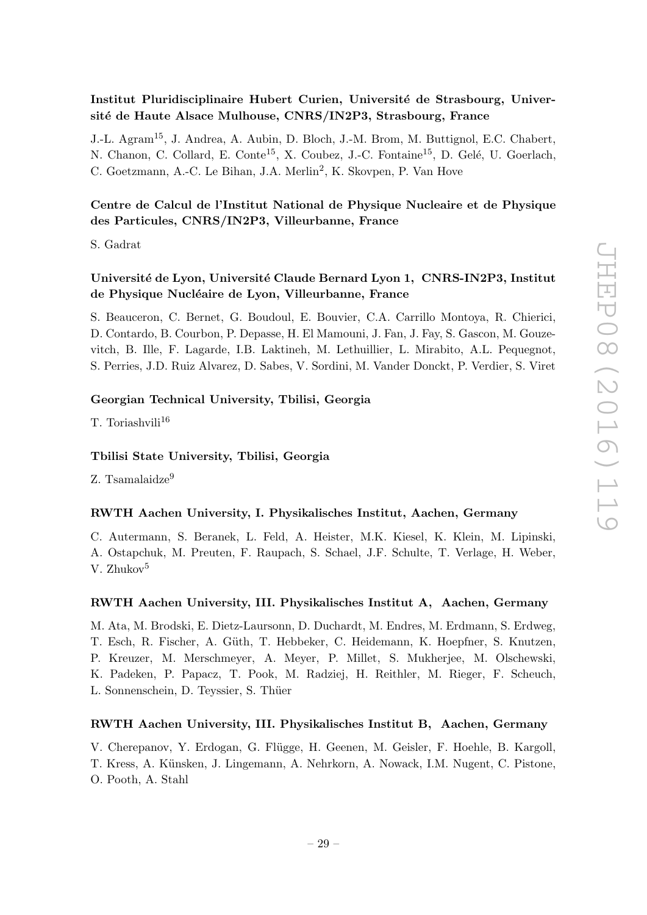**Institut Pluridisciplinaire Hubert Curien, Université de Strasbourg, Université de Haute Alsace Mulhouse, CNRS/IN2P3, Strasbourg, France**

J.-L. Agram[15], J. Andrea, A. Aubin, D. Bloch, J.-M. Brom, M. Buttignol, E.C. Chabert, N. Chanon, C. Collard, E. Conte[15], X. Coubez, J.-C. Fontaine[15], D. Gelé, U. Goerlach, C. Goetzmann, A.-C. Le Bihan, J.A. Merlin[2], K. Skovpen, P. Van Hove

**Centre de Calcul de l'Institut National de Physique Nucleaire et de Physique des Particules, CNRS/IN2P3, Villeurbanne, France**

S. Gadrat

**Université de Lyon, Université Claude Bernard Lyon 1, CNRS-IN2P3, Institut de Physique Nucléaire de Lyon, Villeurbanne, France**

S. Beauceron, C. Bernet, G. Boudoul, E. Bouvier, C.A. Carrillo Montoya, R. Chierici, D. Contardo, B. Courbon, P. Depasse, H. El Mamouni, J. Fan, J. Fay, S. Gascon, M. Gouzevitch, B. Ille, F. Lagarde, I.B. Laktineh, M. Lethuillier, L. Mirabito, A.L. Pequegnot, S. Perries, J.D. Ruiz Alvarez, D. Sabes, V. Sordini, M. Vander Donckt, P. Verdier, S. Viret

**Georgian Technical University, Tbilisi, Georgia**

T. Toriashvili[16]

**Tbilisi State University, Tbilisi, Georgia**

Z. Tsamalaidze[9]

**RWTH Aachen University, I. Physikalisches Institut, Aachen, Germany**

C. Autermann, S. Beranek, L. Feld, A. Heister, M.K. Kiesel, K. Klein, M. Lipinski, A. Ostapchuk, M. Preuten, F. Raupach, S. Schael, J.F. Schulte, T. Verlage, H. Weber, V. Zhukov[5]

**RWTH Aachen University, III. Physikalisches Institut A, Aachen, Germany**

M. Ata, M. Brodski, E. Dietz-Laursonn, D. Duchardt, M. Endres, M. Erdmann, S. Erdweg, T. Esch, R. Fischer, A. Güth, T. Hebbeker, C. Heidemann, K. Hoepfner, S. Knutzen, P. Kreuzer, M. Merschmeyer, A. Meyer, P. Millet, S. Mukherjee, M. Olschewski, K. Padeken, P. Papacz, T. Pook, M. Radziej, H. Reithler, M. Rieger, F. Scheuch, L. Sonnenschein, D. Teyssier, S. Thüer

**RWTH Aachen University, III. Physikalisches Institut B, Aachen, Germany**

V. Cherepanov, Y. Erdogan, G. Flügge, H. Geenen, M. Geisler, F. Hoehle, B. Kargoll, T. Kress, A. Künsken, J. Lingemann, A. Nehrkorn, A. Nowack, I.M. Nugent, C. Pistone, O. Pooth, A. Stahl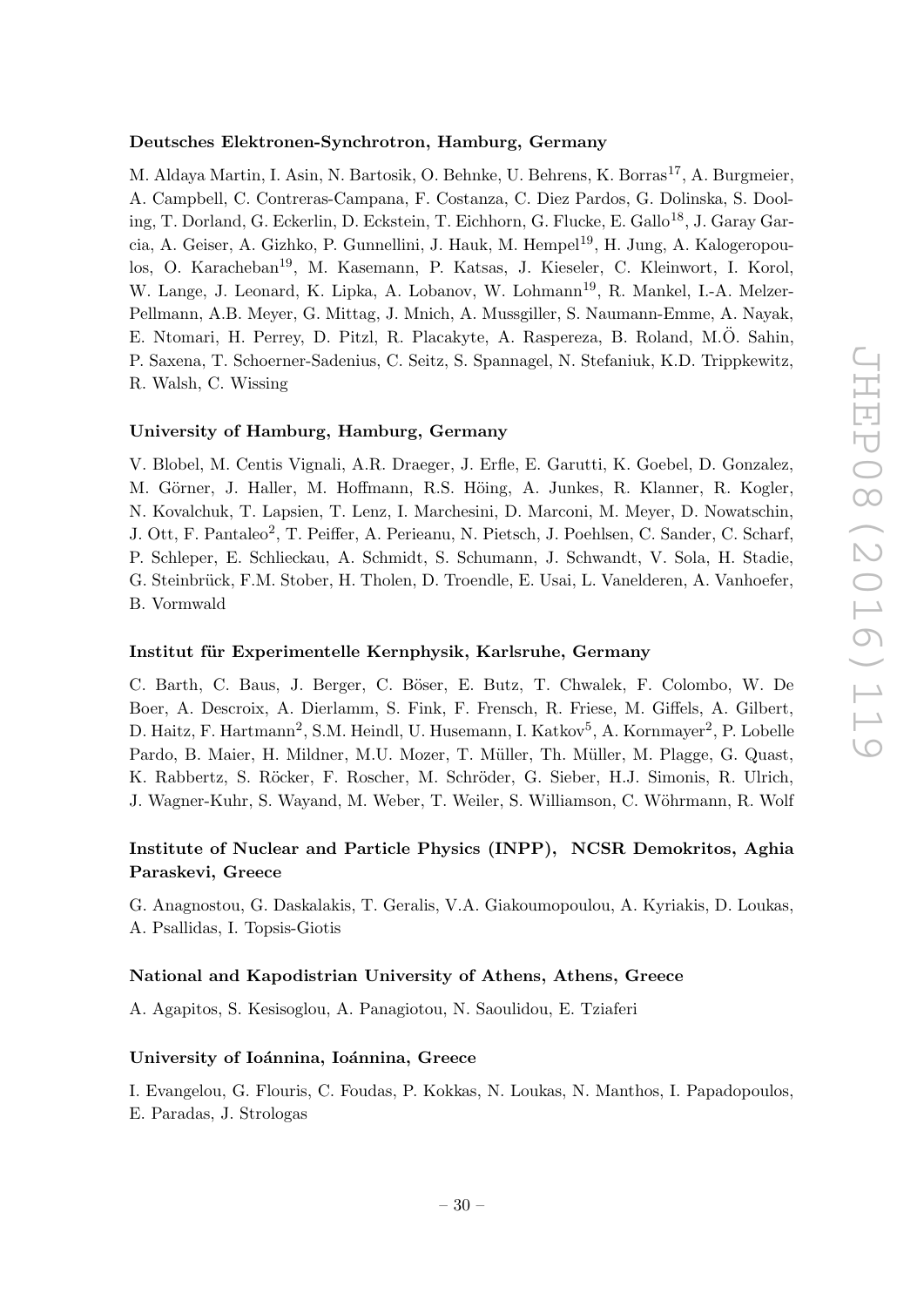**Deutsches Elektronen-Synchrotron, Hamburg, Germany**

M. Aldaya Martin, I. Asin, N. Bartosik, O. Behnke, U. Behrens, K. Borras[17], A. Burgmeier, A. Campbell, C. Contreras-Campana, F. Costanza, C. Diez Pardos, G. Dolinska, S. Dooling, T. Dorland, G. Eckerlin, D. Eckstein, T. Eichhorn, G. Flucke, E. Gallo[18], J. Garay Garcia, A. Geiser, A. Gizhko, P. Gunnellini, J. Hauk, M. Hempel[19], H. Jung, A. Kalogeropoulos, O. Karacheban[19], M. Kasemann, P. Katsas, J. Kieseler, C. Kleinwort, I. Korol, W. Lange, J. Leonard, K. Lipka, A. Lobanov, W. Lohmann[19], R. Mankel, I.-A. Melzer-Pellmann, A.B. Meyer, G. Mittag, J. Mnich, A. Mussgiller, S. Naumann-Emme, A. Nayak, E. Ntomari, H. Perrey, D. Pitzl, R. Placakyte, A. Raspereza, B. Roland, M.Ö. Sahin, P. Saxena, T. Schoerner-Sadenius, C. Seitz, S. Spannagel, N. Stefaniuk, K.D. Trippkewitz, R. Walsh, C. Wissing

**University of Hamburg, Hamburg, Germany**

V. Blobel, M. Centis Vignali, A.R. Draeger, J. Erfle, E. Garutti, K. Goebel, D. Gonzalez, M. Görner, J. Haller, M. Hoffmann, R.S. Höing, A. Junkes, R. Klanner, R. Kogler, N. Kovalchuk, T. Lapsien, T. Lenz, I. Marchesini, D. Marconi, M. Meyer, D. Nowatschin, J. Ott, F. Pantaleo[2], T. Peiffer, A. Perieanu, N. Pietsch, J. Poehlsen, C. Sander, C. Scharf, P. Schleper, E. Schlieckau, A. Schmidt, S. Schumann, J. Schwandt, V. Sola, H. Stadie, G. Steinbrück, F.M. Stober, H. Tholen, D. Troendle, E. Usai, L. Vanelderen, A. Vanhoefer, B. Vormwald

**Institut für Experimentelle Kernphysik, Karlsruhe, Germany**

C. Barth, C. Baus, J. Berger, C. Böser, E. Butz, T. Chwalek, F. Colombo, W. De Boer, A. Descroix, A. Dierlamm, S. Fink, F. Frensch, R. Friese, M. Giffels, A. Gilbert, D. Haitz, F. Hartmann[2], S.M. Heindl, U. Husemann, I. Katkov[5], A. Kornmayer[2], P. Lobelle Pardo, B. Maier, H. Mildner, M.U. Mozer, T. Müller, Th. Müller, M. Plagge, G. Quast, K. Rabbertz, S. Röcker, F. Roscher, M. Schröder, G. Sieber, H.J. Simonis, R. Ulrich, J. Wagner-Kuhr, S. Wayand, M. Weber, T. Weiler, S. Williamson, C. Wöhrmann, R. Wolf

**Institute of Nuclear and Particle Physics (INPP), NCSR Demokritos, Aghia Paraskevi, Greece**

G. Anagnostou, G. Daskalakis, T. Geralis, V.A. Giakoumopoulou, A. Kyriakis, D. Loukas, A. Psallidas, I. Topsis-Giotis

**National and Kapodistrian University of Athens, Athens, Greece**

A. Agapitos, S. Kesisoglou, A. Panagiotou, N. Saoulidou, E. Tziaferi

**University of Ioánnina, Ioánnina, Greece**

I. Evangelou, G. Flouris, C. Foudas, P. Kokkas, N. Loukas, N. Manthos, I. Papadopoulos, E. Paradas, J. Strologas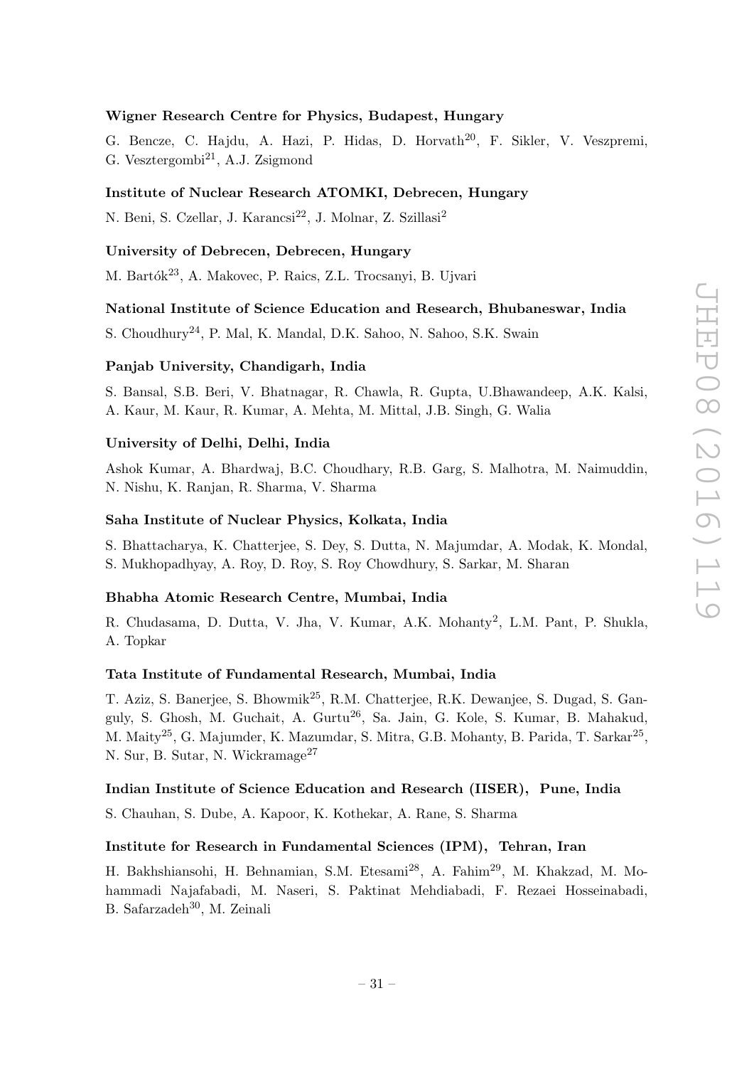**Wigner Research Centre for Physics, Budapest, Hungary**

G. Bencze, C. Hajdu, A. Hazi, P. Hidas, D. Horvath[20], F. Sikler, V. Veszpremi, G. Vesztergombi[21], A.J. Zsigmond

**Institute of Nuclear Research ATOMKI, Debrecen, Hungary**

N. Beni, S. Czellar, J. Karancsi[22], J. Molnar, Z. Szillasi[2]

**University of Debrecen, Debrecen, Hungary**

M. Bartók[23], A. Makovec, P. Raics, Z.L. Trocsanyi, B. Ujvari

**National Institute of Science Education and Research, Bhubaneswar, India**

S. Choudhury[24], P. Mal, K. Mandal, D.K. Sahoo, N. Sahoo, S.K. Swain

**Panjab University, Chandigarh, India**

S. Bansal, S.B. Beri, V. Bhatnagar, R. Chawla, R. Gupta, U.Bhawandeep, A.K. Kalsi, A. Kaur, M. Kaur, R. Kumar, A. Mehta, M. Mittal, J.B. Singh, G. Walia

**University of Delhi, Delhi, India**

Ashok Kumar, A. Bhardwaj, B.C. Choudhary, R.B. Garg, S. Malhotra, M. Naimuddin, N. Nishu, K. Ranjan, R. Sharma, V. Sharma

**Saha Institute of Nuclear Physics, Kolkata, India**

S. Bhattacharya, K. Chatterjee, S. Dey, S. Dutta, N. Majumdar, A. Modak, K. Mondal, S. Mukhopadhyay, A. Roy, D. Roy, S. Roy Chowdhury, S. Sarkar, M. Sharan

**Bhabha Atomic Research Centre, Mumbai, India**

R. Chudasama, D. Dutta, V. Jha, V. Kumar, A.K. Mohanty[2], L.M. Pant, P. Shukla, A. Topkar

**Tata Institute of Fundamental Research, Mumbai, India**

T. Aziz, S. Banerjee, S. Bhowmik[25], R.M. Chatterjee, R.K. Dewanjee, S. Dugad, S. Ganguly, S. Ghosh, M. Guchait, A. Gurtu[26], Sa. Jain, G. Kole, S. Kumar, B. Mahakud, M. Maity[25], G. Majumder, K. Mazumdar, S. Mitra, G.B. Mohanty, B. Parida, T. Sarkar[25], N. Sur, B. Sutar, N. Wickramage[27]

**Indian Institute of Science Education and Research (IISER), Pune, India**

S. Chauhan, S. Dube, A. Kapoor, K. Kothekar, A. Rane, S. Sharma

**Institute for Research in Fundamental Sciences (IPM), Tehran, Iran**

H. Bakhshiansohi, H. Behnamian, S.M. Etesami[28], A. Fahim[29], M. Khakzad, M. Mohammadi Najafabadi, M. Naseri, S. Paktinat Mehdiabadi, F. Rezaei Hosseinabadi, B. Safarzadeh[30], M. Zeinali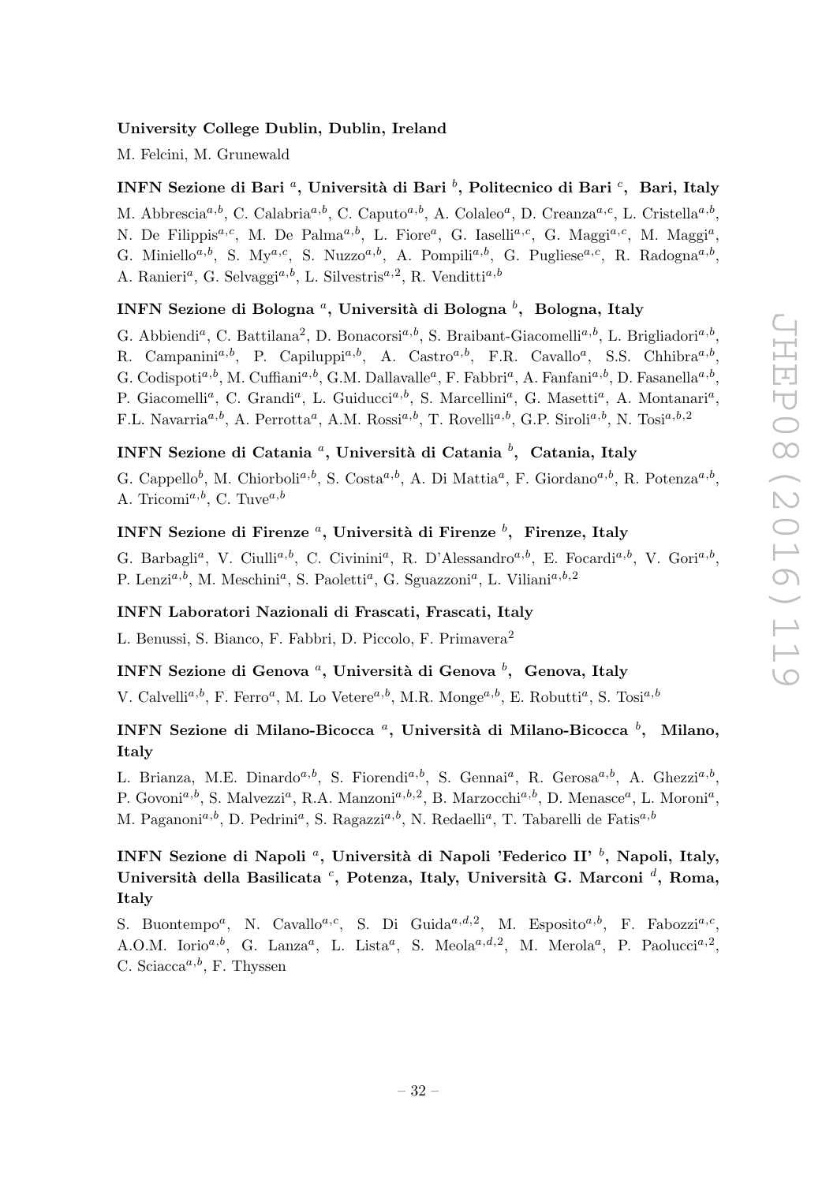**University College Dublin, Dublin, Ireland**

M. Felcini, M. Grunewald

**INFN Sezione di Bari [a], Università di Bari [b], Politecnico di Bari [c], Bari, Italy**

M. Abbrescia[a,b], C. Calabria[a,b], C. Caputo[a,b], A. Colaleo[a], D. Creanza[a,c], L. Cristella[a,b], N. De Filippis[a,c], M. De Palma[a,b], L. Fiore[a], G. Iaselli[a,c], G. Maggi[a,c], M. Maggi[a], G. Miniello[a,b], S. My[a,c], S. Nuzzo[a,b], A. Pompili[a,b], G. Pugliese[a,c], R. Radogna[a,b], A. Ranieri[a], G. Selvaggi[a,b], L. Silvestris[a,2], R. Venditti[a,b]

**INFN Sezione di Bologna [a], Università di Bologna [b], Bologna, Italy**

G. Abbiendi[a], C. Battilana[2], D. Bonacorsi[a,b], S. Braibant-Giacomelli[a,b], L. Brigliadori[a,b], R. Campanini[a,b], P. Capiluppi[a,b], A. Castro[a,b], F.R. Cavallo[a], S.S. Chhibra[a,b], G. Codispoti[a,b], M. Cuffiani[a,b], G.M. Dallavalle[a], F. Fabbri[a], A. Fanfani[a,b], D. Fasanella[a,b], P. Giacomelli[a], C. Grandi[a], L. Guiducci[a,b], S. Marcellini[a], G. Masetti[a], A. Montanari[a], F.L. Navarria[a,b], A. Perrotta[a], A.M. Rossi[a,b], T. Rovelli[a,b], G.P. Siroli[a,b], N. Tosi[a,b,2]

**INFN Sezione di Catania [a], Università di Catania [b], Catania, Italy**

G. Cappello[b], M. Chiorboli[a,b], S. Costa[a,b], A. Di Mattia[a], F. Giordano[a,b], R. Potenza[a,b], A. Tricomi[a,b], C. Tuve[a,b]

**INFN Sezione di Firenze [a], Università di Firenze [b], Firenze, Italy**

G. Barbagli[a], V. Ciulli[a,b], C. Civinini[a], R. D'Alessandro[a,b], E. Focardi[a,b], V. Gori[a,b], P. Lenzi[a,b], M. Meschini[a], S. Paoletti[a], G. Sguazzoni[a], L. Viliani[a,b,2]

**INFN Laboratori Nazionali di Frascati, Frascati, Italy**

L. Benussi, S. Bianco, F. Fabbri, D. Piccolo, F. Primavera[2]

**INFN Sezione di Genova [a], Università di Genova [b], Genova, Italy**

V. Calvelli[a,b], F. Ferro[a], M. Lo Vetere[a,b], M.R. Monge[a,b], E. Robutti[a], S. Tosi[a,b]

**INFN Sezione di Milano-Bicocca [a], Università di Milano-Bicocca [b], Milano, Italy**

L. Brianza, M.E. Dinardo[a,b], S. Fiorendi[a,b], S. Gennai[a], R. Gerosa[a,b], A. Ghezzi[a,b], P. Govoni[a,b], S. Malvezzi[a], R.A. Manzoni[a,b,2], B. Marzocchi[a,b], D. Menasce[a], L. Moroni[a], M. Paganoni[a,b], D. Pedrini[a], S. Ragazzi[a,b], N. Redaelli[a], T. Tabarelli de Fatis[a,b]

**INFN Sezione di Napoli [a], Università di Napoli 'Federico II' [b], Napoli, Italy, Università della Basilicata [c], Potenza, Italy, Università G. Marconi [d], Roma, Italy**

S. Buontempo[a], N. Cavallo[a,c], S. Di Guida[a,d,2], M. Esposito[a,b], F. Fabozzi[a,c], A.O.M. Iorio[a,b], G. Lanza[a], L. Lista[a], S. Meola[a,d,2], M. Merola[a], P. Paolucci[a,2], C. Sciacca[a,b], F. Thyssen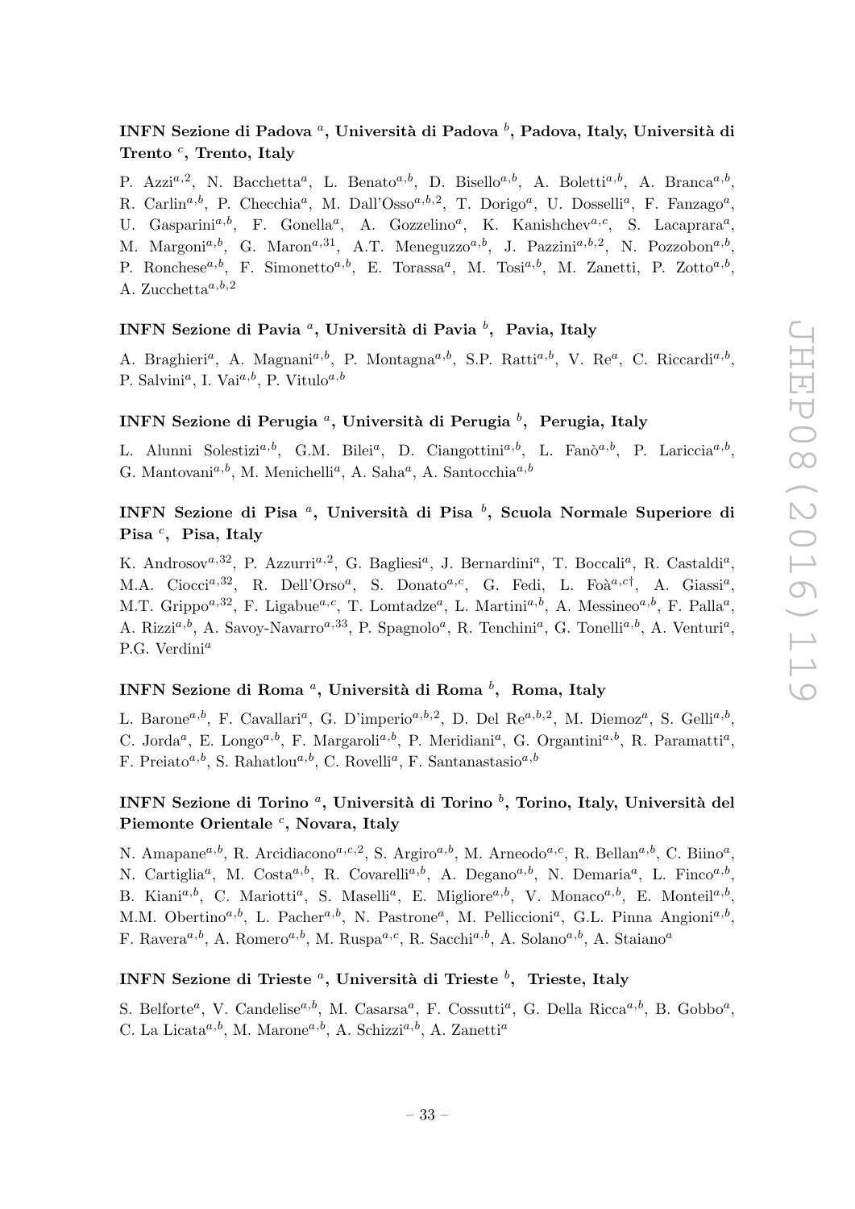### INFN Sezione di Padova [a], Università di Padova [b], Padova, Italy, Università di Trento [c], Trento, Italy

P. Azzi[a,2], N. Bacchetta[a], L. Benato[a,b], D. Bisello[a,b], A. Boletti[a,b], A. Branca[a,b], R. Carlin[a,b], P. Checchia[a], M. Dall'Osso[a,b,2], T. Dorigo[a], U. Dosselli[a], F. Fanzago[a], U. Gasparini[a,b], F. Gonella[a], A. Gozzelino[a], K. Kanishchev[a,c], S. Lacaprara[a], M. Margoni[a,b], G. Maron[a,31], A.T. Meneguzzo[a,b], J. Pazzini[a,b,2], N. Pozzobon[a,b], P. Ronchese[a,b], F. Simonetto[a,b], E. Torassa[a], M. Tosi[a,b], M. Zanetti, P. Zotto[a,b], A. Zucchetta[a,b,2]

### INFN Sezione di Pavia [a], Università di Pavia [b], Pavia, Italy

A. Braghieri[a], A. Magnani[a,b], P. Montagna[a,b], S.P. Ratti[a,b], V. Re[a], C. Riccardi[a,b], P. Salvini[a], I. Vai[a,b], P. Vitulo[a,b]

### INFN Sezione di Perugia [a], Università di Perugia [b], Perugia, Italy

L. Alunni Solestizi[a,b], G.M. Bilei[a], D. Ciangottini[a,b], L. Fanò[a,b], P. Lariccia[a,b], G. Mantovani[a,b], M. Menichelli[a], A. Saha[a], A. Santocchia[a,b]

### INFN Sezione di Pisa [a], Università di Pisa [b], Scuola Normale Superiore di Pisa [c], Pisa, Italy

K. Androsov[a,32], P. Azzurri[a,2], G. Bagliesi[a], J. Bernardini[a], T. Boccali[a], R. Castaldi[a], M.A. Ciocci[a,32], R. Dell'Orso[a], S. Donato[a,c], G. Fedi, L. Foà[a,c†], A. Giassi[a], M.T. Grippo[a,32], F. Ligabue[a,c], T. Lomtadze[a], L. Martini[a,b], A. Messineo[a,b], F. Palla[a], A. Rizzi[a,b], A. Savoy-Navarro[a,33], P. Spagnolo[a], R. Tenchini[a], G. Tonelli[a,b], A. Venturi[a], P.G. Verdini[a]

### INFN Sezione di Roma [a], Università di Roma [b], Roma, Italy

L. Barone[a,b], F. Cavallari[a], G. D'imperio[a,b,2], D. Del Re[a,b,2], M. Diemoz[a], S. Gelli[a,b], C. Jorda[a], E. Longo[a,b], F. Margaroli[a,b], P. Meridiani[a], G. Organtini[a,b], R. Paramatti[a], F. Preiato[a,b], S. Rahatlou[a,b], C. Rovelli[a], F. Santanastasio[a,b]

### INFN Sezione di Torino [a], Università di Torino [b], Torino, Italy, Università del Piemonte Orientale [c], Novara, Italy

N. Amapane[a,b], R. Arcidiacono[a,c,2], S. Argiro[a,b], M. Arneodo[a,c], R. Bellan[a,b], C. Biino[a], N. Cartiglia[a], M. Costa[a,b], R. Covarelli[a,b], A. Degano[a,b], N. Demaria[a], L. Finco[a,b], B. Kiani[a,b], C. Mariotti[a], S. Maselli[a], E. Migliore[a,b], V. Monaco[a,b], E. Monteil[a,b], M.M. Obertino[a,b], L. Pacher[a,b], N. Pastrone[a], M. Pelliccioni[a], G.L. Pinna Angioni[a,b], F. Ravera[a,b], A. Romero[a,b], M. Ruspa[a,c], R. Sacchi[a,b], A. Solano[a,b], A. Staiano[a]

### INFN Sezione di Trieste [a], Università di Trieste [b], Trieste, Italy

S. Belforte[a], V. Candelise[a,b], M. Casarsa[a], F. Cossutti[a], G. Della Ricca[a,b], B. Gobbo[a], C. La Licata[a,b], M. Marone[a,b], A. Schizzi[a,b], A. Zanetti[a]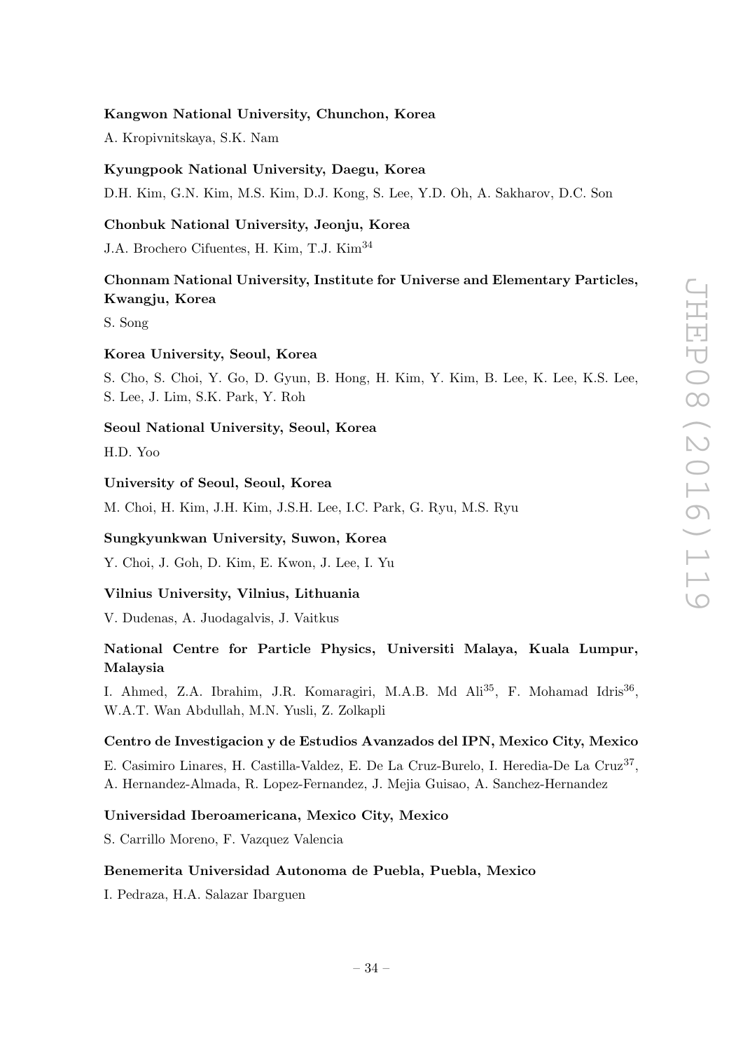**Kangwon National University, Chunchon, Korea**

A. Kropivnitskaya, S.K. Nam

**Kyungpook National University, Daegu, Korea**

D.H. Kim, G.N. Kim, M.S. Kim, D.J. Kong, S. Lee, Y.D. Oh, A. Sakharov, D.C. Son

**Chonbuk National University, Jeonju, Korea**

J.A. Brochero Cifuentes, H. Kim, T.J. Kim[34]

**Chonnam National University, Institute for Universe and Elementary Particles, Kwangju, Korea**

S. Song

**Korea University, Seoul, Korea**

S. Cho, S. Choi, Y. Go, D. Gyun, B. Hong, H. Kim, Y. Kim, B. Lee, K. Lee, K.S. Lee, S. Lee, J. Lim, S.K. Park, Y. Roh

**Seoul National University, Seoul, Korea**

H.D. Yoo

**University of Seoul, Seoul, Korea**

M. Choi, H. Kim, J.H. Kim, J.S.H. Lee, I.C. Park, G. Ryu, M.S. Ryu

**Sungkyunkwan University, Suwon, Korea**

Y. Choi, J. Goh, D. Kim, E. Kwon, J. Lee, I. Yu

**Vilnius University, Vilnius, Lithuania**

V. Dudenas, A. Juodagalvis, J. Vaitkus

**National Centre for Particle Physics, Universiti Malaya, Kuala Lumpur, Malaysia**

I. Ahmed, Z.A. Ibrahim, J.R. Komaragiri, M.A.B. Md Ali[35], F. Mohamad Idris[36], W.A.T. Wan Abdullah, M.N. Yusli, Z. Zolkapli

**Centro de Investigacion y de Estudios Avanzados del IPN, Mexico City, Mexico**

E. Casimiro Linares, H. Castilla-Valdez, E. De La Cruz-Burelo, I. Heredia-De La Cruz[37], A. Hernandez-Almada, R. Lopez-Fernandez, J. Mejia Guisao, A. Sanchez-Hernandez

**Universidad Iberoamericana, Mexico City, Mexico**

S. Carrillo Moreno, F. Vazquez Valencia

**Benemerita Universidad Autonoma de Puebla, Puebla, Mexico**

I. Pedraza, H.A. Salazar Ibarguen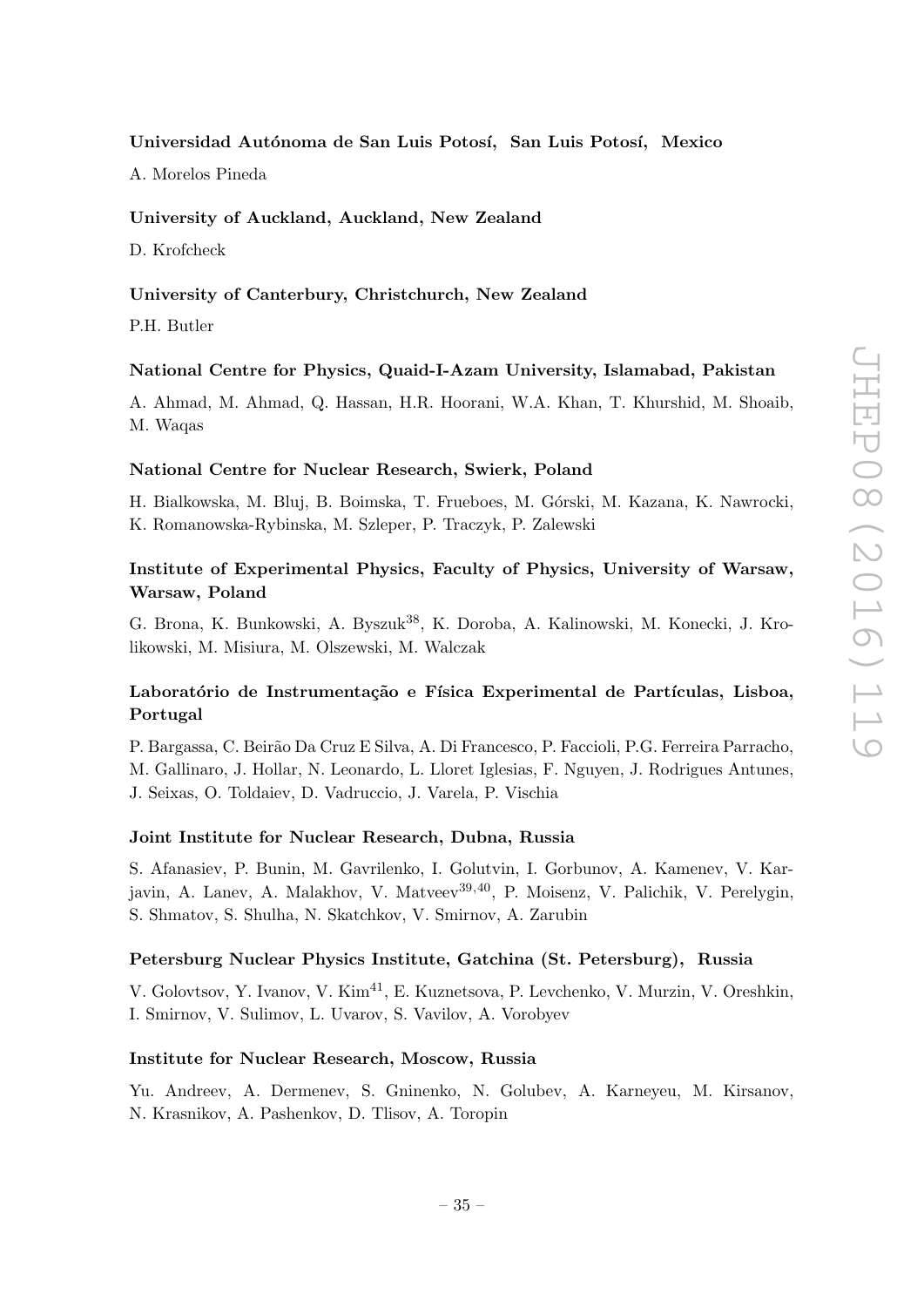**Universidad Autónoma de San Luis Potosí, San Luis Potosí, Mexico**

A. Morelos Pineda

**University of Auckland, Auckland, New Zealand**

D. Krofcheck

**University of Canterbury, Christchurch, New Zealand**

P.H. Butler

**National Centre for Physics, Quaid-I-Azam University, Islamabad, Pakistan**

A. Ahmad, M. Ahmad, Q. Hassan, H.R. Hoorani, W.A. Khan, T. Khurshid, M. Shoaib, M. Waqas

**National Centre for Nuclear Research, Swierk, Poland**

H. Bialkowska, M. Bluj, B. Boimska, T. Frueboes, M. Górski, M. Kazana, K. Nawrocki, K. Romanowska-Rybinska, M. Szleper, P. Traczyk, P. Zalewski

**Institute of Experimental Physics, Faculty of Physics, University of Warsaw, Warsaw, Poland**

G. Brona, K. Bunkowski, A. Byszuk[38], K. Doroba, A. Kalinowski, M. Konecki, J. Krolikowski, M. Misiura, M. Olszewski, M. Walczak

**Laboratório de Instrumentação e Física Experimental de Partículas, Lisboa, Portugal**

P. Bargassa, C. Beirão Da Cruz E Silva, A. Di Francesco, P. Faccioli, P.G. Ferreira Parracho, M. Gallinaro, J. Hollar, N. Leonardo, L. Lloret Iglesias, F. Nguyen, J. Rodrigues Antunes, J. Seixas, O. Toldaiev, D. Vadruccio, J. Varela, P. Vischia

**Joint Institute for Nuclear Research, Dubna, Russia**

S. Afanasiev, P. Bunin, M. Gavrilenko, I. Golutvin, I. Gorbunov, A. Kamenev, V. Karjavin, A. Lanev, A. Malakhov, V. Matveev[39,40], P. Moisenz, V. Palichik, V. Perelygin, S. Shmatov, S. Shulha, N. Skatchkov, V. Smirnov, A. Zarubin

**Petersburg Nuclear Physics Institute, Gatchina (St. Petersburg), Russia**

V. Golovtsov, Y. Ivanov, V. Kim[41], E. Kuznetsova, P. Levchenko, V. Murzin, V. Oreshkin, I. Smirnov, V. Sulimov, L. Uvarov, S. Vavilov, A. Vorobyev

**Institute for Nuclear Research, Moscow, Russia**

Yu. Andreev, A. Dermenev, S. Gninenko, N. Golubev, A. Karneyeu, M. Kirsanov, N. Krasnikov, A. Pashenkov, D. Tlisov, A. Toropin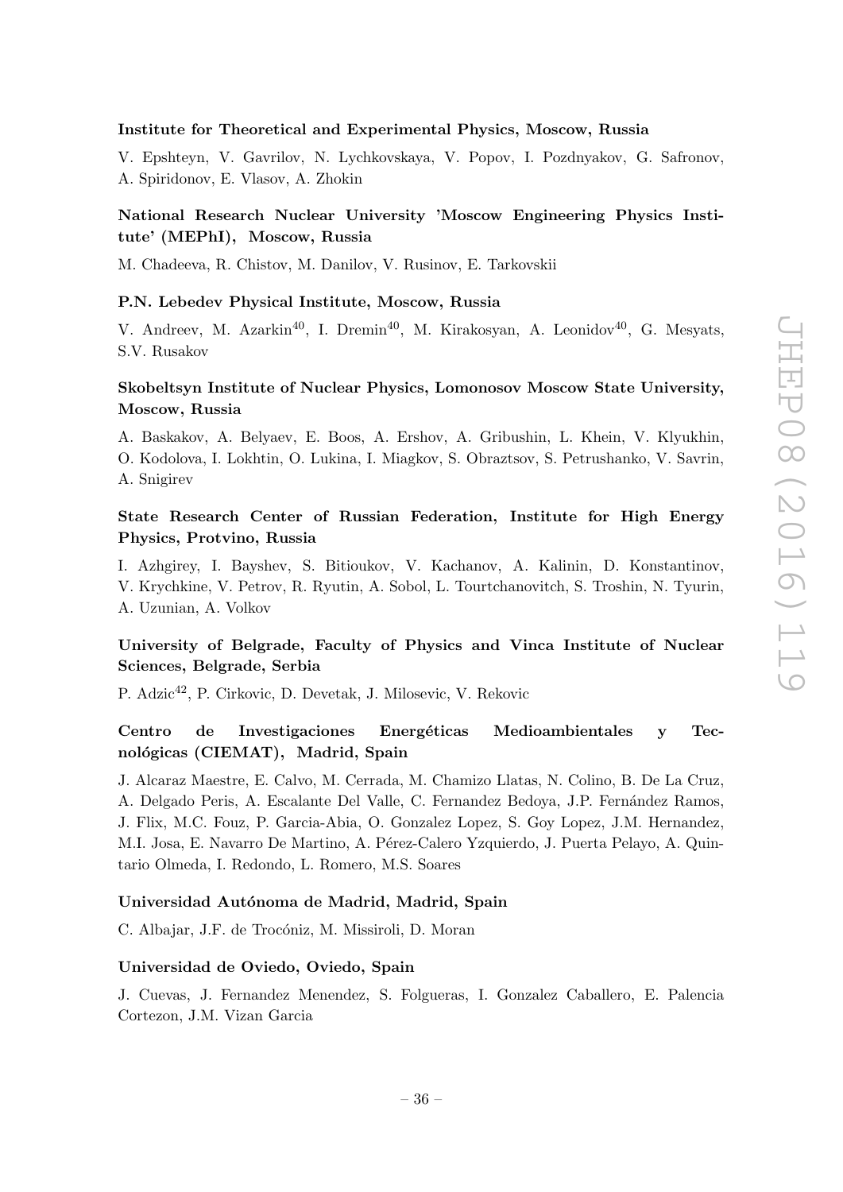**Institute for Theoretical and Experimental Physics, Moscow, Russia**

V. Epshteyn, V. Gavrilov, N. Lychkovskaya, V. Popov, I. Pozdnyakov, G. Safronov, A. Spiridonov, E. Vlasov, A. Zhokin

**National Research Nuclear University 'Moscow Engineering Physics Institute' (MEPhI), Moscow, Russia**

M. Chadeeva, R. Chistov, M. Danilov, V. Rusinov, E. Tarkovskii

**P.N. Lebedev Physical Institute, Moscow, Russia**

V. Andreev, M. Azarkin[40], I. Dremin[40], M. Kirakosyan, A. Leonidov[40], G. Mesyats, S.V. Rusakov

**Skobeltsyn Institute of Nuclear Physics, Lomonosov Moscow State University, Moscow, Russia**

A. Baskakov, A. Belyaev, E. Boos, A. Ershov, A. Gribushin, L. Khein, V. Klyukhin, O. Kodolova, I. Lokhtin, O. Lukina, I. Miagkov, S. Obraztsov, S. Petrushanko, V. Savrin, A. Snigirev

**State Research Center of Russian Federation, Institute for High Energy Physics, Protvino, Russia**

I. Azhgirey, I. Bayshev, S. Bitioukov, V. Kachanov, A. Kalinin, D. Konstantinov, V. Krychkine, V. Petrov, R. Ryutin, A. Sobol, L. Tourtchanovitch, S. Troshin, N. Tyurin, A. Uzunian, A. Volkov

**University of Belgrade, Faculty of Physics and Vinca Institute of Nuclear Sciences, Belgrade, Serbia**

P. Adzic[42], P. Cirkovic, D. Devetak, J. Milosevic, V. Rekovic

**Centro de Investigaciones Energéticas Medioambientales y Tecnológicas (CIEMAT), Madrid, Spain**

J. Alcaraz Maestre, E. Calvo, M. Cerrada, M. Chamizo Llatas, N. Colino, B. De La Cruz, A. Delgado Peris, A. Escalante Del Valle, C. Fernandez Bedoya, J.P. Fernández Ramos, J. Flix, M.C. Fouz, P. Garcia-Abia, O. Gonzalez Lopez, S. Goy Lopez, J.M. Hernandez, M.I. Josa, E. Navarro De Martino, A. Pérez-Calero Yzquierdo, J. Puerta Pelayo, A. Quintario Olmeda, I. Redondo, L. Romero, M.S. Soares

**Universidad Autónoma de Madrid, Madrid, Spain**

C. Albajar, J.F. de Trocóniz, M. Missiroli, D. Moran

**Universidad de Oviedo, Oviedo, Spain**

J. Cuevas, J. Fernandez Menendez, S. Folgueras, I. Gonzalez Caballero, E. Palencia Cortezon, J.M. Vizan Garcia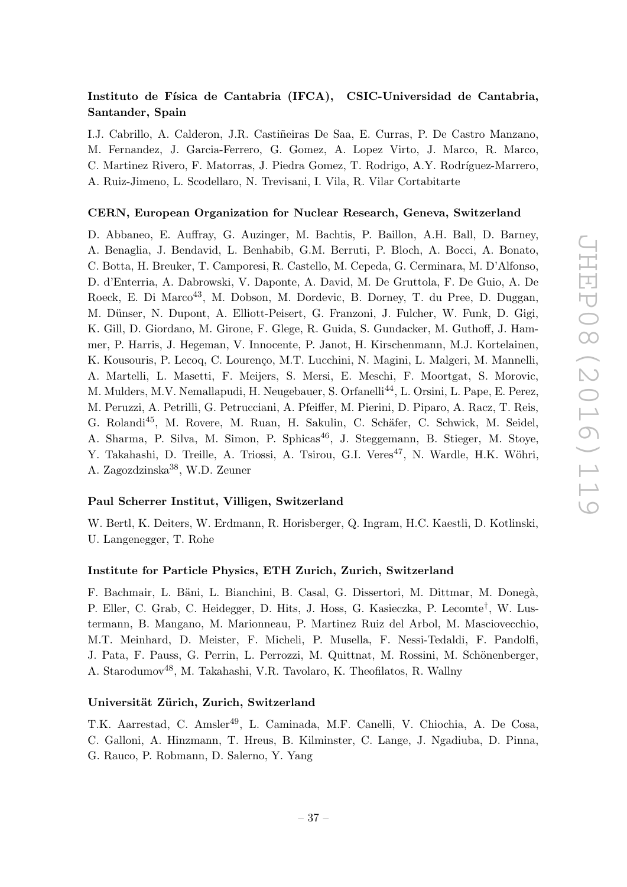**Instituto de Física de Cantabria (IFCA), CSIC-Universidad de Cantabria, Santander, Spain**

I.J. Cabrillo, A. Calderon, J.R. Castiñeiras De Saa, E. Curras, P. De Castro Manzano, M. Fernandez, J. Garcia-Ferrero, G. Gomez, A. Lopez Virto, J. Marco, R. Marco, C. Martinez Rivero, F. Matorras, J. Piedra Gomez, T. Rodrigo, A.Y. Rodríguez-Marrero, A. Ruiz-Jimeno, L. Scodellaro, N. Trevisani, I. Vila, R. Vilar Cortabitarte

**CERN, European Organization for Nuclear Research, Geneva, Switzerland**

D. Abbaneo, E. Auffray, G. Auzinger, M. Bachtis, P. Baillon, A.H. Ball, D. Barney, A. Benaglia, J. Bendavid, L. Benhabib, G.M. Berruti, P. Bloch, A. Bocci, A. Bonato, C. Botta, H. Breuker, T. Camporesi, R. Castello, M. Cepeda, G. Cerminara, M. D'Alfonso, D. d'Enterria, A. Dabrowski, V. Daponte, A. David, M. De Gruttola, F. De Guio, A. De Roeck, E. Di Marco[43], M. Dobson, M. Dordevic, B. Dorney, T. du Pree, D. Duggan, M. Dünser, N. Dupont, A. Elliott-Peisert, G. Franzoni, J. Fulcher, W. Funk, D. Gigi, K. Gill, D. Giordano, M. Girone, F. Glege, R. Guida, S. Gundacker, M. Guthoff, J. Hammer, P. Harris, J. Hegeman, V. Innocente, P. Janot, H. Kirschenmann, M.J. Kortelainen, K. Kousouris, P. Lecoq, C. Lourenço, M.T. Lucchini, N. Magini, L. Malgeri, M. Mannelli, A. Martelli, L. Masetti, F. Meijers, S. Mersi, E. Meschi, F. Moortgat, S. Morovic, M. Mulders, M.V. Nemallapudi, H. Neugebauer, S. Orfanelli[44], L. Orsini, L. Pape, E. Perez, M. Peruzzi, A. Petrilli, G. Petrucciani, A. Pfeiffer, M. Pierini, D. Piparo, A. Racz, T. Reis, G. Rolandi[45], M. Rovere, M. Ruan, H. Sakulin, C. Schäfer, C. Schwick, M. Seidel, A. Sharma, P. Silva, M. Simon, P. Sphicas[46], J. Steggemann, B. Stieger, M. Stoye, Y. Takahashi, D. Treille, A. Triossi, A. Tsirou, G.I. Veres[47], N. Wardle, H.K. Wöhri, A. Zagozdzinska[38], W.D. Zeuner

**Paul Scherrer Institut, Villigen, Switzerland**

W. Bertl, K. Deiters, W. Erdmann, R. Horisberger, Q. Ingram, H.C. Kaestli, D. Kotlinski, U. Langenegger, T. Rohe

**Institute for Particle Physics, ETH Zurich, Zurich, Switzerland**

F. Bachmair, L. Bäni, L. Bianchini, B. Casal, G. Dissertori, M. Dittmar, M. Donegà, P. Eller, C. Grab, C. Heidegger, D. Hits, J. Hoss, G. Kasieczka, P. Lecomte[†], W. Lustermann, B. Mangano, M. Marionneau, P. Martinez Ruiz del Arbol, M. Masciovecchio, M.T. Meinhard, D. Meister, F. Micheli, P. Musella, F. Nessi-Tedaldi, F. Pandolfi, J. Pata, F. Pauss, G. Perrin, L. Perrozzi, M. Quittnat, M. Rossini, M. Schönenberger, A. Starodumov[48], M. Takahashi, V.R. Tavolaro, K. Theofilatos, R. Wallny

**Universität Zürich, Zurich, Switzerland**

T.K. Aarrestad, C. Amsler[49], L. Caminada, M.F. Canelli, V. Chiochia, A. De Cosa, C. Galloni, A. Hinzmann, T. Hreus, B. Kilminster, C. Lange, J. Ngadiuba, D. Pinna, G. Rauco, P. Robmann, D. Salerno, Y. Yang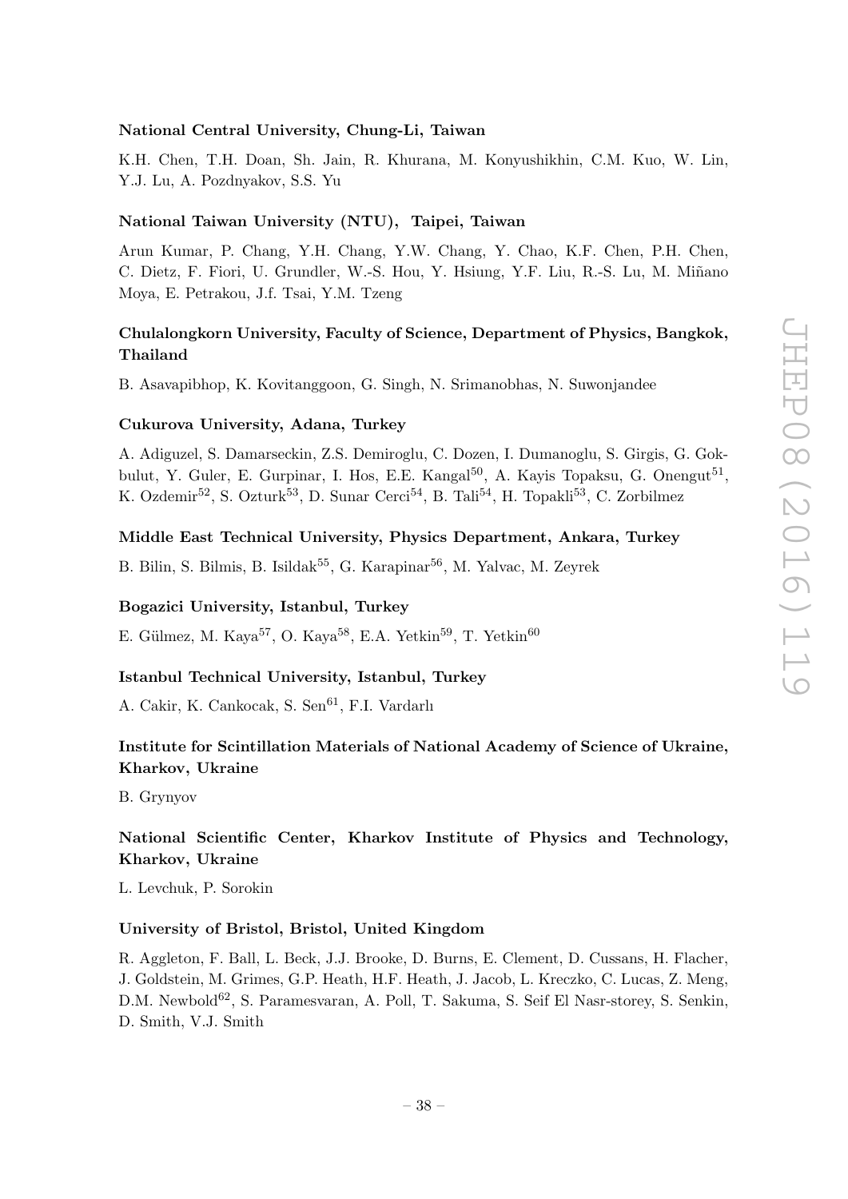**National Central University, Chung-Li, Taiwan**

K.H. Chen, T.H. Doan, Sh. Jain, R. Khurana, M. Konyushikhin, C.M. Kuo, W. Lin, Y.J. Lu, A. Pozdnyakov, S.S. Yu

**National Taiwan University (NTU), Taipei, Taiwan**

Arun Kumar, P. Chang, Y.H. Chang, Y.W. Chang, Y. Chao, K.F. Chen, P.H. Chen, C. Dietz, F. Fiori, U. Grundler, W.-S. Hou, Y. Hsiung, Y.F. Liu, R.-S. Lu, M. Miñano Moya, E. Petrakou, J.f. Tsai, Y.M. Tzeng

**Chulalongkorn University, Faculty of Science, Department of Physics, Bangkok, Thailand**

B. Asavapibhop, K. Kovitanggoon, G. Singh, N. Srimanobhas, N. Suwonjandee

**Cukurova University, Adana, Turkey**

A. Adiguzel, S. Damarseckin, Z.S. Demiroglu, C. Dozen, I. Dumanoglu, S. Girgis, G. Gokbulut, Y. Guler, E. Gurpinar, I. Hos, E.E. Kangal[50], A. Kayis Topaksu, G. Onengut[51], K. Ozdemir[52], S. Ozturk[53], D. Sunar Cerci[54], B. Tali[54], H. Topakli[53], C. Zorbilmez

**Middle East Technical University, Physics Department, Ankara, Turkey**

B. Bilin, S. Bilmis, B. Isildak[55], G. Karapinar[56], M. Yalvac, M. Zeyrek

**Bogazici University, Istanbul, Turkey**

E. Gülmez, M. Kaya[57], O. Kaya[58], E.A. Yetkin[59], T. Yetkin[60]

**Istanbul Technical University, Istanbul, Turkey**

A. Cakir, K. Cankocak, S. Sen[61], F.I. Vardarlı

**Institute for Scintillation Materials of National Academy of Science of Ukraine, Kharkov, Ukraine**

B. Grynyov

**National Scientific Center, Kharkov Institute of Physics and Technology, Kharkov, Ukraine**

L. Levchuk, P. Sorokin

**University of Bristol, Bristol, United Kingdom**

R. Aggleton, F. Ball, L. Beck, J.J. Brooke, D. Burns, E. Clement, D. Cussans, H. Flacher, J. Goldstein, M. Grimes, G.P. Heath, H.F. Heath, J. Jacob, L. Kreczko, C. Lucas, Z. Meng, D.M. Newbold[62], S. Paramesvaran, A. Poll, T. Sakuma, S. Seif El Nasr-storey, S. Senkin, D. Smith, V.J. Smith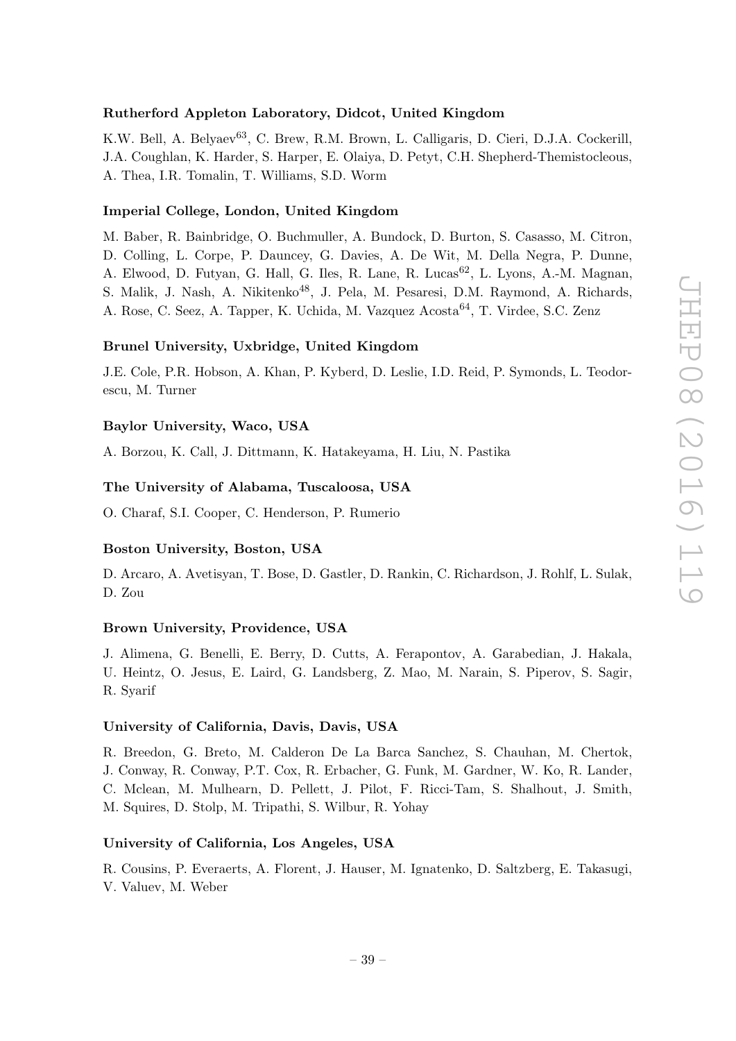**Rutherford Appleton Laboratory, Didcot, United Kingdom**

K.W. Bell, A. Belyaev[63], C. Brew, R.M. Brown, L. Calligaris, D. Cieri, D.J.A. Cockerill, J.A. Coughlan, K. Harder, S. Harper, E. Olaiya, D. Petyt, C.H. Shepherd-Themistocleous, A. Thea, I.R. Tomalin, T. Williams, S.D. Worm

**Imperial College, London, United Kingdom**

M. Baber, R. Bainbridge, O. Buchmuller, A. Bundock, D. Burton, S. Casasso, M. Citron, D. Colling, L. Corpe, P. Dauncey, G. Davies, A. De Wit, M. Della Negra, P. Dunne, A. Elwood, D. Futyan, G. Hall, G. Iles, R. Lane, R. Lucas[62], L. Lyons, A.-M. Magnan, S. Malik, J. Nash, A. Nikitenko[48], J. Pela, M. Pesaresi, D.M. Raymond, A. Richards, A. Rose, C. Seez, A. Tapper, K. Uchida, M. Vazquez Acosta[64], T. Virdee, S.C. Zenz

**Brunel University, Uxbridge, United Kingdom**

J.E. Cole, P.R. Hobson, A. Khan, P. Kyberd, D. Leslie, I.D. Reid, P. Symonds, L. Teodorescu, M. Turner

**Baylor University, Waco, USA**

A. Borzou, K. Call, J. Dittmann, K. Hatakeyama, H. Liu, N. Pastika

**The University of Alabama, Tuscaloosa, USA**

O. Charaf, S.I. Cooper, C. Henderson, P. Rumerio

**Boston University, Boston, USA**

D. Arcaro, A. Avetisyan, T. Bose, D. Gastler, D. Rankin, C. Richardson, J. Rohlf, L. Sulak, D. Zou

**Brown University, Providence, USA**

J. Alimena, G. Benelli, E. Berry, D. Cutts, A. Ferapontov, A. Garabedian, J. Hakala, U. Heintz, O. Jesus, E. Laird, G. Landsberg, Z. Mao, M. Narain, S. Piperov, S. Sagir, R. Syarif

**University of California, Davis, Davis, USA**

R. Breedon, G. Breto, M. Calderon De La Barca Sanchez, S. Chauhan, M. Chertok, J. Conway, R. Conway, P.T. Cox, R. Erbacher, G. Funk, M. Gardner, W. Ko, R. Lander, C. Mclean, M. Mulhearn, D. Pellett, J. Pilot, F. Ricci-Tam, S. Shalhout, J. Smith, M. Squires, D. Stolp, M. Tripathi, S. Wilbur, R. Yohay

**University of California, Los Angeles, USA**

R. Cousins, P. Everaerts, A. Florent, J. Hauser, M. Ignatenko, D. Saltzberg, E. Takasugi, V. Valuev, M. Weber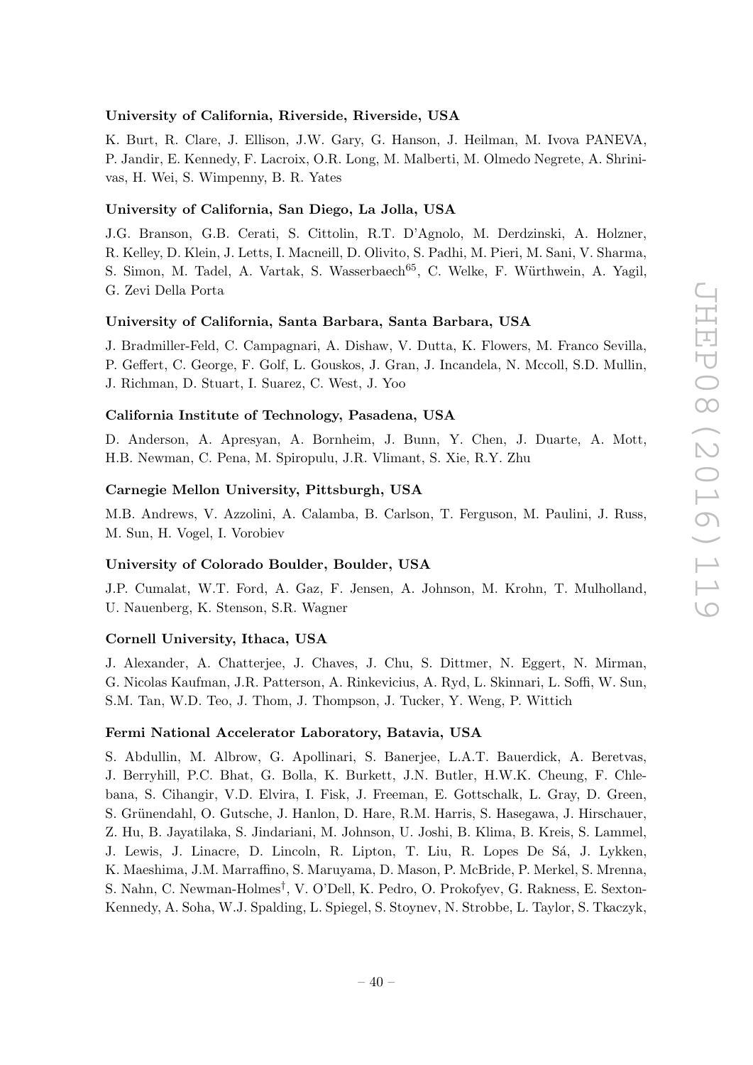**University of California, Riverside, Riverside, USA**

K. Burt, R. Clare, J. Ellison, J.W. Gary, G. Hanson, J. Heilman, M. Ivova PANEVA, P. Jandir, E. Kennedy, F. Lacroix, O.R. Long, M. Malberti, M. Olmedo Negrete, A. Shrinivas, H. Wei, S. Wimpenny, B. R. Yates

**University of California, San Diego, La Jolla, USA**

J.G. Branson, G.B. Cerati, S. Cittolin, R.T. D'Agnolo, M. Derdzinski, A. Holzner, R. Kelley, D. Klein, J. Letts, I. Macneill, D. Olivito, S. Padhi, M. Pieri, M. Sani, V. Sharma, S. Simon, M. Tadel, A. Vartak, S. Wasserbaech[65], C. Welke, F. Würthwein, A. Yagil, G. Zevi Della Porta

**University of California, Santa Barbara, Santa Barbara, USA**

J. Bradmiller-Feld, C. Campagnari, A. Dishaw, V. Dutta, K. Flowers, M. Franco Sevilla, P. Geffert, C. George, F. Golf, L. Gouskos, J. Gran, J. Incandela, N. Mccoll, S.D. Mullin, J. Richman, D. Stuart, I. Suarez, C. West, J. Yoo

**California Institute of Technology, Pasadena, USA**

D. Anderson, A. Apresyan, A. Bornheim, J. Bunn, Y. Chen, J. Duarte, A. Mott, H.B. Newman, C. Pena, M. Spiropulu, J.R. Vlimant, S. Xie, R.Y. Zhu

**Carnegie Mellon University, Pittsburgh, USA**

M.B. Andrews, V. Azzolini, A. Calamba, B. Carlson, T. Ferguson, M. Paulini, J. Russ, M. Sun, H. Vogel, I. Vorobiev

**University of Colorado Boulder, Boulder, USA**

J.P. Cumalat, W.T. Ford, A. Gaz, F. Jensen, A. Johnson, M. Krohn, T. Mulholland, U. Nauenberg, K. Stenson, S.R. Wagner

**Cornell University, Ithaca, USA**

J. Alexander, A. Chatterjee, J. Chaves, J. Chu, S. Dittmer, N. Eggert, N. Mirman, G. Nicolas Kaufman, J.R. Patterson, A. Rinkevicius, A. Ryd, L. Skinnari, L. Soffi, W. Sun, S.M. Tan, W.D. Teo, J. Thom, J. Thompson, J. Tucker, Y. Weng, P. Wittich

**Fermi National Accelerator Laboratory, Batavia, USA**

S. Abdullin, M. Albrow, G. Apollinari, S. Banerjee, L.A.T. Bauerdick, A. Beretvas, J. Berryhill, P.C. Bhat, G. Bolla, K. Burkett, J.N. Butler, H.W.K. Cheung, F. Chlebana, S. Cihangir, V.D. Elvira, I. Fisk, J. Freeman, E. Gottschalk, L. Gray, D. Green, S. Grünendahl, O. Gutsche, J. Hanlon, D. Hare, R.M. Harris, S. Hasegawa, J. Hirschauer, Z. Hu, B. Jayatilaka, S. Jindariani, M. Johnson, U. Joshi, B. Klima, B. Kreis, S. Lammel, J. Lewis, J. Linacre, D. Lincoln, R. Lipton, T. Liu, R. Lopes De Sá, J. Lykken, K. Maeshima, J.M. Marraffino, S. Maruyama, D. Mason, P. McBride, P. Merkel, S. Mrenna, S. Nahn, C. Newman-Holmes[†], V. O'Dell, K. Pedro, O. Prokofyev, G. Rakness, E. Sexton-Kennedy, A. Soha, W.J. Spalding, L. Spiegel, S. Stoynev, N. Strobbe, L. Taylor, S. Tkaczyk,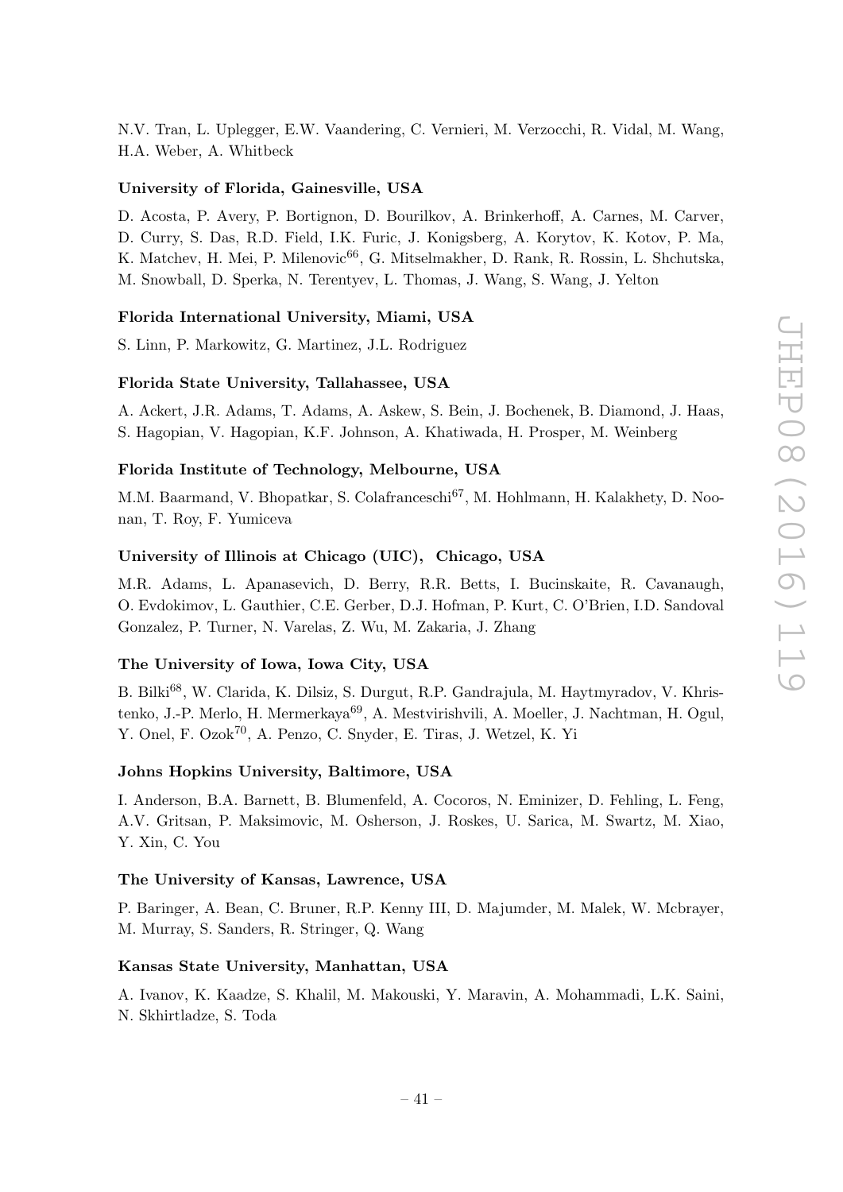N.V. Tran, L. Uplegger, E.W. Vaandering, C. Vernieri, M. Verzocchi, R. Vidal, M. Wang, H.A. Weber, A. Whitbeck

**University of Florida, Gainesville, USA**

D. Acosta, P. Avery, P. Bortignon, D. Bourilkov, A. Brinkerhoff, A. Carnes, M. Carver, D. Curry, S. Das, R.D. Field, I.K. Furic, J. Konigsberg, A. Korytov, K. Kotov, P. Ma, K. Matchev, H. Mei, P. Milenovic[66], G. Mitselmakher, D. Rank, R. Rossin, L. Shchutska, M. Snowball, D. Sperka, N. Terentyev, L. Thomas, J. Wang, S. Wang, J. Yelton

**Florida International University, Miami, USA**

S. Linn, P. Markowitz, G. Martinez, J.L. Rodriguez

**Florida State University, Tallahassee, USA**

A. Ackert, J.R. Adams, T. Adams, A. Askew, S. Bein, J. Bochenek, B. Diamond, J. Haas, S. Hagopian, V. Hagopian, K.F. Johnson, A. Khatiwada, H. Prosper, M. Weinberg

**Florida Institute of Technology, Melbourne, USA**

M.M. Baarmand, V. Bhopatkar, S. Colafranceschi[67], M. Hohlmann, H. Kalakhety, D. Noonan, T. Roy, F. Yumiceva

**University of Illinois at Chicago (UIC), Chicago, USA**

M.R. Adams, L. Apanasevich, D. Berry, R.R. Betts, I. Bucinskaite, R. Cavanaugh, O. Evdokimov, L. Gauthier, C.E. Gerber, D.J. Hofman, P. Kurt, C. O'Brien, I.D. Sandoval Gonzalez, P. Turner, N. Varelas, Z. Wu, M. Zakaria, J. Zhang

**The University of Iowa, Iowa City, USA**

B. Bilki[68], W. Clarida, K. Dilsiz, S. Durgut, R.P. Gandrajula, M. Haytmyradov, V. Khristenko, J.-P. Merlo, H. Mermerkaya[69], A. Mestvirishvili, A. Moeller, J. Nachtman, H. Ogul, Y. Onel, F. Ozok[70], A. Penzo, C. Snyder, E. Tiras, J. Wetzel, K. Yi

**Johns Hopkins University, Baltimore, USA**

I. Anderson, B.A. Barnett, B. Blumenfeld, A. Cocoros, N. Eminizer, D. Fehling, L. Feng, A.V. Gritsan, P. Maksimovic, M. Osherson, J. Roskes, U. Sarica, M. Swartz, M. Xiao, Y. Xin, C. You

**The University of Kansas, Lawrence, USA**

P. Baringer, A. Bean, C. Bruner, R.P. Kenny III, D. Majumder, M. Malek, W. Mcbrayer, M. Murray, S. Sanders, R. Stringer, Q. Wang

**Kansas State University, Manhattan, USA**

A. Ivanov, K. Kaadze, S. Khalil, M. Makouski, Y. Maravin, A. Mohammadi, L.K. Saini, N. Skhirtladze, S. Toda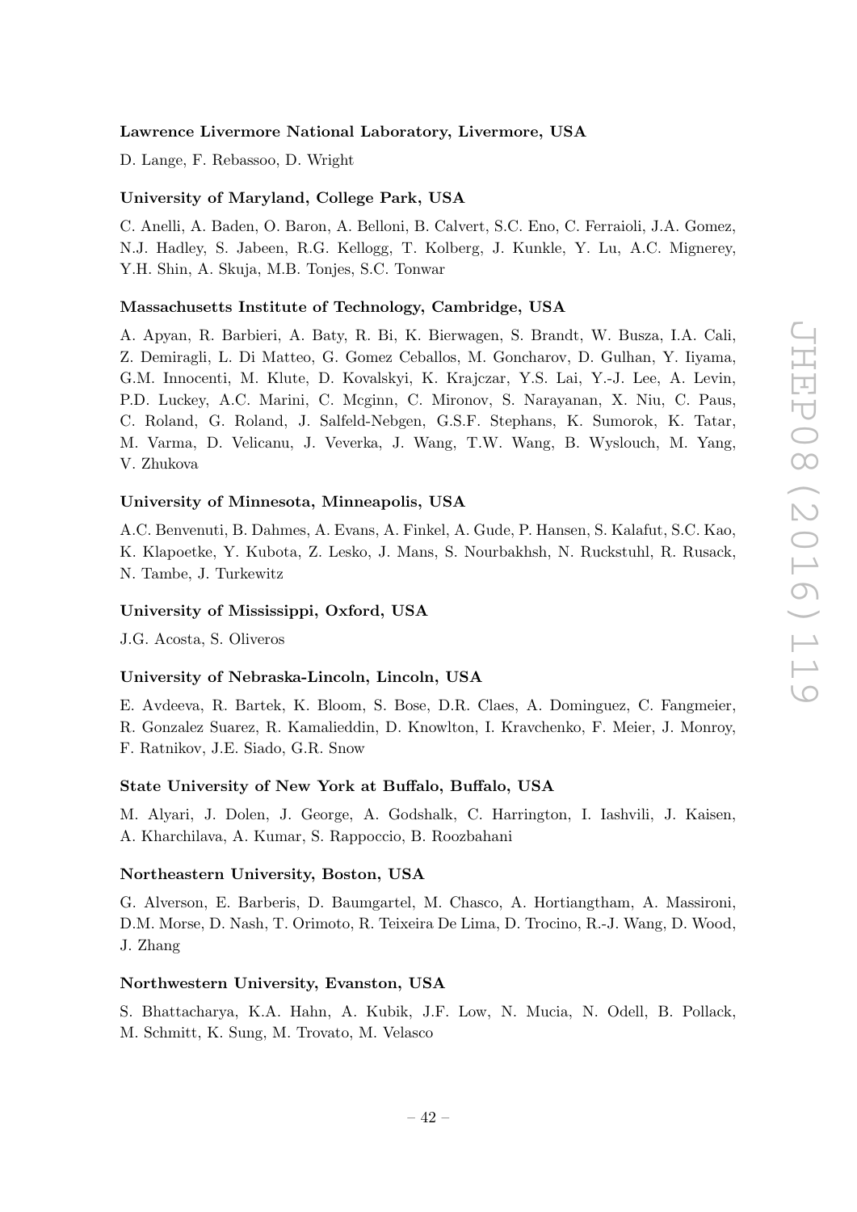**Lawrence Livermore National Laboratory, Livermore, USA**

D. Lange, F. Rebassoo, D. Wright

**University of Maryland, College Park, USA**

C. Anelli, A. Baden, O. Baron, A. Belloni, B. Calvert, S.C. Eno, C. Ferraioli, J.A. Gomez, N.J. Hadley, S. Jabeen, R.G. Kellogg, T. Kolberg, J. Kunkle, Y. Lu, A.C. Mignerey, Y.H. Shin, A. Skuja, M.B. Tonjes, S.C. Tonwar

**Massachusetts Institute of Technology, Cambridge, USA**

A. Apyan, R. Barbieri, A. Baty, R. Bi, K. Bierwagen, S. Brandt, W. Busza, I.A. Cali, Z. Demiragli, L. Di Matteo, G. Gomez Ceballos, M. Goncharov, D. Gulhan, Y. Iiyama, G.M. Innocenti, M. Klute, D. Kovalskyi, K. Krajczar, Y.S. Lai, Y.-J. Lee, A. Levin, P.D. Luckey, A.C. Marini, C. Mcginn, C. Mironov, S. Narayanan, X. Niu, C. Paus, C. Roland, G. Roland, J. Salfeld-Nebgen, G.S.F. Stephans, K. Sumorok, K. Tatar, M. Varma, D. Velicanu, J. Veverka, J. Wang, T.W. Wang, B. Wyslouch, M. Yang, V. Zhukova

**University of Minnesota, Minneapolis, USA**

A.C. Benvenuti, B. Dahmes, A. Evans, A. Finkel, A. Gude, P. Hansen, S. Kalafut, S.C. Kao, K. Klapoetke, Y. Kubota, Z. Lesko, J. Mans, S. Nourbakhsh, N. Ruckstuhl, R. Rusack, N. Tambe, J. Turkewitz

**University of Mississippi, Oxford, USA**

J.G. Acosta, S. Oliveros

**University of Nebraska-Lincoln, Lincoln, USA**

E. Avdeeva, R. Bartek, K. Bloom, S. Bose, D.R. Claes, A. Dominguez, C. Fangmeier, R. Gonzalez Suarez, R. Kamalieddin, D. Knowlton, I. Kravchenko, F. Meier, J. Monroy, F. Ratnikov, J.E. Siado, G.R. Snow

**State University of New York at Buffalo, Buffalo, USA**

M. Alyari, J. Dolen, J. George, A. Godshalk, C. Harrington, I. Iashvili, J. Kaisen, A. Kharchilava, A. Kumar, S. Rappoccio, B. Roozbahani

**Northeastern University, Boston, USA**

G. Alverson, E. Barberis, D. Baumgartel, M. Chasco, A. Hortiangtham, A. Massironi, D.M. Morse, D. Nash, T. Orimoto, R. Teixeira De Lima, D. Trocino, R.-J. Wang, D. Wood, J. Zhang

**Northwestern University, Evanston, USA**

S. Bhattacharya, K.A. Hahn, A. Kubik, J.F. Low, N. Mucia, N. Odell, B. Pollack, M. Schmitt, K. Sung, M. Trovato, M. Velasco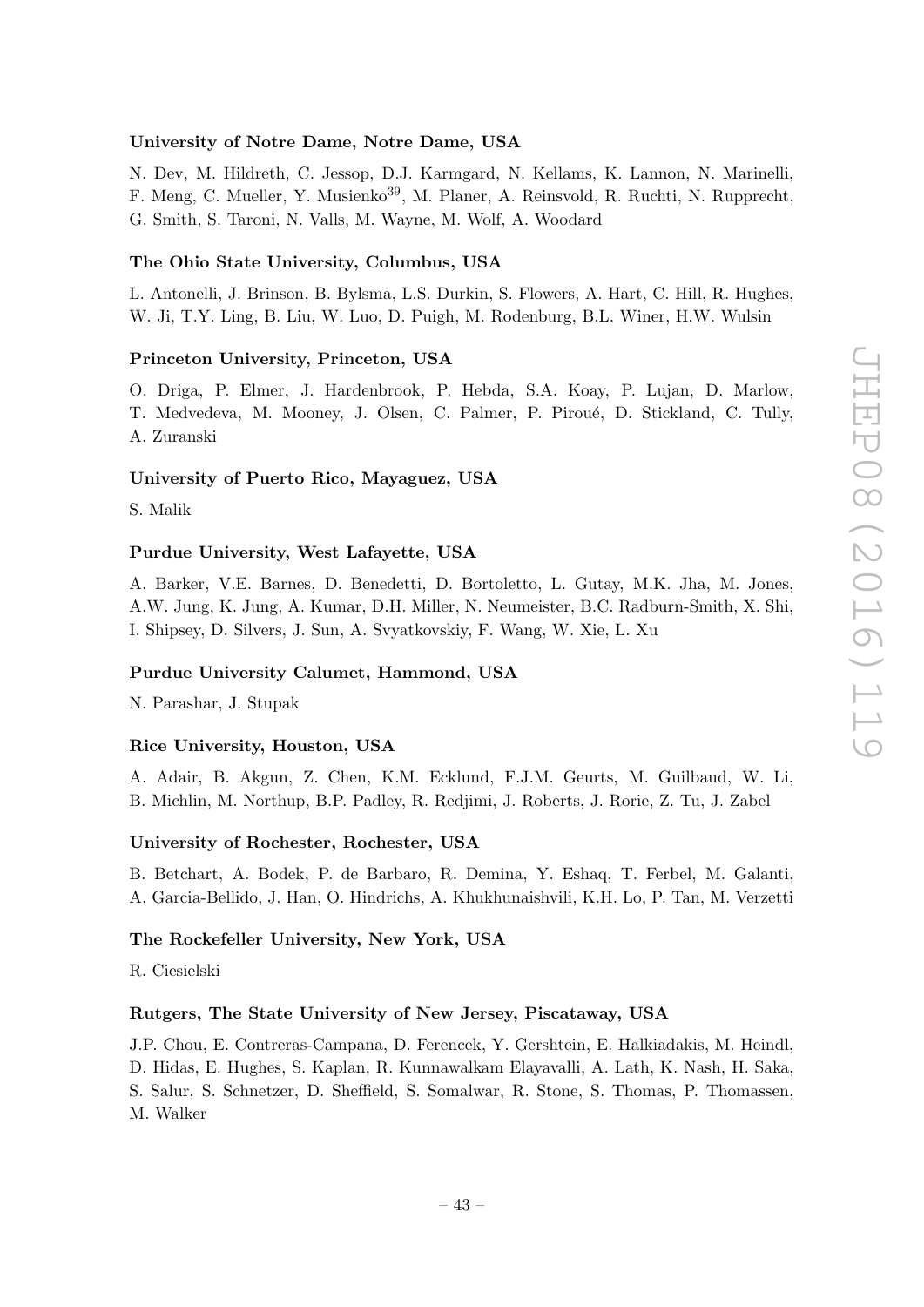**University of Notre Dame, Notre Dame, USA**

N. Dev, M. Hildreth, C. Jessop, D.J. Karmgard, N. Kellams, K. Lannon, N. Marinelli, F. Meng, C. Mueller, Y. Musienko[39], M. Planer, A. Reinsvold, R. Ruchti, N. Rupprecht, G. Smith, S. Taroni, N. Valls, M. Wayne, M. Wolf, A. Woodard

**The Ohio State University, Columbus, USA**

L. Antonelli, J. Brinson, B. Bylsma, L.S. Durkin, S. Flowers, A. Hart, C. Hill, R. Hughes, W. Ji, T.Y. Ling, B. Liu, W. Luo, D. Puigh, M. Rodenburg, B.L. Winer, H.W. Wulsin

**Princeton University, Princeton, USA**

O. Driga, P. Elmer, J. Hardenbrook, P. Hebda, S.A. Koay, P. Lujan, D. Marlow, T. Medvedeva, M. Mooney, J. Olsen, C. Palmer, P. Piroué, D. Stickland, C. Tully, A. Zuranski

**University of Puerto Rico, Mayaguez, USA**

S. Malik

**Purdue University, West Lafayette, USA**

A. Barker, V.E. Barnes, D. Benedetti, D. Bortoletto, L. Gutay, M.K. Jha, M. Jones, A.W. Jung, K. Jung, A. Kumar, D.H. Miller, N. Neumeister, B.C. Radburn-Smith, X. Shi, I. Shipsey, D. Silvers, J. Sun, A. Svyatkovskiy, F. Wang, W. Xie, L. Xu

**Purdue University Calumet, Hammond, USA**

N. Parashar, J. Stupak

**Rice University, Houston, USA**

A. Adair, B. Akgun, Z. Chen, K.M. Ecklund, F.J.M. Geurts, M. Guilbaud, W. Li, B. Michlin, M. Northup, B.P. Padley, R. Redjimi, J. Roberts, J. Rorie, Z. Tu, J. Zabel

**University of Rochester, Rochester, USA**

B. Betchart, A. Bodek, P. de Barbaro, R. Demina, Y. Eshaq, T. Ferbel, M. Galanti, A. Garcia-Bellido, J. Han, O. Hindrichs, A. Khukhunaishvili, K.H. Lo, P. Tan, M. Verzetti

**The Rockefeller University, New York, USA**

R. Ciesielski

**Rutgers, The State University of New Jersey, Piscataway, USA**

J.P. Chou, E. Contreras-Campana, D. Ferencek, Y. Gershtein, E. Halkiadakis, M. Heindl, D. Hidas, E. Hughes, S. Kaplan, R. Kunnawalkam Elayavalli, A. Lath, K. Nash, H. Saka, S. Salur, S. Schnetzer, D. Sheffield, S. Somalwar, R. Stone, S. Thomas, P. Thomassen, M. Walker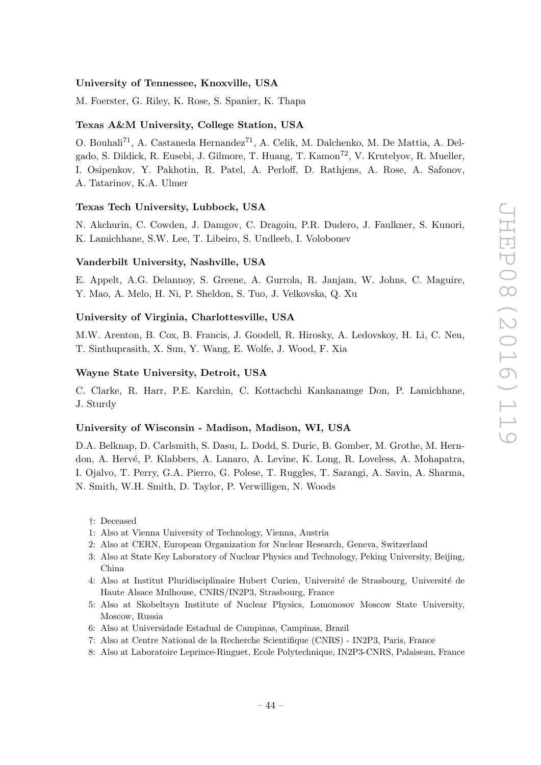**University of Tennessee, Knoxville, USA**

M. Foerster, G. Riley, K. Rose, S. Spanier, K. Thapa

**Texas A&M University, College Station, USA**

O. Bouhali[71], A. Castaneda Hernandez[71], A. Celik, M. Dalchenko, M. De Mattia, A. Delgado, S. Dildick, R. Eusebi, J. Gilmore, T. Huang, T. Kamon[72], V. Krutelyov, R. Mueller, I. Osipenkov, Y. Pakhotin, R. Patel, A. Perloff, D. Rathjens, A. Rose, A. Safonov, A. Tatarinov, K.A. Ulmer

**Texas Tech University, Lubbock, USA**

N. Akchurin, C. Cowden, J. Damgov, C. Dragoiu, P.R. Dudero, J. Faulkner, S. Kunori, K. Lamichhane, S.W. Lee, T. Libeiro, S. Undleeb, I. Volobouev

**Vanderbilt University, Nashville, USA**

E. Appelt, A.G. Delannoy, S. Greene, A. Gurrola, R. Janjam, W. Johns, C. Maguire, Y. Mao, A. Melo, H. Ni, P. Sheldon, S. Tuo, J. Velkovska, Q. Xu

**University of Virginia, Charlottesville, USA**

M.W. Arenton, B. Cox, B. Francis, J. Goodell, R. Hirosky, A. Ledovskoy, H. Li, C. Neu, T. Sinthuprasith, X. Sun, Y. Wang, E. Wolfe, J. Wood, F. Xia

**Wayne State University, Detroit, USA**

C. Clarke, R. Harr, P.E. Karchin, C. Kottachchi Kankanamge Don, P. Lamichhane, J. Sturdy

**University of Wisconsin - Madison, Madison, WI, USA**

D.A. Belknap, D. Carlsmith, S. Dasu, L. Dodd, S. Duric, B. Gomber, M. Grothe, M. Herndon, A. Hervé, P. Klabbers, A. Lanaro, A. Levine, K. Long, R. Loveless, A. Mohapatra, I. Ojalvo, T. Perry, G.A. Pierro, G. Polese, T. Ruggles, T. Sarangi, A. Savin, A. Sharma, N. Smith, W.H. Smith, D. Taylor, P. Verwilligen, N. Woods

- †: Deceased
- 1: Also at Vienna University of Technology, Vienna, Austria
- 2: Also at CERN, European Organization for Nuclear Research, Geneva, Switzerland
- 3: Also at State Key Laboratory of Nuclear Physics and Technology, Peking University, Beijing, China
- 4: Also at Institut Pluridisciplinaire Hubert Curien, Université de Strasbourg, Université de Haute Alsace Mulhouse, CNRS/IN2P3, Strasbourg, France
- 5: Also at Skobeltsyn Institute of Nuclear Physics, Lomonosov Moscow State University, Moscow, Russia
- 6: Also at Universidade Estadual de Campinas, Campinas, Brazil
- 7: Also at Centre National de la Recherche Scientifique (CNRS) - IN2P3, Paris, France
- 8: Also at Laboratoire Leprince-Ringuet, Ecole Polytechnique, IN2P3-CNRS, Palaiseau, France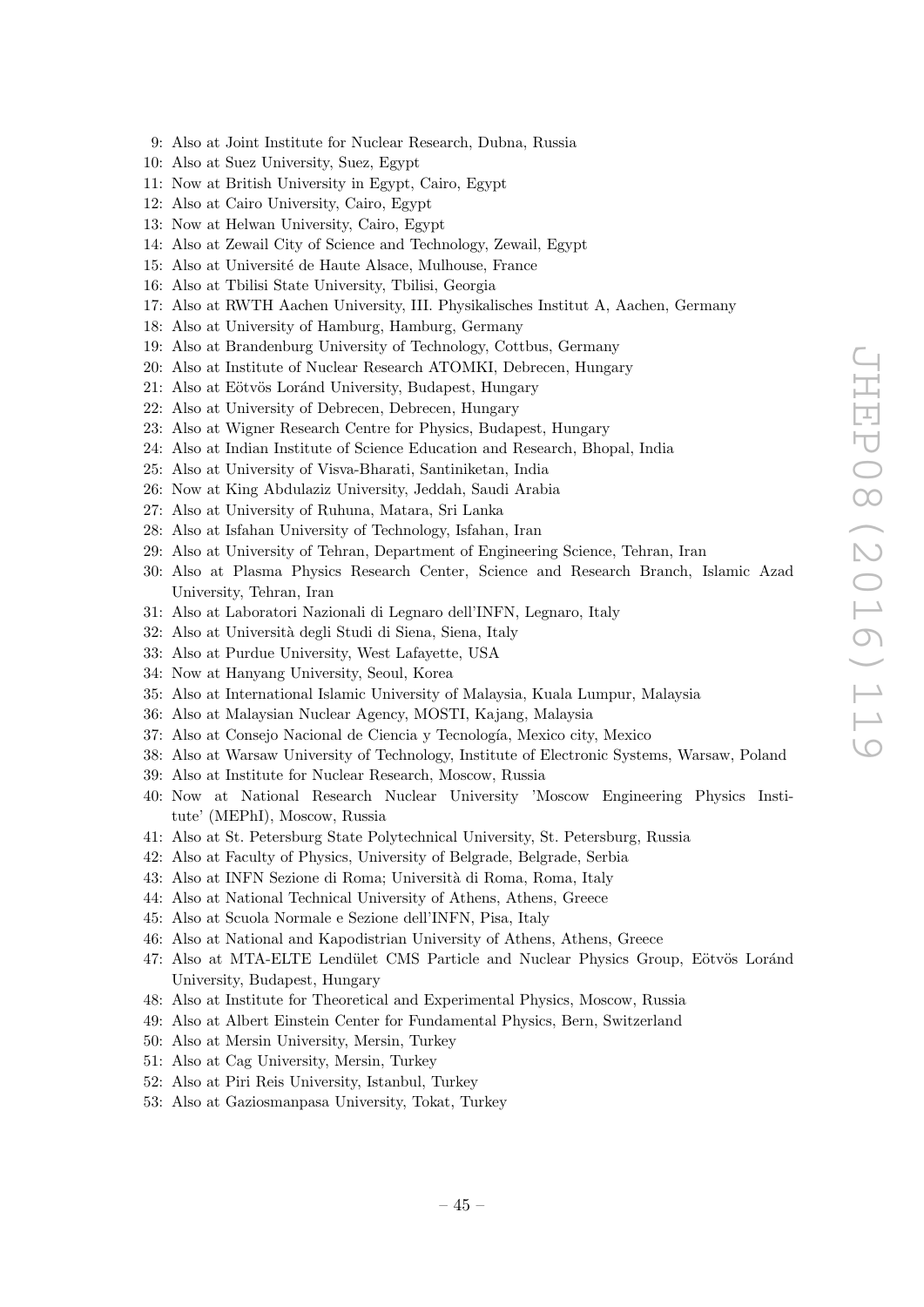9: Also at Joint Institute for Nuclear Research, Dubna, Russia
10: Also at Suez University, Suez, Egypt
11: Now at British University in Egypt, Cairo, Egypt
12: Also at Cairo University, Cairo, Egypt
13: Now at Helwan University, Cairo, Egypt
14: Also at Zewail City of Science and Technology, Zewail, Egypt
15: Also at Université de Haute Alsace, Mulhouse, France
16: Also at Tbilisi State University, Tbilisi, Georgia
17: Also at RWTH Aachen University, III. Physikalisches Institut A, Aachen, Germany
18: Also at University of Hamburg, Hamburg, Germany
19: Also at Brandenburg University of Technology, Cottbus, Germany
20: Also at Institute of Nuclear Research ATOMKI, Debrecen, Hungary
21: Also at Eötvös Loránd University, Budapest, Hungary
22: Also at University of Debrecen, Debrecen, Hungary
23: Also at Wigner Research Centre for Physics, Budapest, Hungary
24: Also at Indian Institute of Science Education and Research, Bhopal, India
25: Also at University of Visva-Bharati, Santiniketan, India
26: Now at King Abdulaziz University, Jeddah, Saudi Arabia
27: Also at University of Ruhuna, Matara, Sri Lanka
28: Also at Isfahan University of Technology, Isfahan, Iran
29: Also at University of Tehran, Department of Engineering Science, Tehran, Iran
30: Also at Plasma Physics Research Center, Science and Research Branch, Islamic Azad University, Tehran, Iran
31: Also at Laboratori Nazionali di Legnaro dell'INFN, Legnaro, Italy
32: Also at Università degli Studi di Siena, Siena, Italy
33: Also at Purdue University, West Lafayette, USA
34: Now at Hanyang University, Seoul, Korea
35: Also at International Islamic University of Malaysia, Kuala Lumpur, Malaysia
36: Also at Malaysian Nuclear Agency, MOSTI, Kajang, Malaysia
37: Also at Consejo Nacional de Ciencia y Tecnología, Mexico city, Mexico
38: Also at Warsaw University of Technology, Institute of Electronic Systems, Warsaw, Poland
39: Also at Institute for Nuclear Research, Moscow, Russia
40: Now at National Research Nuclear University 'Moscow Engineering Physics Institute' (MEPhI), Moscow, Russia
41: Also at St. Petersburg State Polytechnical University, St. Petersburg, Russia
42: Also at Faculty of Physics, University of Belgrade, Belgrade, Serbia
43: Also at INFN Sezione di Roma; Università di Roma, Roma, Italy
44: Also at National Technical University of Athens, Athens, Greece
45: Also at Scuola Normale e Sezione dell'INFN, Pisa, Italy
46: Also at National and Kapodistrian University of Athens, Athens, Greece
47: Also at MTA-ELTE Lendület CMS Particle and Nuclear Physics Group, Eötvös Loránd University, Budapest, Hungary
48: Also at Institute for Theoretical and Experimental Physics, Moscow, Russia
49: Also at Albert Einstein Center for Fundamental Physics, Bern, Switzerland
50: Also at Mersin University, Mersin, Turkey
51: Also at Cag University, Mersin, Turkey
52: Also at Piri Reis University, Istanbul, Turkey
53: Also at Gaziosmanpasa University, Tokat, Turkey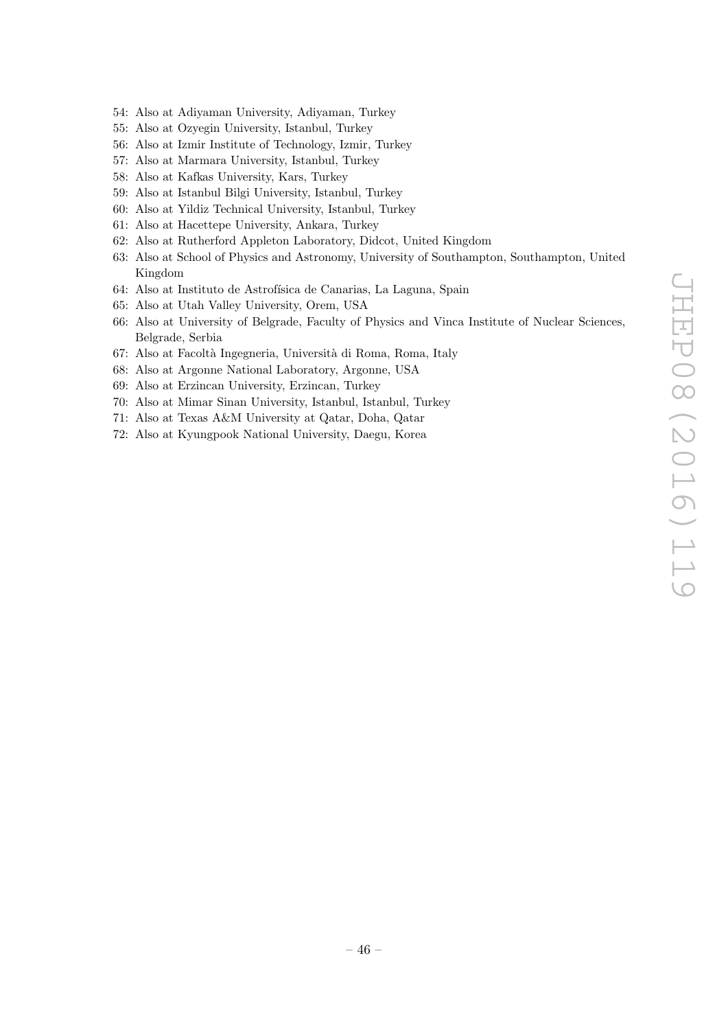54: Also at Adiyaman University, Adiyaman, Turkey
55: Also at Ozyegin University, Istanbul, Turkey
56: Also at Izmir Institute of Technology, Izmir, Turkey
57: Also at Marmara University, Istanbul, Turkey
58: Also at Kafkas University, Kars, Turkey
59: Also at Istanbul Bilgi University, Istanbul, Turkey
60: Also at Yildiz Technical University, Istanbul, Turkey
61: Also at Hacettepe University, Ankara, Turkey
62: Also at Rutherford Appleton Laboratory, Didcot, United Kingdom
63: Also at School of Physics and Astronomy, University of Southampton, Southampton, United Kingdom
64: Also at Instituto de Astrofísica de Canarias, La Laguna, Spain
65: Also at Utah Valley University, Orem, USA
66: Also at University of Belgrade, Faculty of Physics and Vinca Institute of Nuclear Sciences, Belgrade, Serbia
67: Also at Facoltà Ingegneria, Università di Roma, Roma, Italy
68: Also at Argonne National Laboratory, Argonne, USA
69: Also at Erzincan University, Erzincan, Turkey
70: Also at Mimar Sinan University, Istanbul, Istanbul, Turkey
71: Also at Texas A&M University at Qatar, Doha, Qatar
72: Also at Kyungpook National University, Daegu, Korea